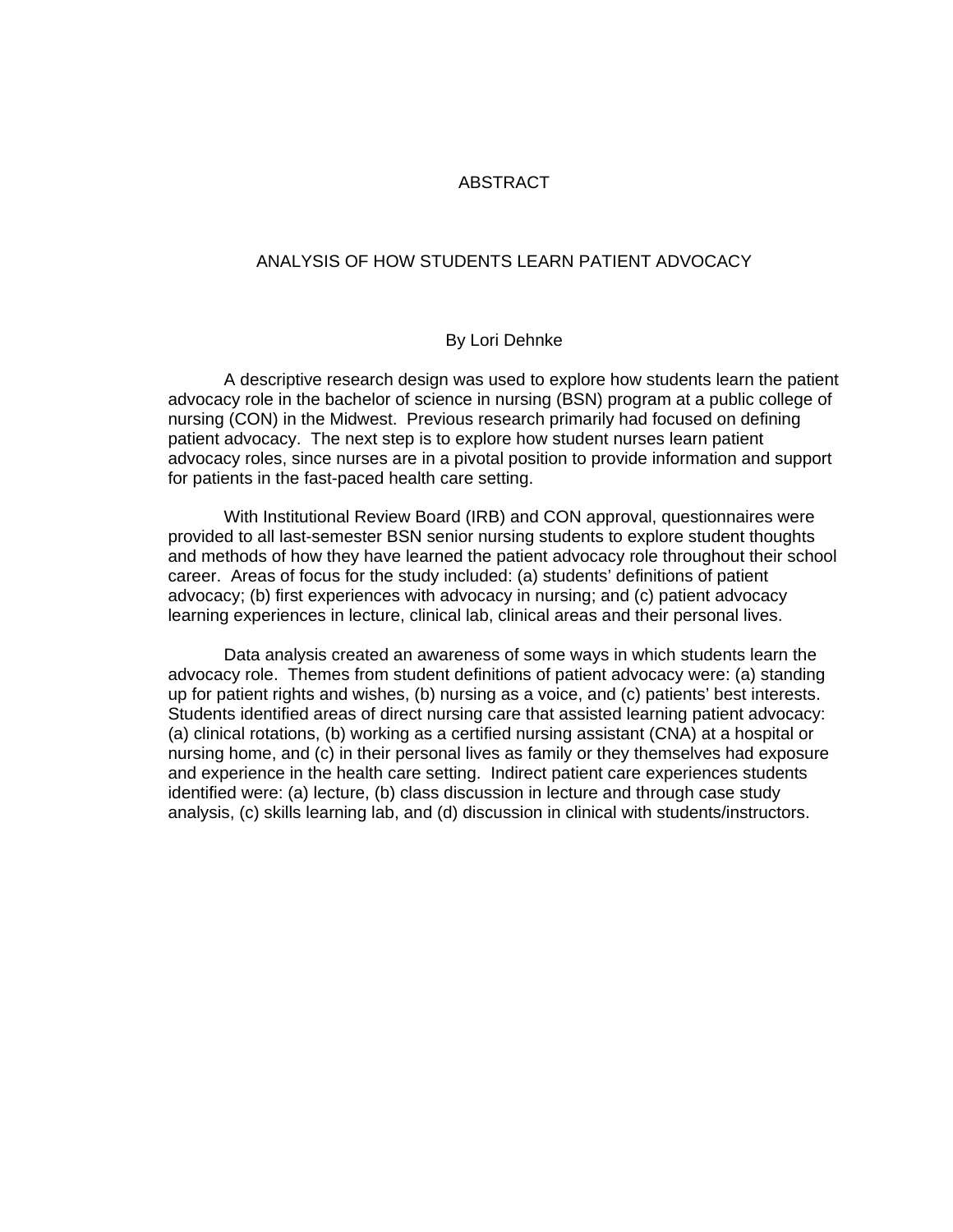# ABSTRACT

## ANALYSIS OF HOW STUDENTS LEARN PATIENT ADVOCACY

By Lori Dehnke

A descriptive research design was used to explore how students learn the patient advocacy role in the bachelor of science in nursing (BSN) program at a public college of nursing (CON) in the Midwest. Previous research primarily had focused on defining patient advocacy. The next step is to explore how student nurses learn patient advocacy roles, since nurses are in a pivotal position to provide information and support for patients in the fast-paced health care setting.

With Institutional Review Board (IRB) and CON approval, questionnaires were provided to all last-semester BSN senior nursing students to explore student thoughts and methods of how they have learned the patient advocacy role throughout their school career. Areas of focus for the study included: (a) students' definitions of patient advocacy; (b) first experiences with advocacy in nursing; and (c) patient advocacy learning experiences in lecture, clinical lab, clinical areas and their personal lives.

Data analysis created an awareness of some ways in which students learn the advocacy role. Themes from student definitions of patient advocacy were: (a) standing up for patient rights and wishes, (b) nursing as a voice, and (c) patients' best interests. Students identified areas of direct nursing care that assisted learning patient advocacy: (a) clinical rotations, (b) working as a certified nursing assistant (CNA) at a hospital or nursing home, and (c) in their personal lives as family or they themselves had exposure and experience in the health care setting. Indirect patient care experiences students identified were: (a) lecture, (b) class discussion in lecture and through case study analysis, (c) skills learning lab, and (d) discussion in clinical with students/instructors.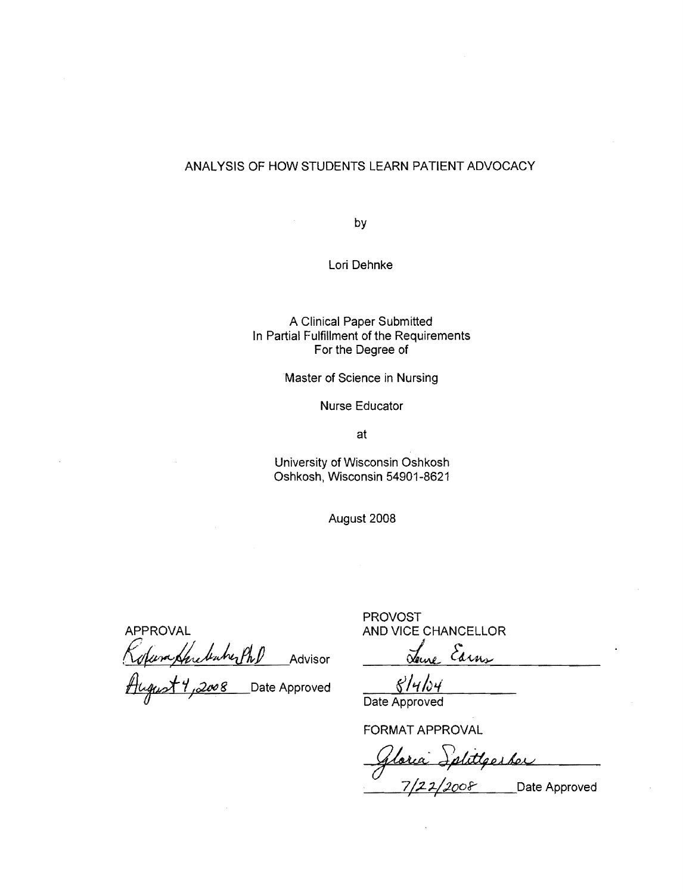ANALYSIS OF HOW STUDENTS LEARN PATIENT ADVOCACY

by

Lori Dehnke

A Clinical Paper Submitted
In Partial Fulfillment of the Requirements
For the Degree of

Master of Science in Nursing

Nurse Educator

at

University of Wisconsin Oshkosh
Oshkosh, Wisconsin 54901-8621

August 2008

APPROVAL

Rosanna Henkelmann PhD Advisor

August 4, 2008 Date Approved

PROVOST
AND VICE CHANCELLOR

Lane Earns

8/4/08
Date Approved

FORMAT APPROVAL

Gloria Splittgerber

7/22/2008 Date Approved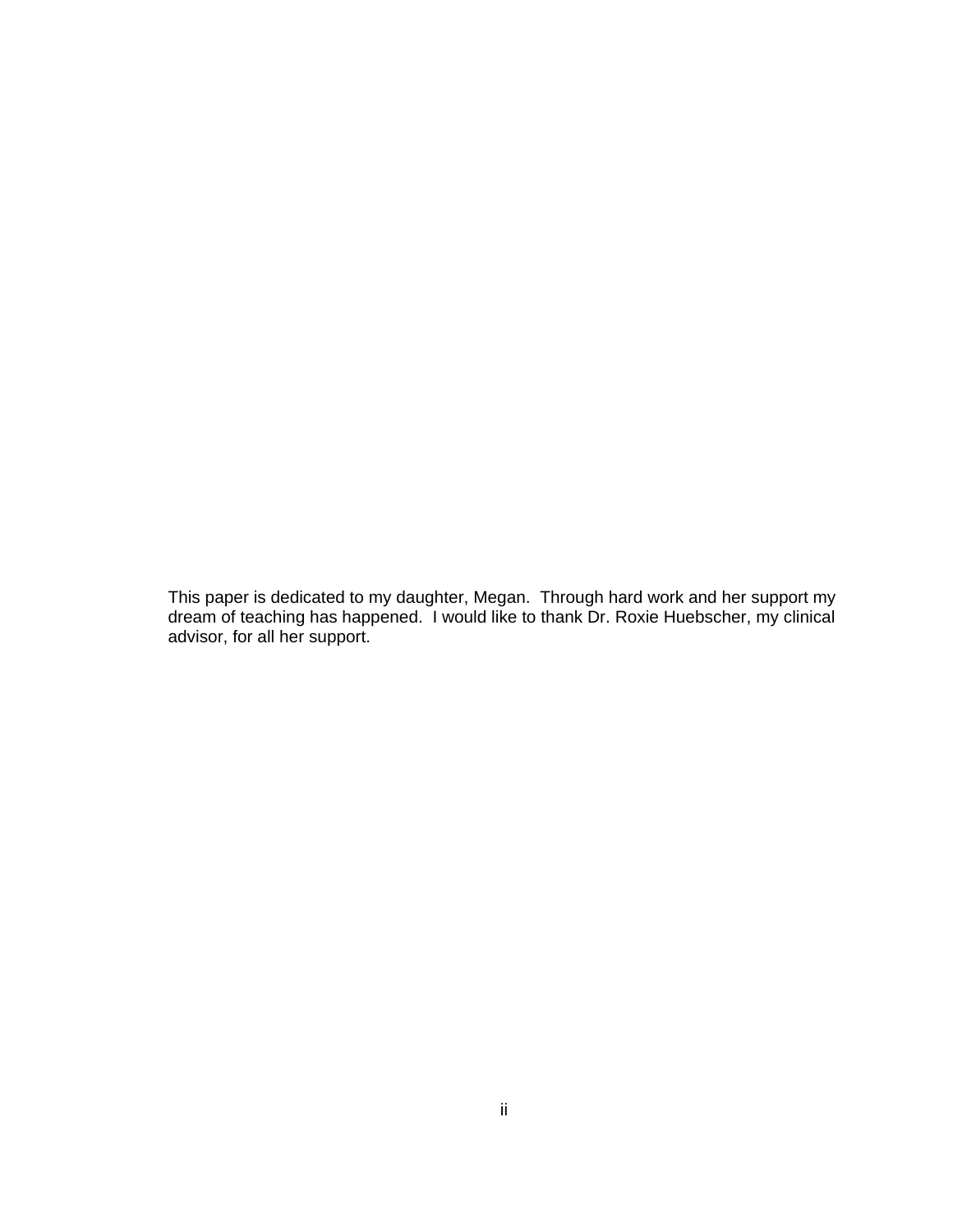This paper is dedicated to my daughter, Megan. Through hard work and her support my dream of teaching has happened. I would like to thank Dr. Roxie Huebscher, my clinical advisor, for all her support.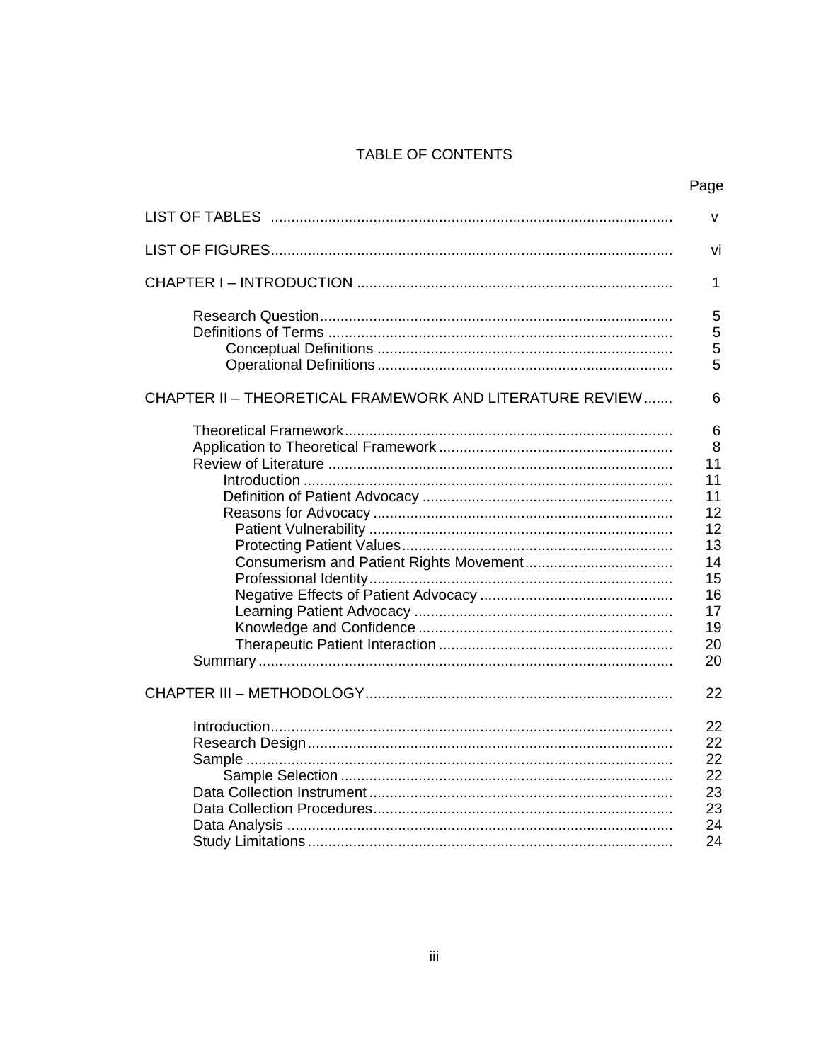# TABLE OF CONTENTS

| | Page |
|---|---|
| LIST OF TABLES | v |
| LIST OF FIGURES | vi |
| CHAPTER I – INTRODUCTION | 1 |
| Research Question | 5 |
| Definitions of Terms | 5 |
| Conceptual Definitions | 5 |
| Operational Definitions | 5 |
| CHAPTER II – THEORETICAL FRAMEWORK AND LITERATURE REVIEW | 6 |
| Theoretical Framework | 6 |
| Application to Theoretical Framework | 8 |
| Review of Literature | 11 |
| Introduction | 11 |
| Definition of Patient Advocacy | 11 |
| Reasons for Advocacy | 12 |
| Patient Vulnerability | 12 |
| Protecting Patient Values | 13 |
| Consumerism and Patient Rights Movement | 14 |
| Professional Identity | 15 |
| Negative Effects of Patient Advocacy | 16 |
| Learning Patient Advocacy | 17 |
| Knowledge and Confidence | 19 |
| Therapeutic Patient Interaction | 20 |
| Summary | 20 |
| CHAPTER III – METHODOLOGY | 22 |
| Introduction | 22 |
| Research Design | 22 |
| Sample | 22 |
| Sample Selection | 22 |
| Data Collection Instrument | 23 |
| Data Collection Procedures | 23 |
| Data Analysis | 24 |
| Study Limitations | 24 |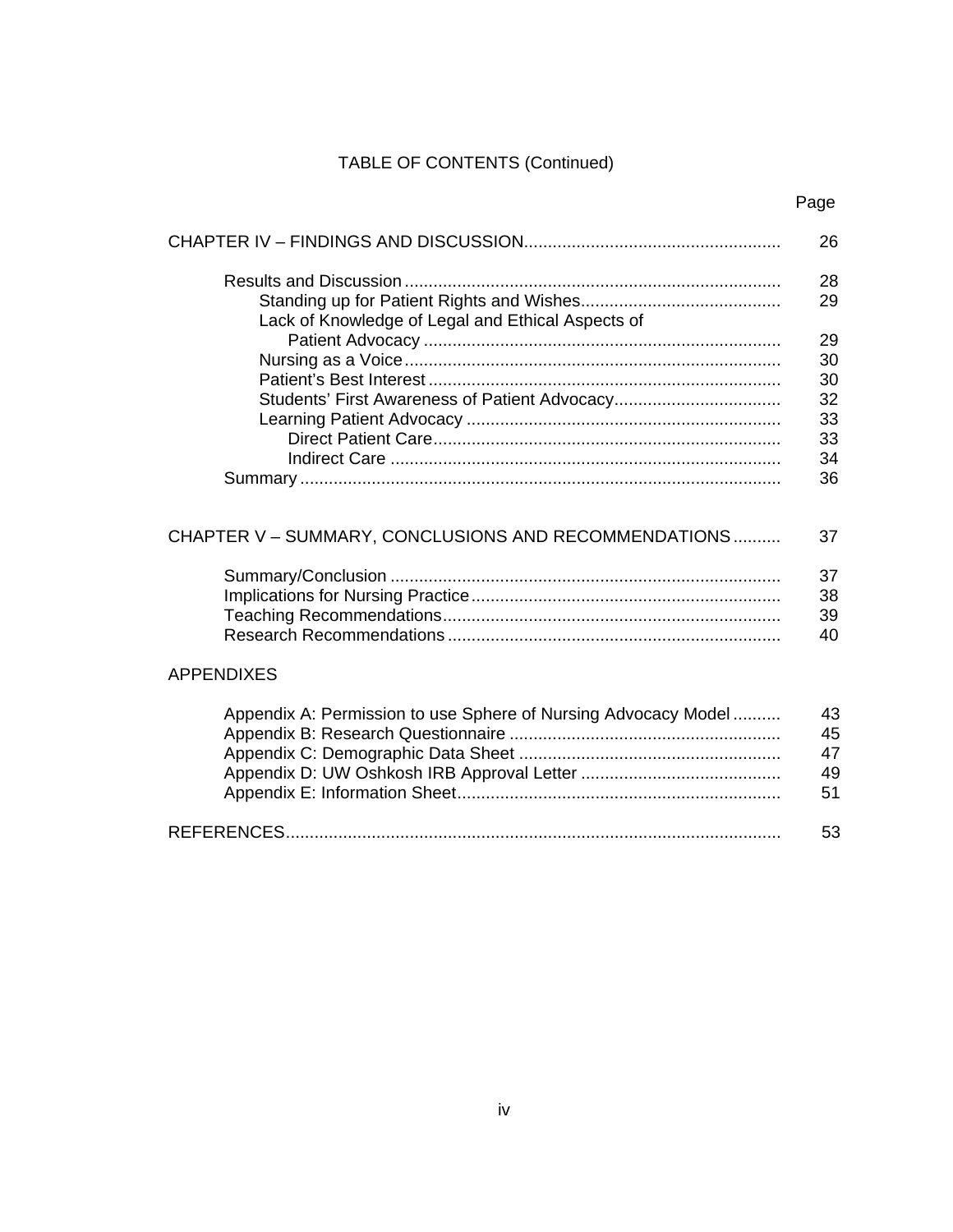TABLE OF CONTENTS (Continued)

| | Page |
|---|---|
| CHAPTER IV – FINDINGS AND DISCUSSION | 26 |
| Results and Discussion | 28 |
| Standing up for Patient Rights and Wishes | 29 |
| Lack of Knowledge of Legal and Ethical Aspects of Patient Advocacy | 29 |
| Nursing as a Voice | 30 |
| Patient's Best Interest | 30 |
| Students' First Awareness of Patient Advocacy | 32 |
| Learning Patient Advocacy | 33 |
| Direct Patient Care | 33 |
| Indirect Care | 34 |
| Summary | 36 |
| CHAPTER V – SUMMARY, CONCLUSIONS AND RECOMMENDATIONS | 37 |
| Summary/Conclusion | 37 |
| Implications for Nursing Practice | 38 |
| Teaching Recommendations | 39 |
| Research Recommendations | 40 |
| APPENDIXES | |
| Appendix A: Permission to use Sphere of Nursing Advocacy Model | 43 |
| Appendix B: Research Questionnaire | 45 |
| Appendix C: Demographic Data Sheet | 47 |
| Appendix D: UW Oshkosh IRB Approval Letter | 49 |
| Appendix E: Information Sheet | 51 |
| REFERENCES | 53 |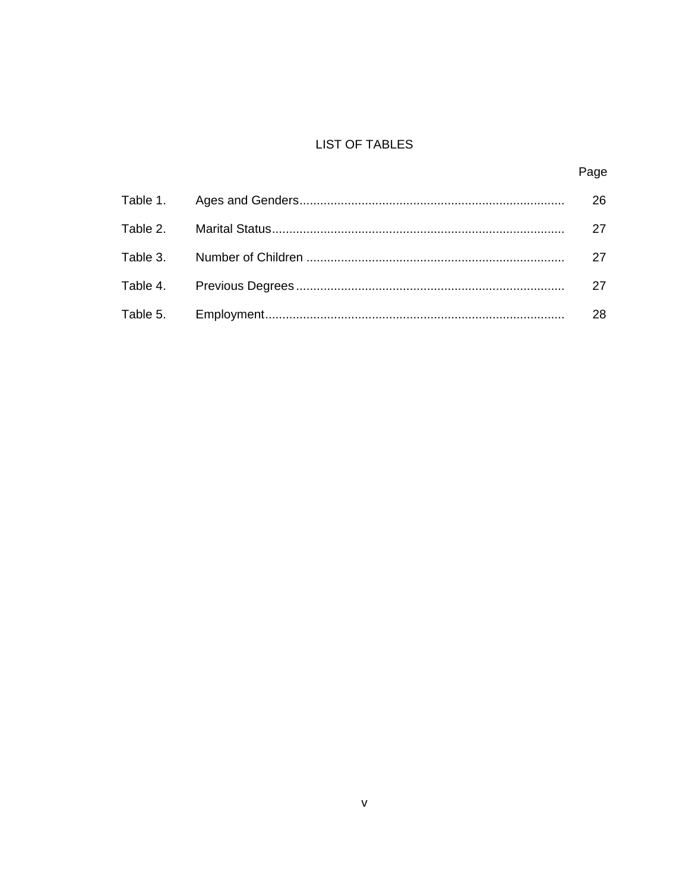# LIST OF TABLES

| | | Page |
|---|---|---|
| Table 1. | Ages and Genders | 26 |
| Table 2. | Marital Status | 27 |
| Table 3. | Number of Children | 27 |
| Table 4. | Previous Degrees | 27 |
| Table 5. | Employment | 28 |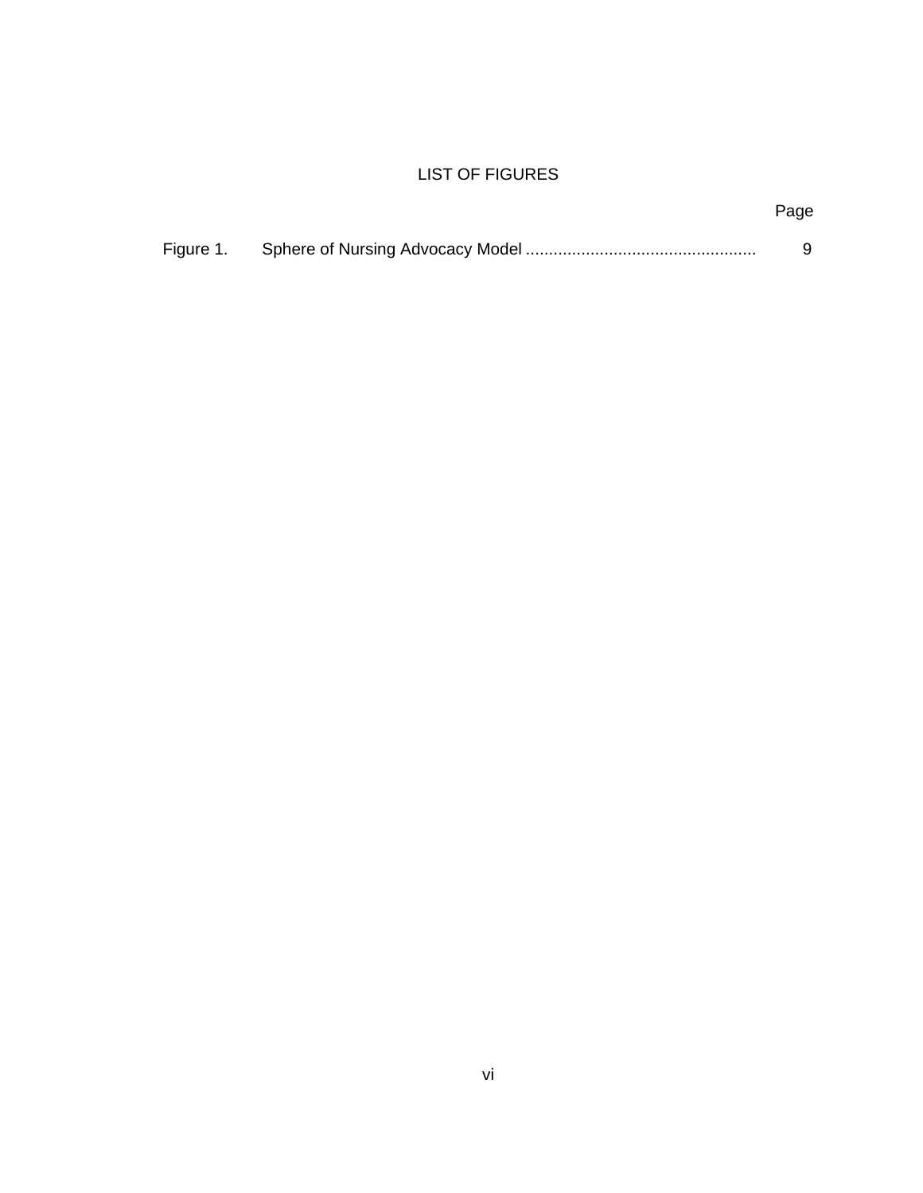# LIST OF FIGURES

| | | Page |
|---|---|---|
| Figure 1. | Sphere of Nursing Advocacy Model | 9 |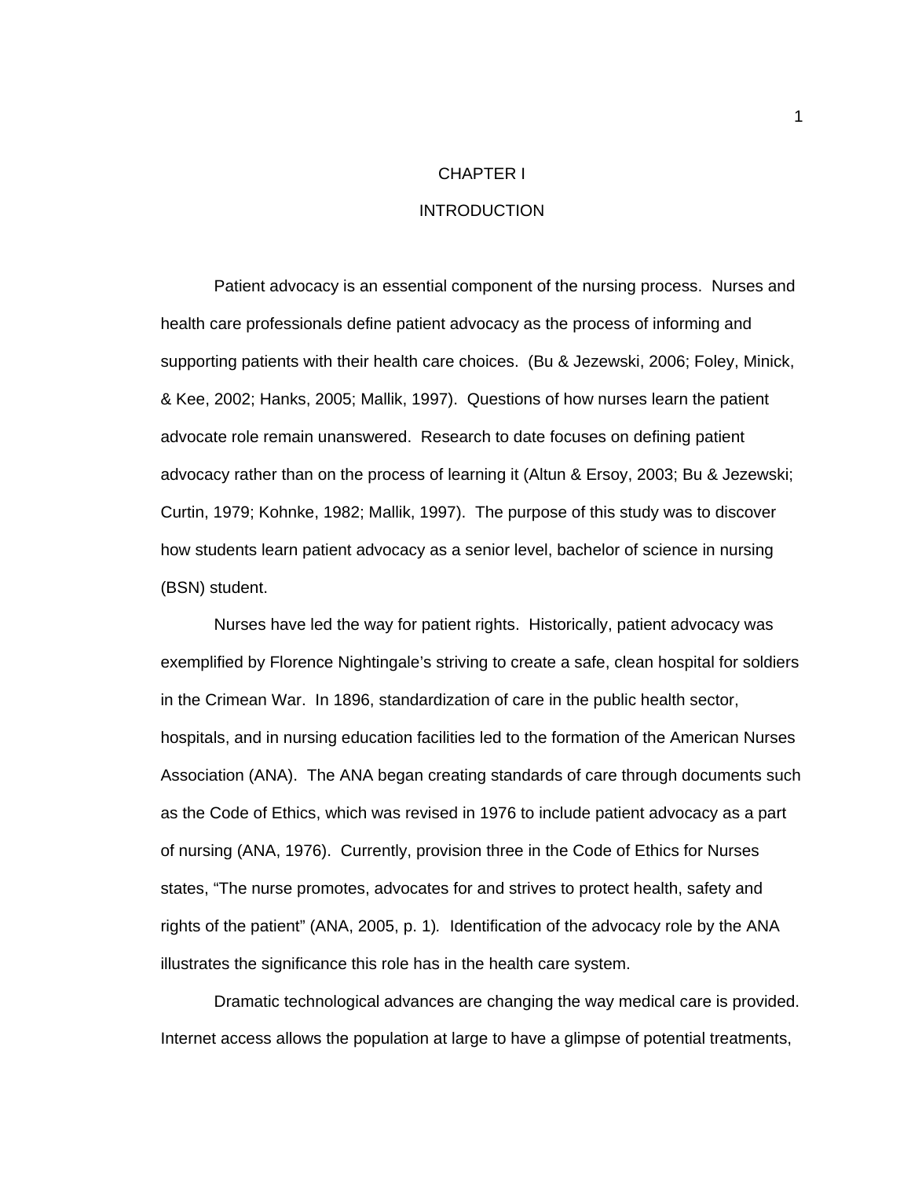# CHAPTER I

# INTRODUCTION

Patient advocacy is an essential component of the nursing process. Nurses and health care professionals define patient advocacy as the process of informing and supporting patients with their health care choices. (Bu & Jezewski, 2006; Foley, Minick, & Kee, 2002; Hanks, 2005; Mallik, 1997). Questions of how nurses learn the patient advocate role remain unanswered. Research to date focuses on defining patient advocacy rather than on the process of learning it (Altun & Ersoy, 2003; Bu & Jezewski; Curtin, 1979; Kohnke, 1982; Mallik, 1997). The purpose of this study was to discover how students learn patient advocacy as a senior level, bachelor of science in nursing (BSN) student.

Nurses have led the way for patient rights. Historically, patient advocacy was exemplified by Florence Nightingale's striving to create a safe, clean hospital for soldiers in the Crimean War. In 1896, standardization of care in the public health sector, hospitals, and in nursing education facilities led to the formation of the American Nurses Association (ANA). The ANA began creating standards of care through documents such as the Code of Ethics, which was revised in 1976 to include patient advocacy as a part of nursing (ANA, 1976). Currently, provision three in the Code of Ethics for Nurses states, "The nurse promotes, advocates for and strives to protect health, safety and rights of the patient" (ANA, 2005, p. 1). Identification of the advocacy role by the ANA illustrates the significance this role has in the health care system.

Dramatic technological advances are changing the way medical care is provided. Internet access allows the population at large to have a glimpse of potential treatments,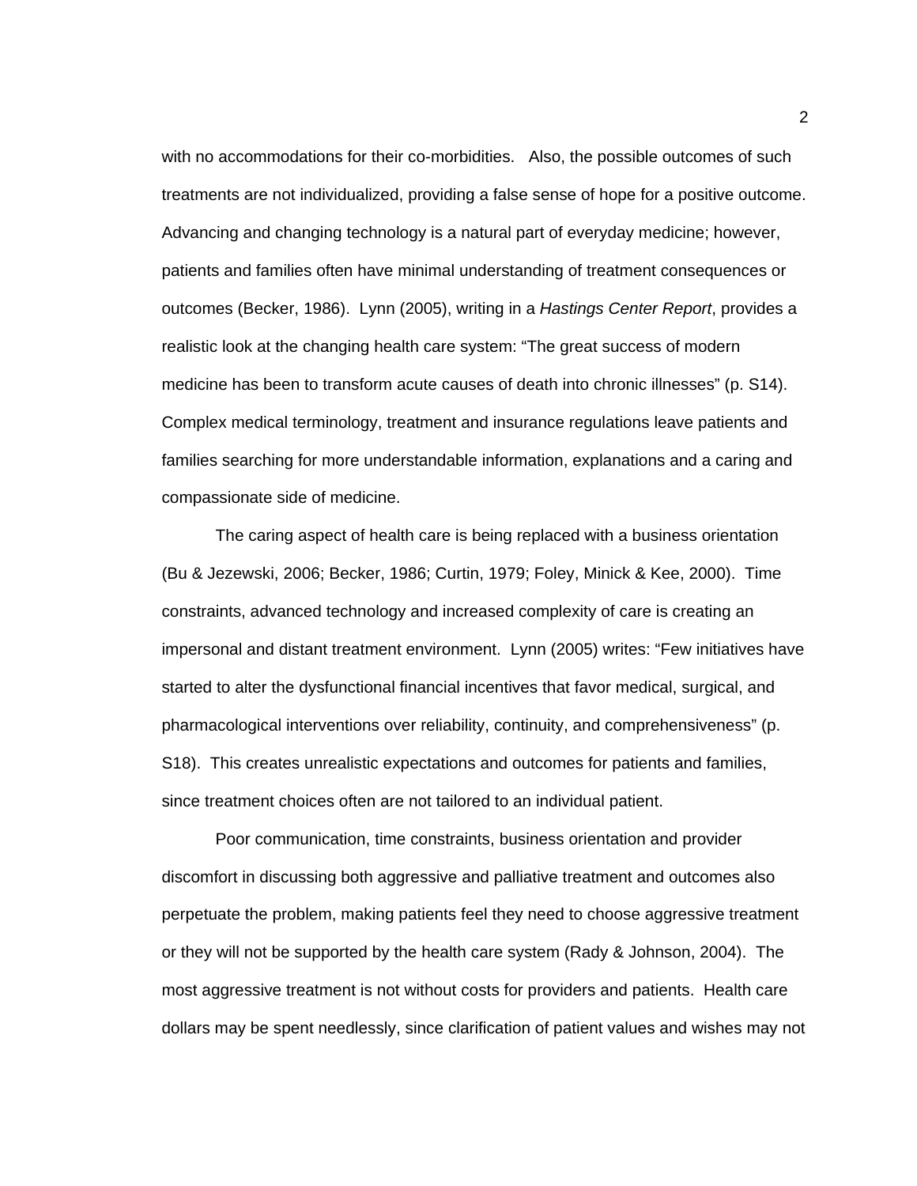with no accommodations for their co-morbidities. Also, the possible outcomes of such treatments are not individualized, providing a false sense of hope for a positive outcome. Advancing and changing technology is a natural part of everyday medicine; however, patients and families often have minimal understanding of treatment consequences or outcomes (Becker, 1986). Lynn (2005), writing in a *Hastings Center Report*, provides a realistic look at the changing health care system: "The great success of modern medicine has been to transform acute causes of death into chronic illnesses" (p. S14). Complex medical terminology, treatment and insurance regulations leave patients and families searching for more understandable information, explanations and a caring and compassionate side of medicine.

The caring aspect of health care is being replaced with a business orientation (Bu & Jezewski, 2006; Becker, 1986; Curtin, 1979; Foley, Minick & Kee, 2000). Time constraints, advanced technology and increased complexity of care is creating an impersonal and distant treatment environment. Lynn (2005) writes: "Few initiatives have started to alter the dysfunctional financial incentives that favor medical, surgical, and pharmacological interventions over reliability, continuity, and comprehensiveness" (p. S18). This creates unrealistic expectations and outcomes for patients and families, since treatment choices often are not tailored to an individual patient.

Poor communication, time constraints, business orientation and provider discomfort in discussing both aggressive and palliative treatment and outcomes also perpetuate the problem, making patients feel they need to choose aggressive treatment or they will not be supported by the health care system (Rady & Johnson, 2004). The most aggressive treatment is not without costs for providers and patients. Health care dollars may be spent needlessly, since clarification of patient values and wishes may not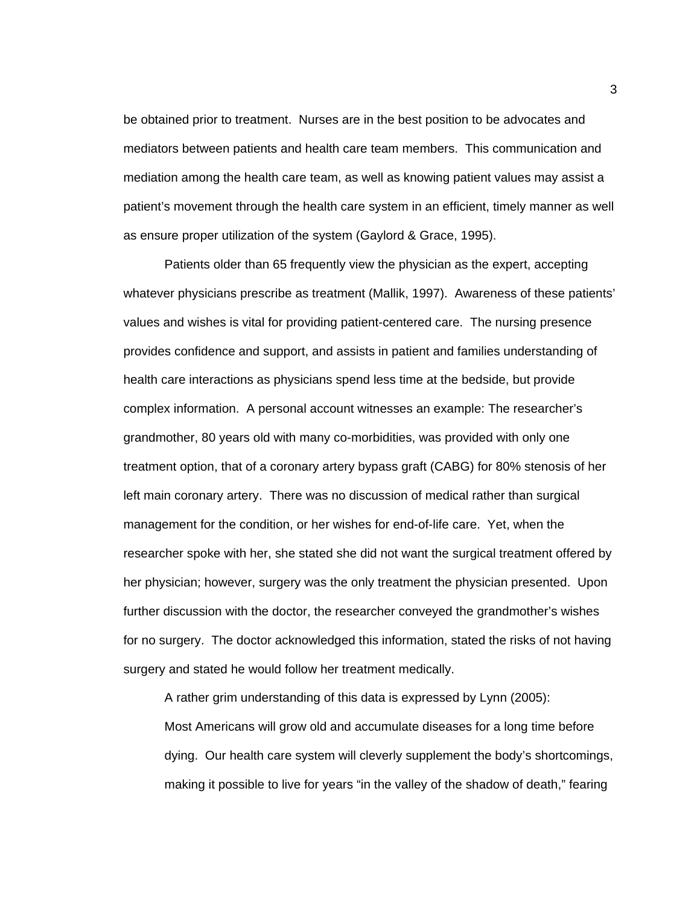be obtained prior to treatment. Nurses are in the best position to be advocates and mediators between patients and health care team members. This communication and mediation among the health care team, as well as knowing patient values may assist a patient's movement through the health care system in an efficient, timely manner as well as ensure proper utilization of the system (Gaylord & Grace, 1995).

Patients older than 65 frequently view the physician as the expert, accepting whatever physicians prescribe as treatment (Mallik, 1997). Awareness of these patients' values and wishes is vital for providing patient-centered care. The nursing presence provides confidence and support, and assists in patient and families understanding of health care interactions as physicians spend less time at the bedside, but provide complex information. A personal account witnesses an example: The researcher's grandmother, 80 years old with many co-morbidities, was provided with only one treatment option, that of a coronary artery bypass graft (CABG) for 80% stenosis of her left main coronary artery. There was no discussion of medical rather than surgical management for the condition, or her wishes for end-of-life care. Yet, when the researcher spoke with her, she stated she did not want the surgical treatment offered by her physician; however, surgery was the only treatment the physician presented. Upon further discussion with the doctor, the researcher conveyed the grandmother's wishes for no surgery. The doctor acknowledged this information, stated the risks of not having surgery and stated he would follow her treatment medically.

A rather grim understanding of this data is expressed by Lynn (2005):

> Most Americans will grow old and accumulate diseases for a long time before dying. Our health care system will cleverly supplement the body's shortcomings, making it possible to live for years "in the valley of the shadow of death," fearing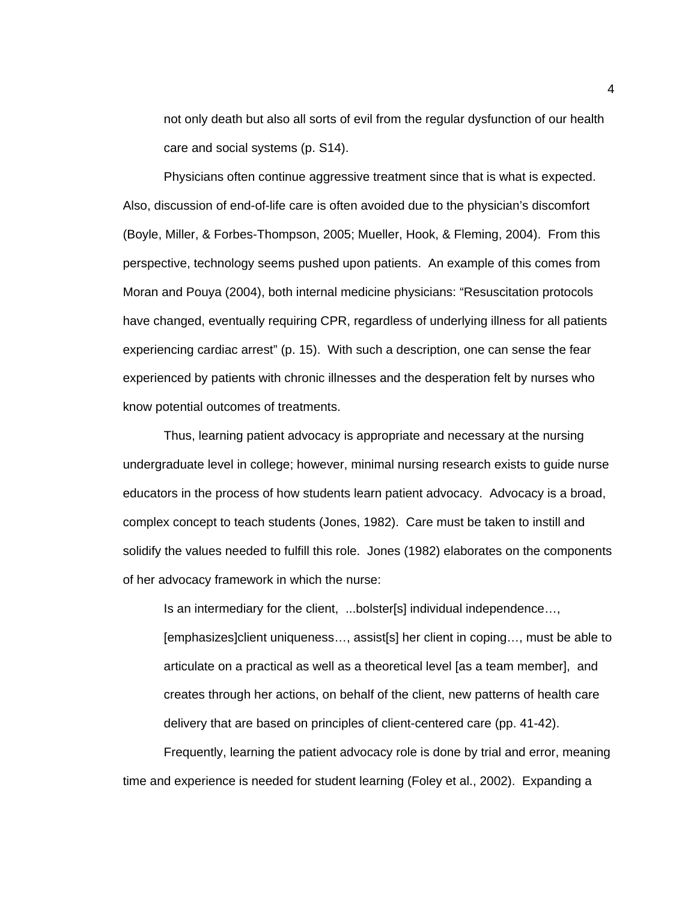> not only death but also all sorts of evil from the regular dysfunction of our health care and social systems (p. S14).

Physicians often continue aggressive treatment since that is what is expected. Also, discussion of end-of-life care is often avoided due to the physician's discomfort (Boyle, Miller, & Forbes-Thompson, 2005; Mueller, Hook, & Fleming, 2004). From this perspective, technology seems pushed upon patients. An example of this comes from Moran and Pouya (2004), both internal medicine physicians: "Resuscitation protocols have changed, eventually requiring CPR, regardless of underlying illness for all patients experiencing cardiac arrest" (p. 15). With such a description, one can sense the fear experienced by patients with chronic illnesses and the desperation felt by nurses who know potential outcomes of treatments.

Thus, learning patient advocacy is appropriate and necessary at the nursing undergraduate level in college; however, minimal nursing research exists to guide nurse educators in the process of how students learn patient advocacy. Advocacy is a broad, complex concept to teach students (Jones, 1982). Care must be taken to instill and solidify the values needed to fulfill this role. Jones (1982) elaborates on the components of her advocacy framework in which the nurse:

> Is an intermediary for the client, ...bolster[s] individual independence…, [emphasizes]client uniqueness…, assist[s] her client in coping…, must be able to articulate on a practical as well as a theoretical level [as a team member], and creates through her actions, on behalf of the client, new patterns of health care delivery that are based on principles of client-centered care (pp. 41-42).

Frequently, learning the patient advocacy role is done by trial and error, meaning time and experience is needed for student learning (Foley et al., 2002). Expanding a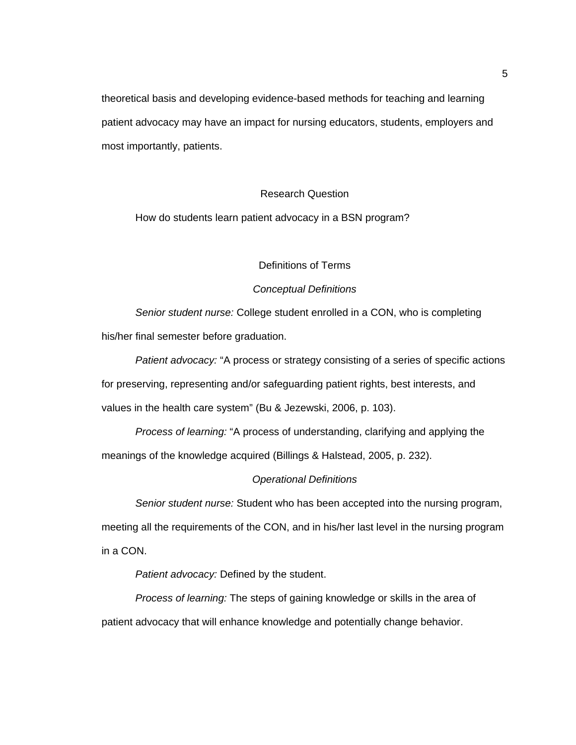theoretical basis and developing evidence-based methods for teaching and learning patient advocacy may have an impact for nursing educators, students, employers and most importantly, patients.

## Research Question

How do students learn patient advocacy in a BSN program?

## Definitions of Terms

### *Conceptual Definitions*

*Senior student nurse:* College student enrolled in a CON, who is completing his/her final semester before graduation.

*Patient advocacy:* “A process or strategy consisting of a series of specific actions for preserving, representing and/or safeguarding patient rights, best interests, and values in the health care system” (Bu & Jezewski, 2006, p. 103).

*Process of learning:* “A process of understanding, clarifying and applying the meanings of the knowledge acquired (Billings & Halstead, 2005, p. 232).

### *Operational Definitions*

*Senior student nurse:* Student who has been accepted into the nursing program, meeting all the requirements of the CON, and in his/her last level in the nursing program in a CON.

*Patient advocacy:* Defined by the student.

*Process of learning:* The steps of gaining knowledge or skills in the area of patient advocacy that will enhance knowledge and potentially change behavior.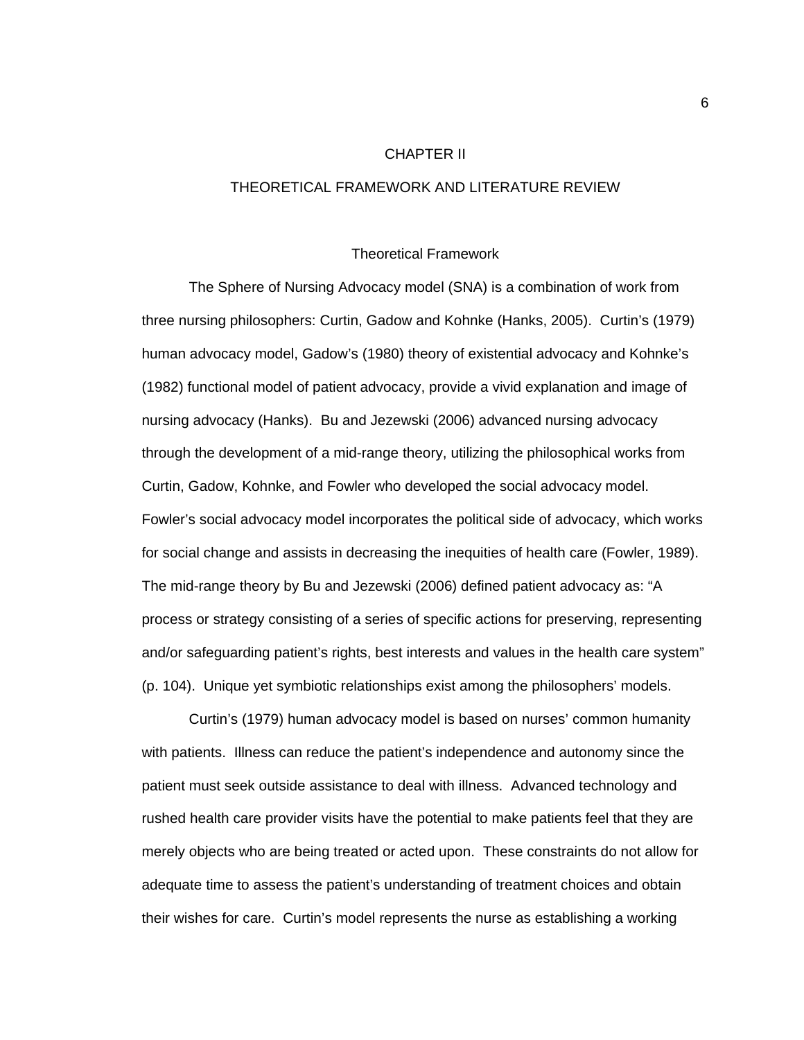# CHAPTER II

# THEORETICAL FRAMEWORK AND LITERATURE REVIEW

## Theoretical Framework

The Sphere of Nursing Advocacy model (SNA) is a combination of work from three nursing philosophers: Curtin, Gadow and Kohnke (Hanks, 2005). Curtin's (1979) human advocacy model, Gadow's (1980) theory of existential advocacy and Kohnke's (1982) functional model of patient advocacy, provide a vivid explanation and image of nursing advocacy (Hanks). Bu and Jezewski (2006) advanced nursing advocacy through the development of a mid-range theory, utilizing the philosophical works from Curtin, Gadow, Kohnke, and Fowler who developed the social advocacy model. Fowler's social advocacy model incorporates the political side of advocacy, which works for social change and assists in decreasing the inequities of health care (Fowler, 1989). The mid-range theory by Bu and Jezewski (2006) defined patient advocacy as: "A process or strategy consisting of a series of specific actions for preserving, representing and/or safeguarding patient's rights, best interests and values in the health care system" (p. 104). Unique yet symbiotic relationships exist among the philosophers' models.

Curtin's (1979) human advocacy model is based on nurses' common humanity with patients. Illness can reduce the patient's independence and autonomy since the patient must seek outside assistance to deal with illness. Advanced technology and rushed health care provider visits have the potential to make patients feel that they are merely objects who are being treated or acted upon. These constraints do not allow for adequate time to assess the patient's understanding of treatment choices and obtain their wishes for care. Curtin's model represents the nurse as establishing a working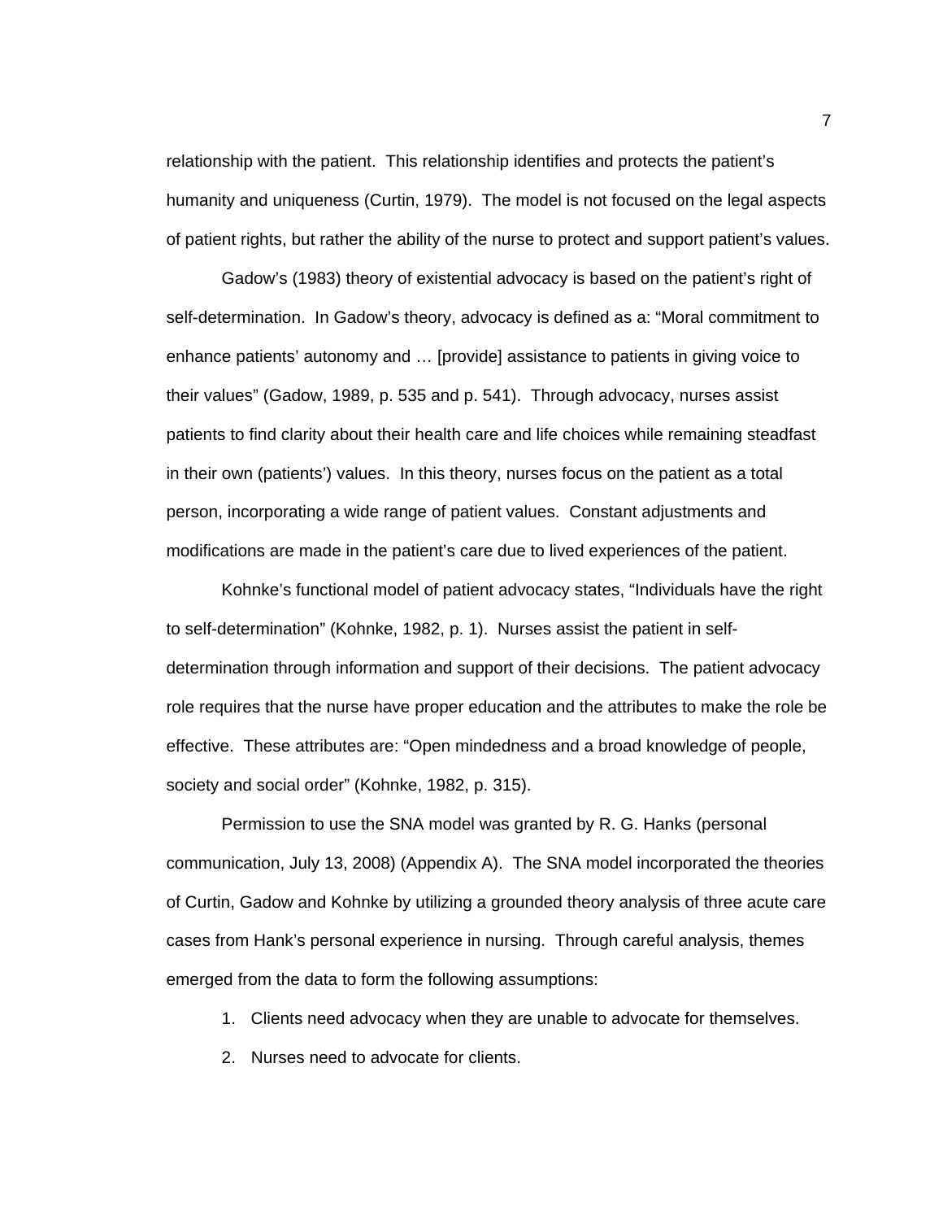relationship with the patient. This relationship identifies and protects the patient's humanity and uniqueness (Curtin, 1979). The model is not focused on the legal aspects of patient rights, but rather the ability of the nurse to protect and support patient's values.

Gadow's (1983) theory of existential advocacy is based on the patient's right of self-determination. In Gadow's theory, advocacy is defined as a: "Moral commitment to enhance patients' autonomy and … [provide] assistance to patients in giving voice to their values" (Gadow, 1989, p. 535 and p. 541). Through advocacy, nurses assist patients to find clarity about their health care and life choices while remaining steadfast in their own (patients') values. In this theory, nurses focus on the patient as a total person, incorporating a wide range of patient values. Constant adjustments and modifications are made in the patient's care due to lived experiences of the patient.

Kohnke's functional model of patient advocacy states, "Individuals have the right to self-determination" (Kohnke, 1982, p. 1). Nurses assist the patient in self-determination through information and support of their decisions. The patient advocacy role requires that the nurse have proper education and the attributes to make the role be effective. These attributes are: "Open mindedness and a broad knowledge of people, society and social order" (Kohnke, 1982, p. 315).

Permission to use the SNA model was granted by R. G. Hanks (personal communication, July 13, 2008) (Appendix A). The SNA model incorporated the theories of Curtin, Gadow and Kohnke by utilizing a grounded theory analysis of three acute care cases from Hank's personal experience in nursing. Through careful analysis, themes emerged from the data to form the following assumptions:

1. Clients need advocacy when they are unable to advocate for themselves.
2. Nurses need to advocate for clients.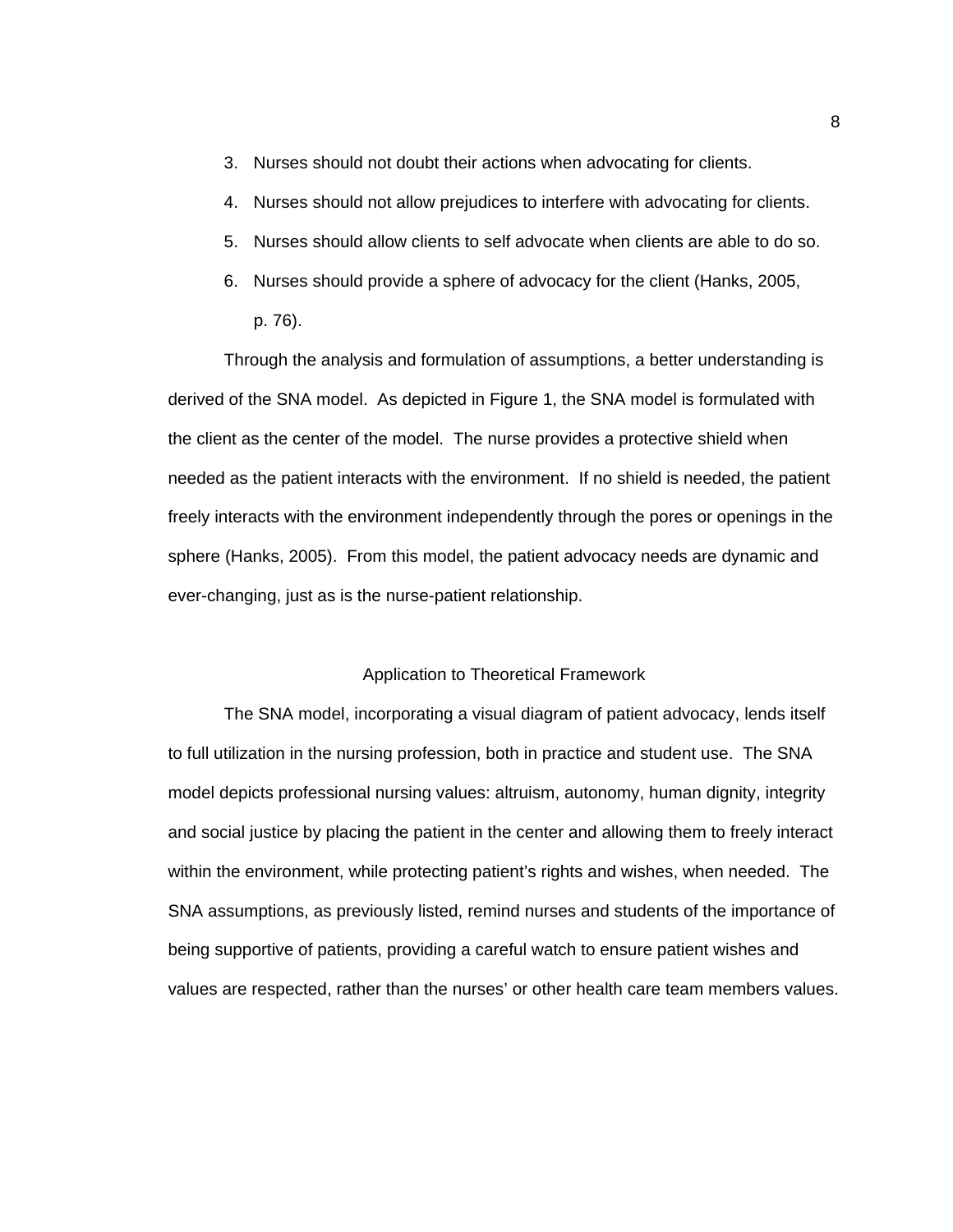3. Nurses should not doubt their actions when advocating for clients.
4. Nurses should not allow prejudices to interfere with advocating for clients.
5. Nurses should allow clients to self advocate when clients are able to do so.
6. Nurses should provide a sphere of advocacy for the client (Hanks, 2005, p. 76).

Through the analysis and formulation of assumptions, a better understanding is derived of the SNA model. As depicted in Figure 1, the SNA model is formulated with the client as the center of the model. The nurse provides a protective shield when needed as the patient interacts with the environment. If no shield is needed, the patient freely interacts with the environment independently through the pores or openings in the sphere (Hanks, 2005). From this model, the patient advocacy needs are dynamic and ever-changing, just as is the nurse-patient relationship.

## Application to Theoretical Framework

The SNA model, incorporating a visual diagram of patient advocacy, lends itself to full utilization in the nursing profession, both in practice and student use. The SNA model depicts professional nursing values: altruism, autonomy, human dignity, integrity and social justice by placing the patient in the center and allowing them to freely interact within the environment, while protecting patient's rights and wishes, when needed. The SNA assumptions, as previously listed, remind nurses and students of the importance of being supportive of patients, providing a careful watch to ensure patient wishes and values are respected, rather than the nurses' or other health care team members values.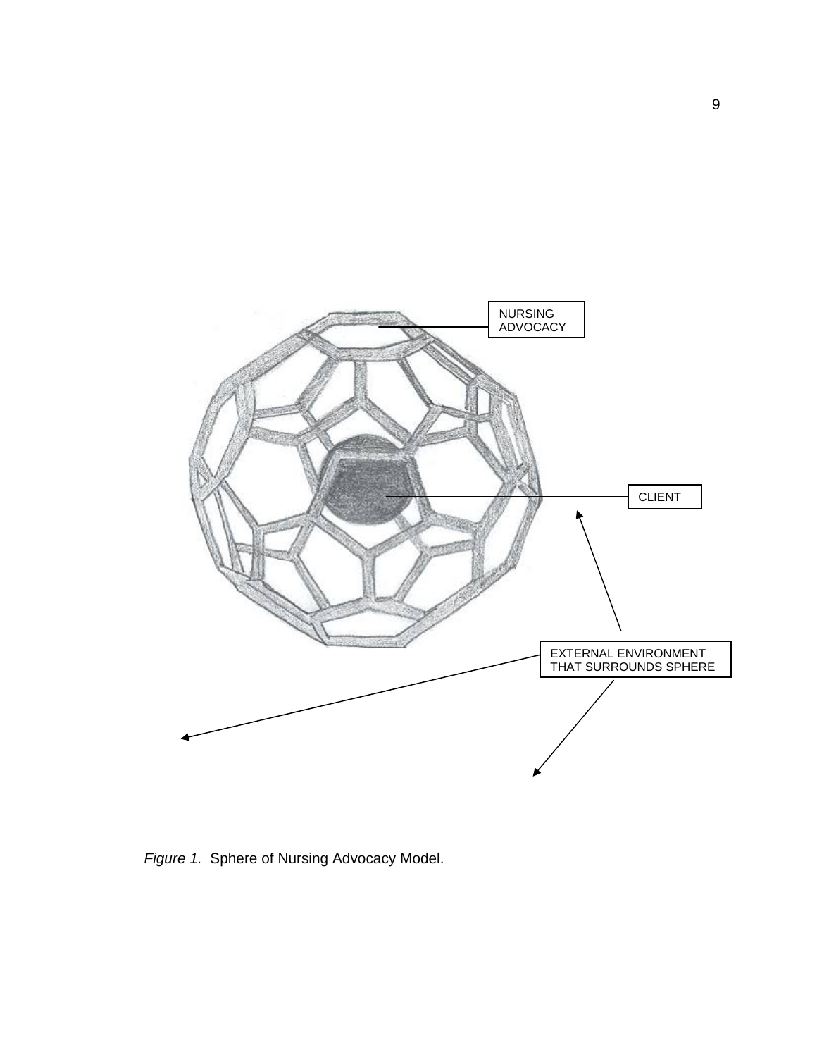NURSING ADVOCACY

CLIENT

EXTERNAL ENVIRONMENT THAT SURROUNDS SPHERE

*Figure 1.* Sphere of Nursing Advocacy Model.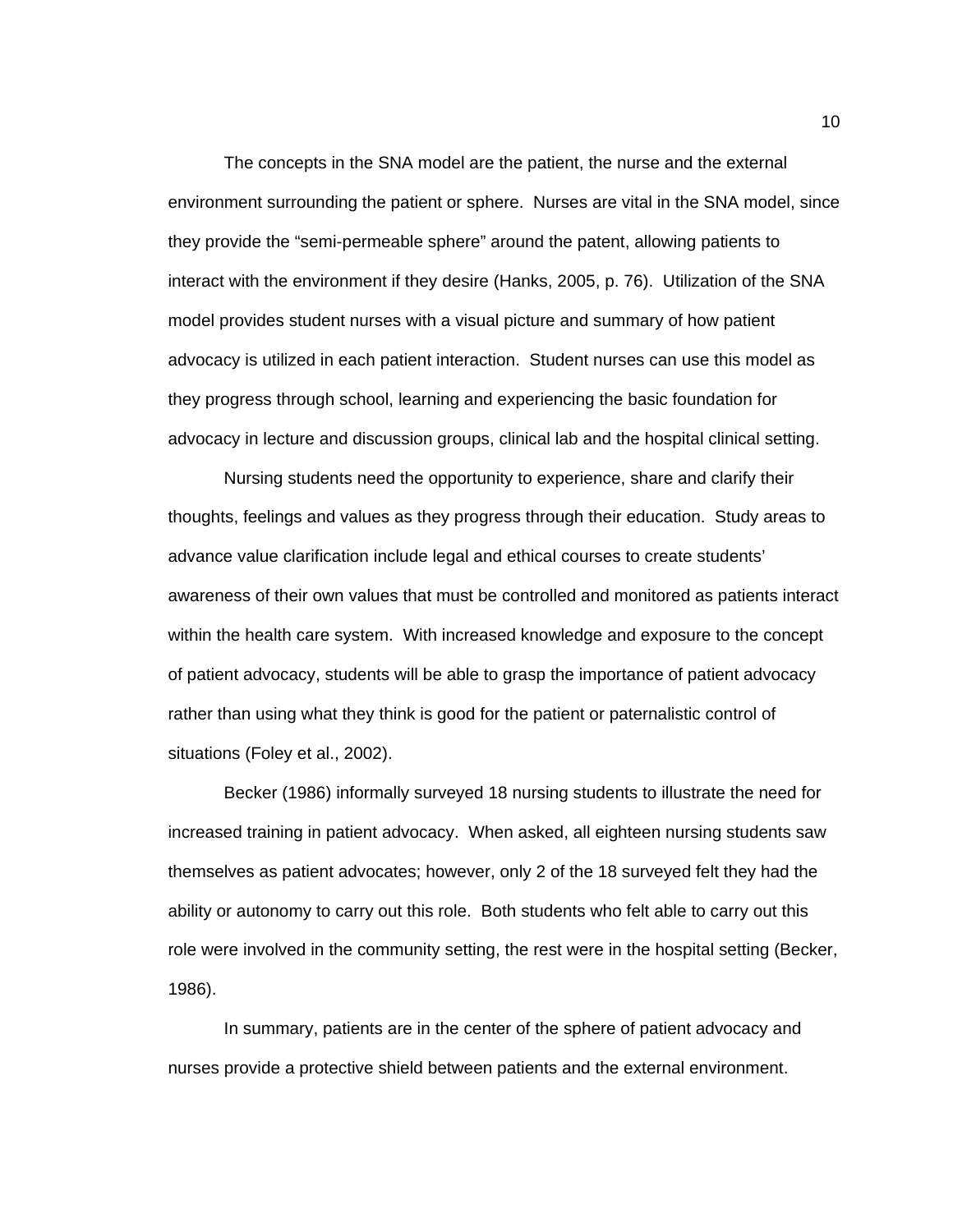The concepts in the SNA model are the patient, the nurse and the external environment surrounding the patient or sphere. Nurses are vital in the SNA model, since they provide the "semi-permeable sphere" around the patent, allowing patients to interact with the environment if they desire (Hanks, 2005, p. 76). Utilization of the SNA model provides student nurses with a visual picture and summary of how patient advocacy is utilized in each patient interaction. Student nurses can use this model as they progress through school, learning and experiencing the basic foundation for advocacy in lecture and discussion groups, clinical lab and the hospital clinical setting.

Nursing students need the opportunity to experience, share and clarify their thoughts, feelings and values as they progress through their education. Study areas to advance value clarification include legal and ethical courses to create students' awareness of their own values that must be controlled and monitored as patients interact within the health care system. With increased knowledge and exposure to the concept of patient advocacy, students will be able to grasp the importance of patient advocacy rather than using what they think is good for the patient or paternalistic control of situations (Foley et al., 2002).

Becker (1986) informally surveyed 18 nursing students to illustrate the need for increased training in patient advocacy. When asked, all eighteen nursing students saw themselves as patient advocates; however, only 2 of the 18 surveyed felt they had the ability or autonomy to carry out this role. Both students who felt able to carry out this role were involved in the community setting, the rest were in the hospital setting (Becker, 1986).

In summary, patients are in the center of the sphere of patient advocacy and nurses provide a protective shield between patients and the external environment.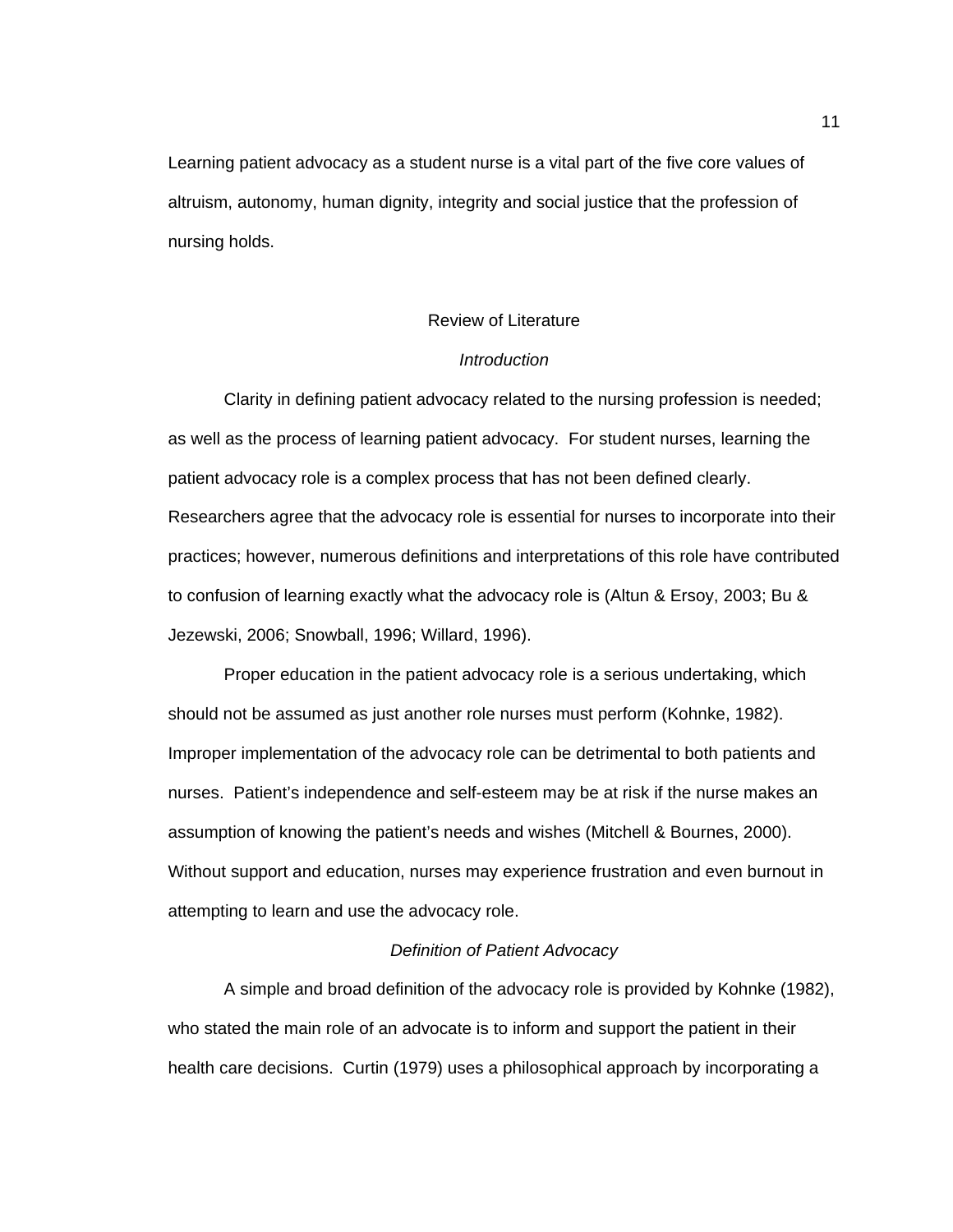Learning patient advocacy as a student nurse is a vital part of the five core values of altruism, autonomy, human dignity, integrity and social justice that the profession of nursing holds.

## Review of Literature

### *Introduction*

Clarity in defining patient advocacy related to the nursing profession is needed; as well as the process of learning patient advocacy. For student nurses, learning the patient advocacy role is a complex process that has not been defined clearly. Researchers agree that the advocacy role is essential for nurses to incorporate into their practices; however, numerous definitions and interpretations of this role have contributed to confusion of learning exactly what the advocacy role is (Altun & Ersoy, 2003; Bu & Jezewski, 2006; Snowball, 1996; Willard, 1996).

Proper education in the patient advocacy role is a serious undertaking, which should not be assumed as just another role nurses must perform (Kohnke, 1982). Improper implementation of the advocacy role can be detrimental to both patients and nurses. Patient's independence and self-esteem may be at risk if the nurse makes an assumption of knowing the patient's needs and wishes (Mitchell & Bournes, 2000). Without support and education, nurses may experience frustration and even burnout in attempting to learn and use the advocacy role.

### *Definition of Patient Advocacy*

A simple and broad definition of the advocacy role is provided by Kohnke (1982), who stated the main role of an advocate is to inform and support the patient in their health care decisions. Curtin (1979) uses a philosophical approach by incorporating a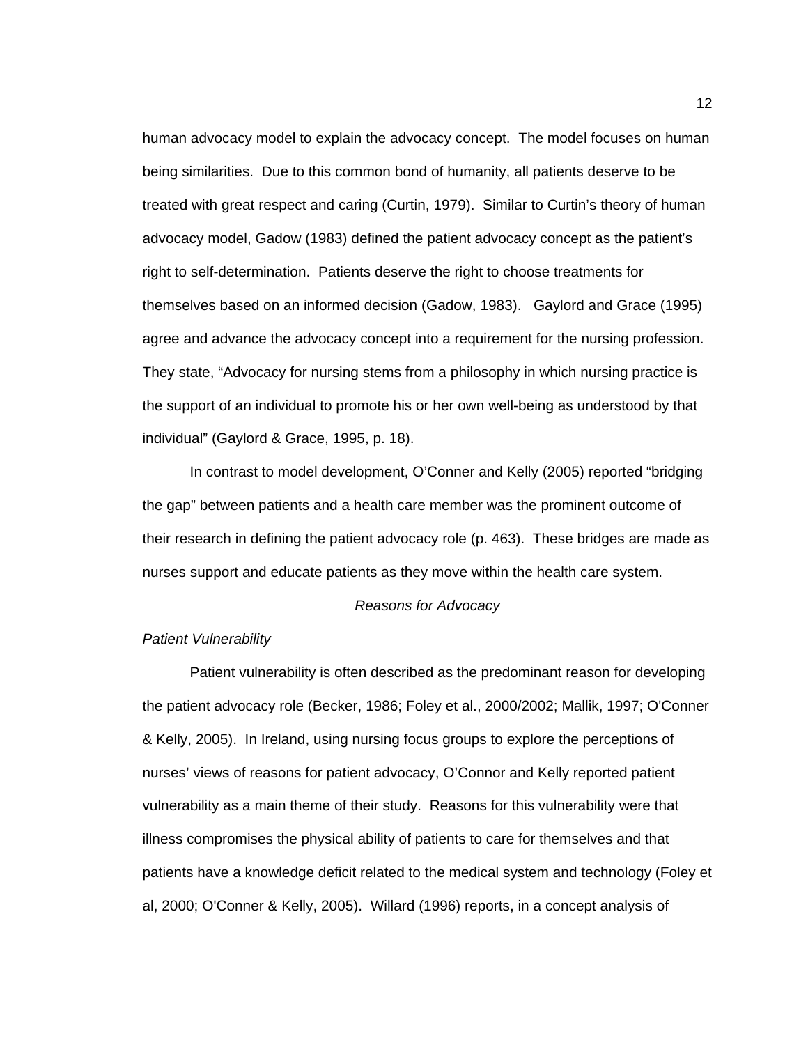human advocacy model to explain the advocacy concept. The model focuses on human being similarities. Due to this common bond of humanity, all patients deserve to be treated with great respect and caring (Curtin, 1979). Similar to Curtin's theory of human advocacy model, Gadow (1983) defined the patient advocacy concept as the patient's right to self-determination. Patients deserve the right to choose treatments for themselves based on an informed decision (Gadow, 1983). Gaylord and Grace (1995) agree and advance the advocacy concept into a requirement for the nursing profession. They state, "Advocacy for nursing stems from a philosophy in which nursing practice is the support of an individual to promote his or her own well-being as understood by that individual" (Gaylord & Grace, 1995, p. 18).

In contrast to model development, O'Conner and Kelly (2005) reported "bridging the gap" between patients and a health care member was the prominent outcome of their research in defining the patient advocacy role (p. 463). These bridges are made as nurses support and educate patients as they move within the health care system.

## *Reasons for Advocacy*

### *Patient Vulnerability*

Patient vulnerability is often described as the predominant reason for developing the patient advocacy role (Becker, 1986; Foley et al., 2000/2002; Mallik, 1997; O'Conner & Kelly, 2005). In Ireland, using nursing focus groups to explore the perceptions of nurses' views of reasons for patient advocacy, O'Connor and Kelly reported patient vulnerability as a main theme of their study. Reasons for this vulnerability were that illness compromises the physical ability of patients to care for themselves and that patients have a knowledge deficit related to the medical system and technology (Foley et al, 2000; O'Conner & Kelly, 2005). Willard (1996) reports, in a concept analysis of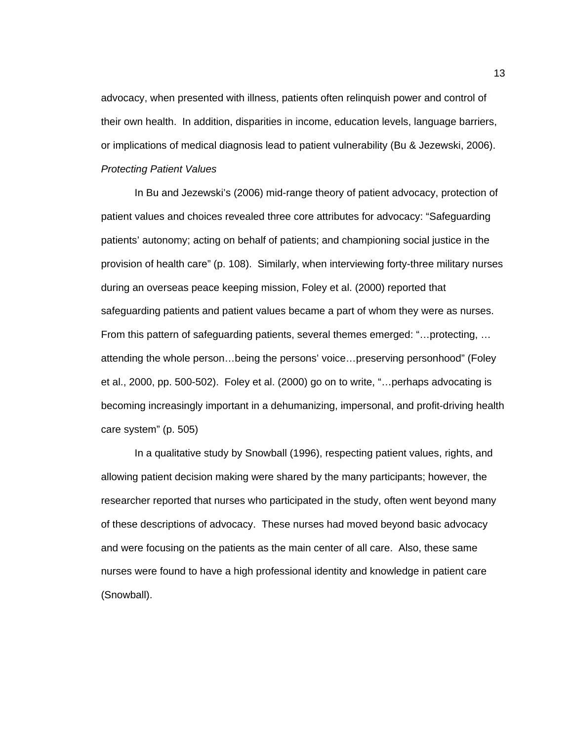advocacy, when presented with illness, patients often relinquish power and control of their own health. In addition, disparities in income, education levels, language barriers, or implications of medical diagnosis lead to patient vulnerability (Bu & Jezewski, 2006).

*Protecting Patient Values*

In Bu and Jezewski's (2006) mid-range theory of patient advocacy, protection of patient values and choices revealed three core attributes for advocacy: "Safeguarding patients' autonomy; acting on behalf of patients; and championing social justice in the provision of health care" (p. 108). Similarly, when interviewing forty-three military nurses during an overseas peace keeping mission, Foley et al. (2000) reported that safeguarding patients and patient values became a part of whom they were as nurses. From this pattern of safeguarding patients, several themes emerged: "…protecting, …attending the whole person…being the persons' voice…preserving personhood" (Foley et al., 2000, pp. 500-502). Foley et al. (2000) go on to write, "…perhaps advocating is becoming increasingly important in a dehumanizing, impersonal, and profit-driving health care system" (p. 505)

In a qualitative study by Snowball (1996), respecting patient values, rights, and allowing patient decision making were shared by the many participants; however, the researcher reported that nurses who participated in the study, often went beyond many of these descriptions of advocacy. These nurses had moved beyond basic advocacy and were focusing on the patients as the main center of all care. Also, these same nurses were found to have a high professional identity and knowledge in patient care (Snowball).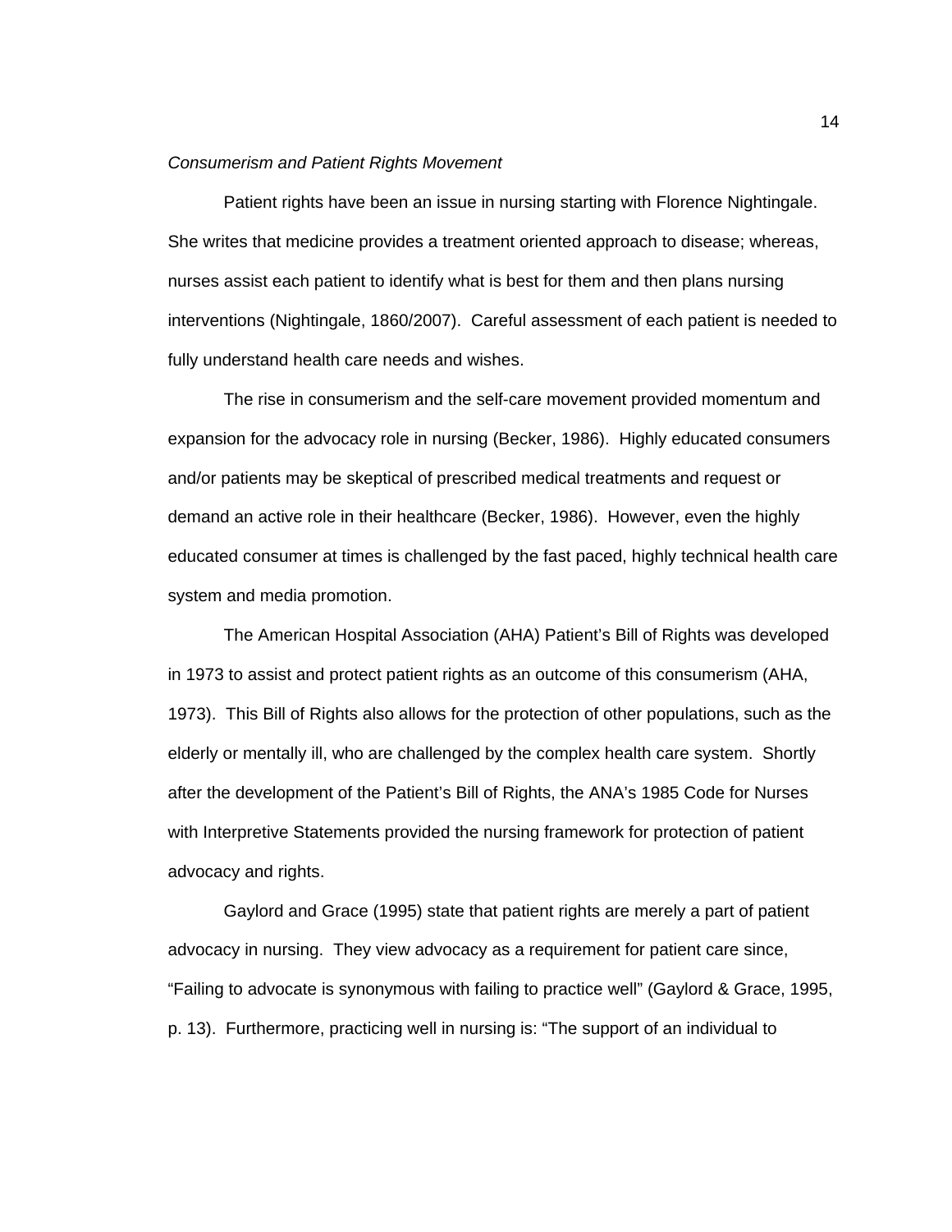*Consumerism and Patient Rights Movement*

Patient rights have been an issue in nursing starting with Florence Nightingale. She writes that medicine provides a treatment oriented approach to disease; whereas, nurses assist each patient to identify what is best for them and then plans nursing interventions (Nightingale, 1860/2007). Careful assessment of each patient is needed to fully understand health care needs and wishes.

The rise in consumerism and the self-care movement provided momentum and expansion for the advocacy role in nursing (Becker, 1986). Highly educated consumers and/or patients may be skeptical of prescribed medical treatments and request or demand an active role in their healthcare (Becker, 1986). However, even the highly educated consumer at times is challenged by the fast paced, highly technical health care system and media promotion.

The American Hospital Association (AHA) Patient's Bill of Rights was developed in 1973 to assist and protect patient rights as an outcome of this consumerism (AHA, 1973). This Bill of Rights also allows for the protection of other populations, such as the elderly or mentally ill, who are challenged by the complex health care system. Shortly after the development of the Patient's Bill of Rights, the ANA's 1985 Code for Nurses with Interpretive Statements provided the nursing framework for protection of patient advocacy and rights.

Gaylord and Grace (1995) state that patient rights are merely a part of patient advocacy in nursing. They view advocacy as a requirement for patient care since, "Failing to advocate is synonymous with failing to practice well" (Gaylord & Grace, 1995, p. 13). Furthermore, practicing well in nursing is: "The support of an individual to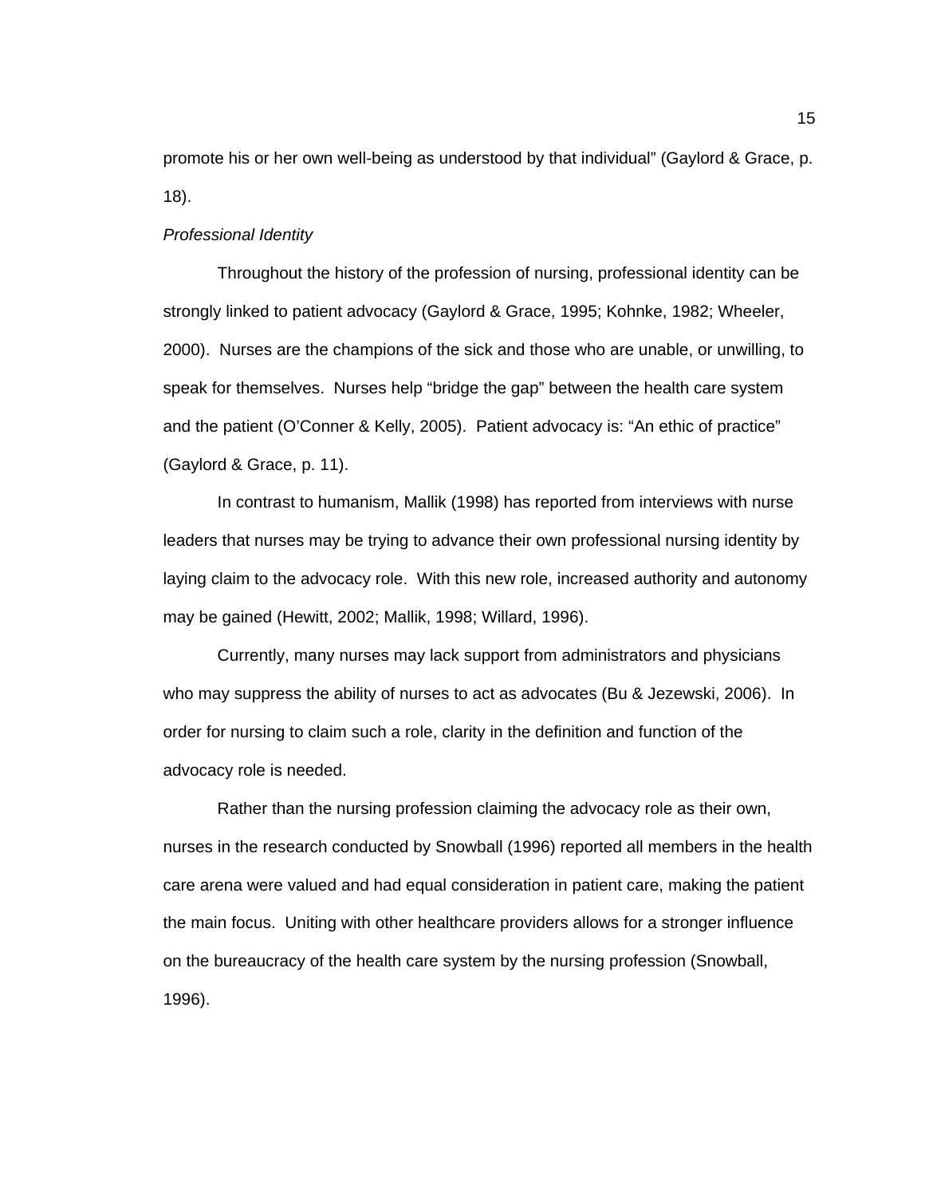promote his or her own well-being as understood by that individual" (Gaylord & Grace, p. 18).

*Professional Identity*

Throughout the history of the profession of nursing, professional identity can be strongly linked to patient advocacy (Gaylord & Grace, 1995; Kohnke, 1982; Wheeler, 2000). Nurses are the champions of the sick and those who are unable, or unwilling, to speak for themselves. Nurses help "bridge the gap" between the health care system and the patient (O'Conner & Kelly, 2005). Patient advocacy is: "An ethic of practice" (Gaylord & Grace, p. 11).

In contrast to humanism, Mallik (1998) has reported from interviews with nurse leaders that nurses may be trying to advance their own professional nursing identity by laying claim to the advocacy role. With this new role, increased authority and autonomy may be gained (Hewitt, 2002; Mallik, 1998; Willard, 1996).

Currently, many nurses may lack support from administrators and physicians who may suppress the ability of nurses to act as advocates (Bu & Jezewski, 2006). In order for nursing to claim such a role, clarity in the definition and function of the advocacy role is needed.

Rather than the nursing profession claiming the advocacy role as their own, nurses in the research conducted by Snowball (1996) reported all members in the health care arena were valued and had equal consideration in patient care, making the patient the main focus. Uniting with other healthcare providers allows for a stronger influence on the bureaucracy of the health care system by the nursing profession (Snowball, 1996).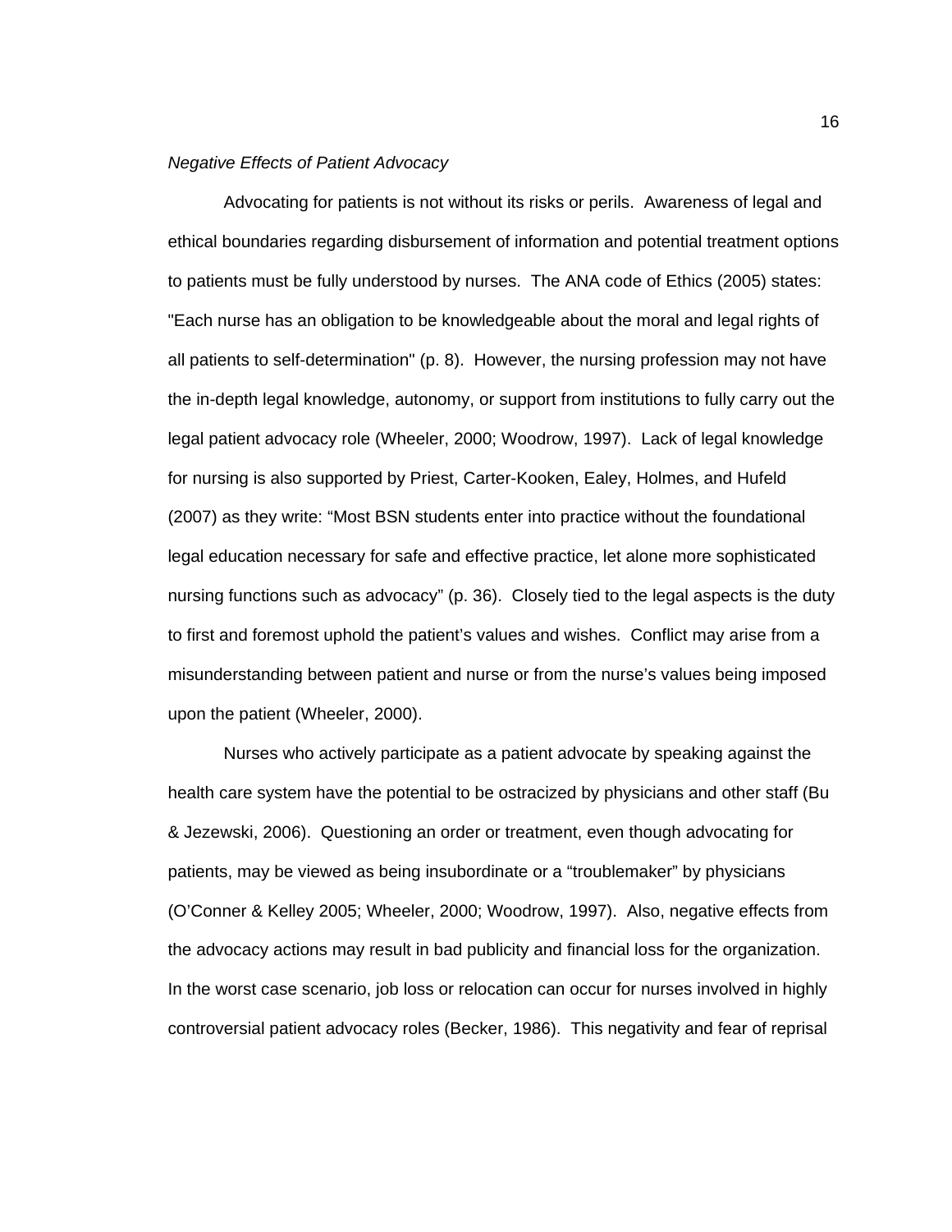*Negative Effects of Patient Advocacy*

Advocating for patients is not without its risks or perils. Awareness of legal and ethical boundaries regarding disbursement of information and potential treatment options to patients must be fully understood by nurses. The ANA code of Ethics (2005) states: "Each nurse has an obligation to be knowledgeable about the moral and legal rights of all patients to self-determination" (p. 8). However, the nursing profession may not have the in-depth legal knowledge, autonomy, or support from institutions to fully carry out the legal patient advocacy role (Wheeler, 2000; Woodrow, 1997). Lack of legal knowledge for nursing is also supported by Priest, Carter-Kooken, Ealey, Holmes, and Hufeld (2007) as they write: "Most BSN students enter into practice without the foundational legal education necessary for safe and effective practice, let alone more sophisticated nursing functions such as advocacy" (p. 36). Closely tied to the legal aspects is the duty to first and foremost uphold the patient's values and wishes. Conflict may arise from a misunderstanding between patient and nurse or from the nurse's values being imposed upon the patient (Wheeler, 2000).

Nurses who actively participate as a patient advocate by speaking against the health care system have the potential to be ostracized by physicians and other staff (Bu & Jezewski, 2006). Questioning an order or treatment, even though advocating for patients, may be viewed as being insubordinate or a "troublemaker" by physicians (O'Conner & Kelley 2005; Wheeler, 2000; Woodrow, 1997). Also, negative effects from the advocacy actions may result in bad publicity and financial loss for the organization. In the worst case scenario, job loss or relocation can occur for nurses involved in highly controversial patient advocacy roles (Becker, 1986). This negativity and fear of reprisal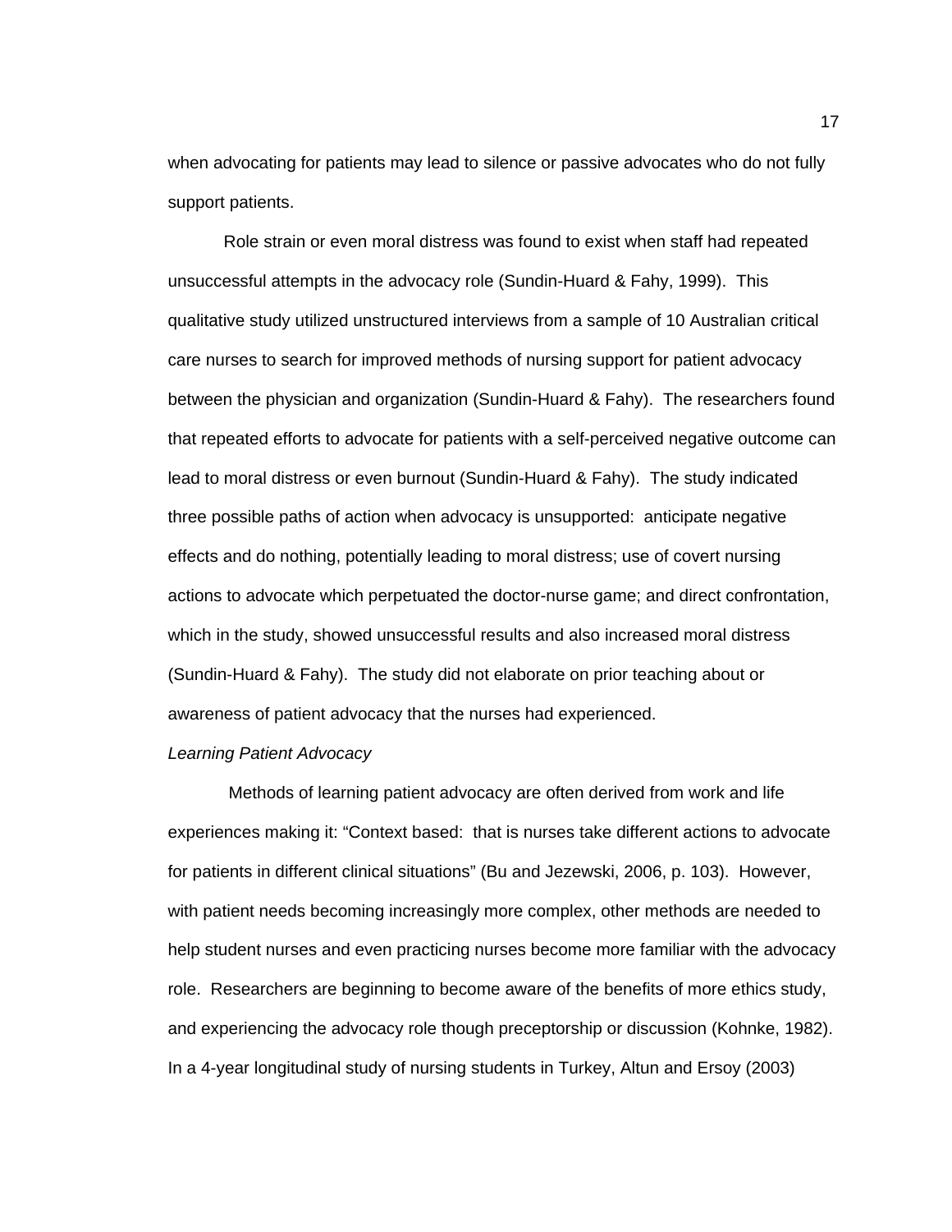when advocating for patients may lead to silence or passive advocates who do not fully support patients.

Role strain or even moral distress was found to exist when staff had repeated unsuccessful attempts in the advocacy role (Sundin-Huard & Fahy, 1999). This qualitative study utilized unstructured interviews from a sample of 10 Australian critical care nurses to search for improved methods of nursing support for patient advocacy between the physician and organization (Sundin-Huard & Fahy). The researchers found that repeated efforts to advocate for patients with a self-perceived negative outcome can lead to moral distress or even burnout (Sundin-Huard & Fahy). The study indicated three possible paths of action when advocacy is unsupported: anticipate negative effects and do nothing, potentially leading to moral distress; use of covert nursing actions to advocate which perpetuated the doctor-nurse game; and direct confrontation, which in the study, showed unsuccessful results and also increased moral distress (Sundin-Huard & Fahy). The study did not elaborate on prior teaching about or awareness of patient advocacy that the nurses had experienced.

*Learning Patient Advocacy*

Methods of learning patient advocacy are often derived from work and life experiences making it: "Context based: that is nurses take different actions to advocate for patients in different clinical situations" (Bu and Jezewski, 2006, p. 103). However, with patient needs becoming increasingly more complex, other methods are needed to help student nurses and even practicing nurses become more familiar with the advocacy role. Researchers are beginning to become aware of the benefits of more ethics study, and experiencing the advocacy role though preceptorship or discussion (Kohnke, 1982). In a 4-year longitudinal study of nursing students in Turkey, Altun and Ersoy (2003)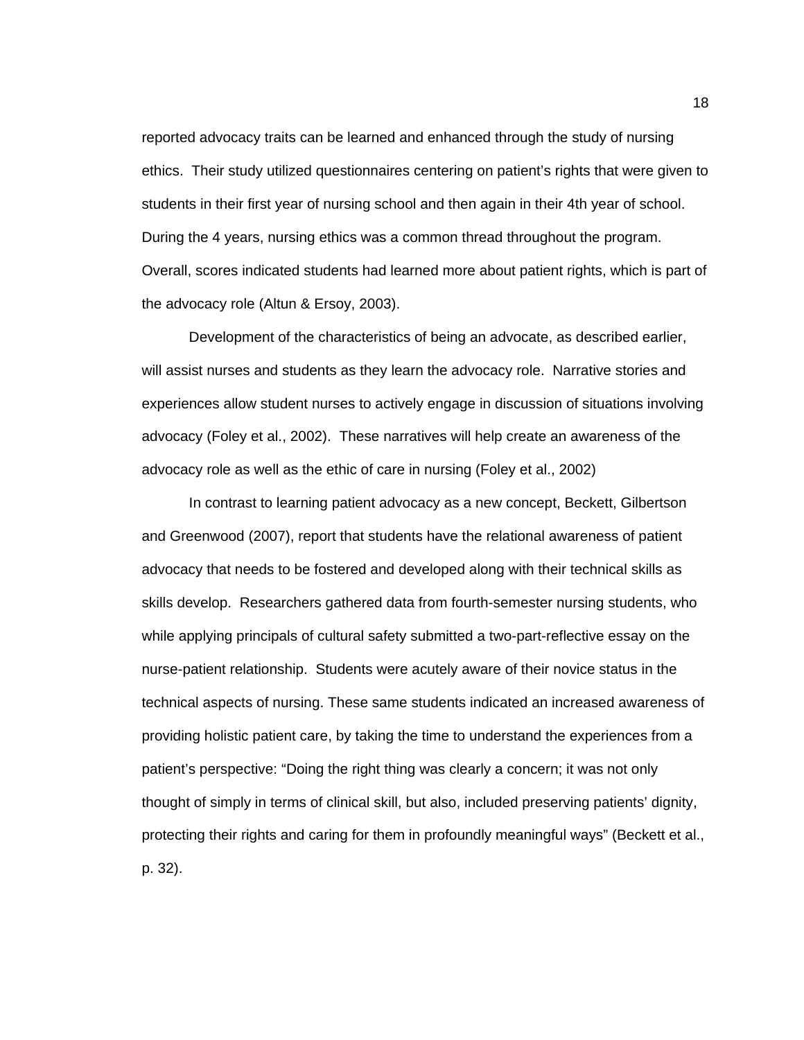reported advocacy traits can be learned and enhanced through the study of nursing ethics. Their study utilized questionnaires centering on patient's rights that were given to students in their first year of nursing school and then again in their 4th year of school. During the 4 years, nursing ethics was a common thread throughout the program. Overall, scores indicated students had learned more about patient rights, which is part of the advocacy role (Altun & Ersoy, 2003).

Development of the characteristics of being an advocate, as described earlier, will assist nurses and students as they learn the advocacy role. Narrative stories and experiences allow student nurses to actively engage in discussion of situations involving advocacy (Foley et al., 2002). These narratives will help create an awareness of the advocacy role as well as the ethic of care in nursing (Foley et al., 2002)

In contrast to learning patient advocacy as a new concept, Beckett, Gilbertson and Greenwood (2007), report that students have the relational awareness of patient advocacy that needs to be fostered and developed along with their technical skills as skills develop. Researchers gathered data from fourth-semester nursing students, who while applying principals of cultural safety submitted a two-part-reflective essay on the nurse-patient relationship. Students were acutely aware of their novice status in the technical aspects of nursing. These same students indicated an increased awareness of providing holistic patient care, by taking the time to understand the experiences from a patient's perspective: "Doing the right thing was clearly a concern; it was not only thought of simply in terms of clinical skill, but also, included preserving patients' dignity, protecting their rights and caring for them in profoundly meaningful ways" (Beckett et al., p. 32).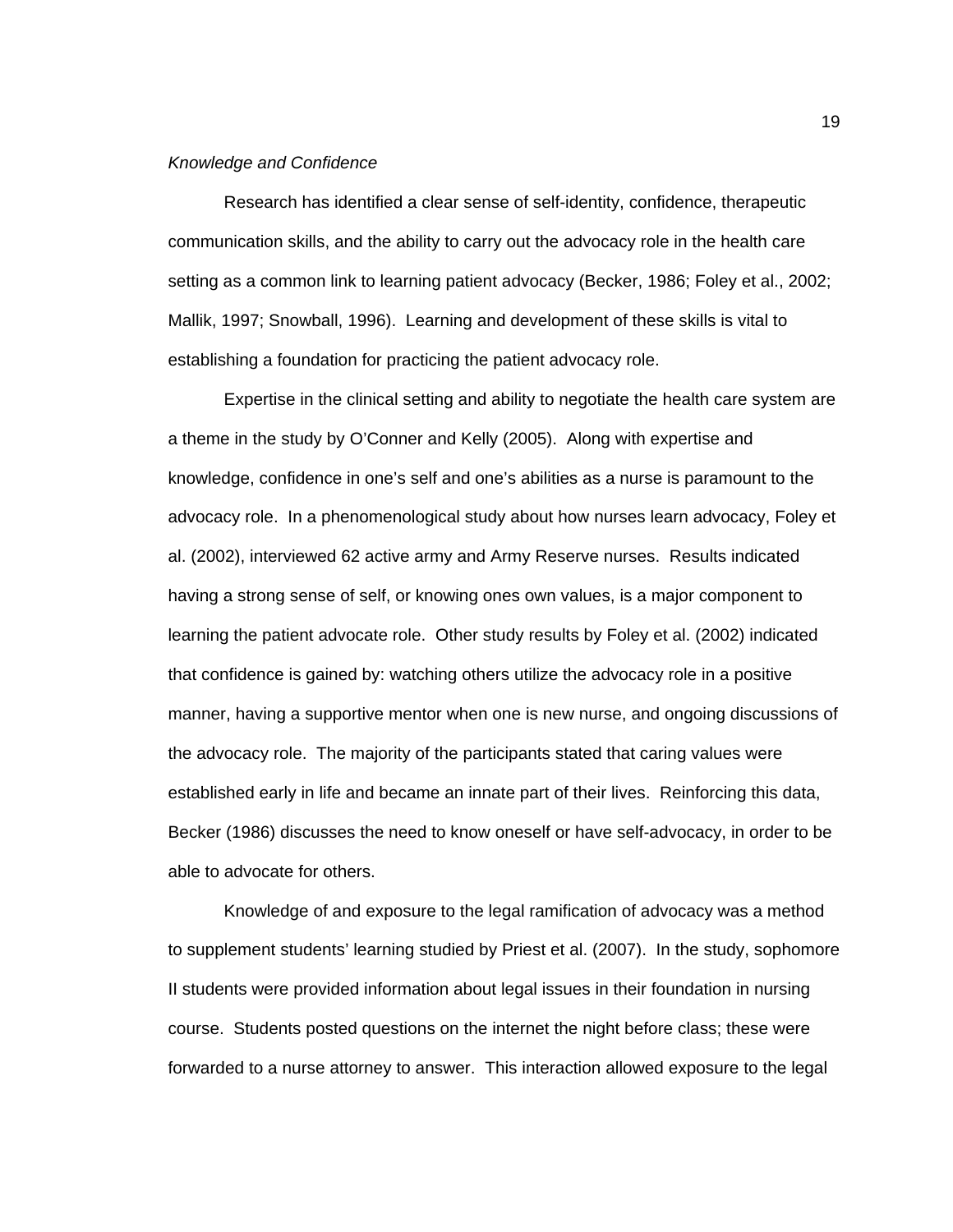*Knowledge and Confidence*

Research has identified a clear sense of self-identity, confidence, therapeutic communication skills, and the ability to carry out the advocacy role in the health care setting as a common link to learning patient advocacy (Becker, 1986; Foley et al., 2002; Mallik, 1997; Snowball, 1996). Learning and development of these skills is vital to establishing a foundation for practicing the patient advocacy role.

Expertise in the clinical setting and ability to negotiate the health care system are a theme in the study by O'Conner and Kelly (2005). Along with expertise and knowledge, confidence in one's self and one's abilities as a nurse is paramount to the advocacy role. In a phenomenological study about how nurses learn advocacy, Foley et al. (2002), interviewed 62 active army and Army Reserve nurses. Results indicated having a strong sense of self, or knowing ones own values, is a major component to learning the patient advocate role. Other study results by Foley et al. (2002) indicated that confidence is gained by: watching others utilize the advocacy role in a positive manner, having a supportive mentor when one is new nurse, and ongoing discussions of the advocacy role. The majority of the participants stated that caring values were established early in life and became an innate part of their lives. Reinforcing this data, Becker (1986) discusses the need to know oneself or have self-advocacy, in order to be able to advocate for others.

Knowledge of and exposure to the legal ramification of advocacy was a method to supplement students' learning studied by Priest et al. (2007). In the study, sophomore II students were provided information about legal issues in their foundation in nursing course. Students posted questions on the internet the night before class; these were forwarded to a nurse attorney to answer. This interaction allowed exposure to the legal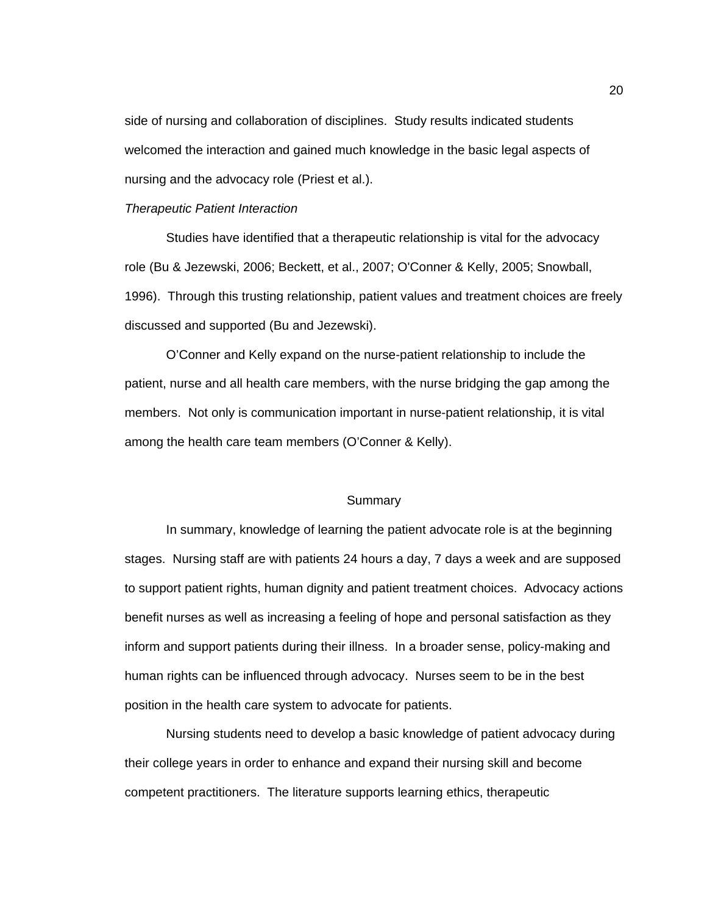side of nursing and collaboration of disciplines. Study results indicated students welcomed the interaction and gained much knowledge in the basic legal aspects of nursing and the advocacy role (Priest et al.).

*Therapeutic Patient Interaction*

Studies have identified that a therapeutic relationship is vital for the advocacy role (Bu & Jezewski, 2006; Beckett, et al., 2007; O'Conner & Kelly, 2005; Snowball, 1996). Through this trusting relationship, patient values and treatment choices are freely discussed and supported (Bu and Jezewski).

O'Conner and Kelly expand on the nurse-patient relationship to include the patient, nurse and all health care members, with the nurse bridging the gap among the members. Not only is communication important in nurse-patient relationship, it is vital among the health care team members (O'Conner & Kelly).

## Summary

In summary, knowledge of learning the patient advocate role is at the beginning stages. Nursing staff are with patients 24 hours a day, 7 days a week and are supposed to support patient rights, human dignity and patient treatment choices. Advocacy actions benefit nurses as well as increasing a feeling of hope and personal satisfaction as they inform and support patients during their illness. In a broader sense, policy-making and human rights can be influenced through advocacy. Nurses seem to be in the best position in the health care system to advocate for patients.

Nursing students need to develop a basic knowledge of patient advocacy during their college years in order to enhance and expand their nursing skill and become competent practitioners. The literature supports learning ethics, therapeutic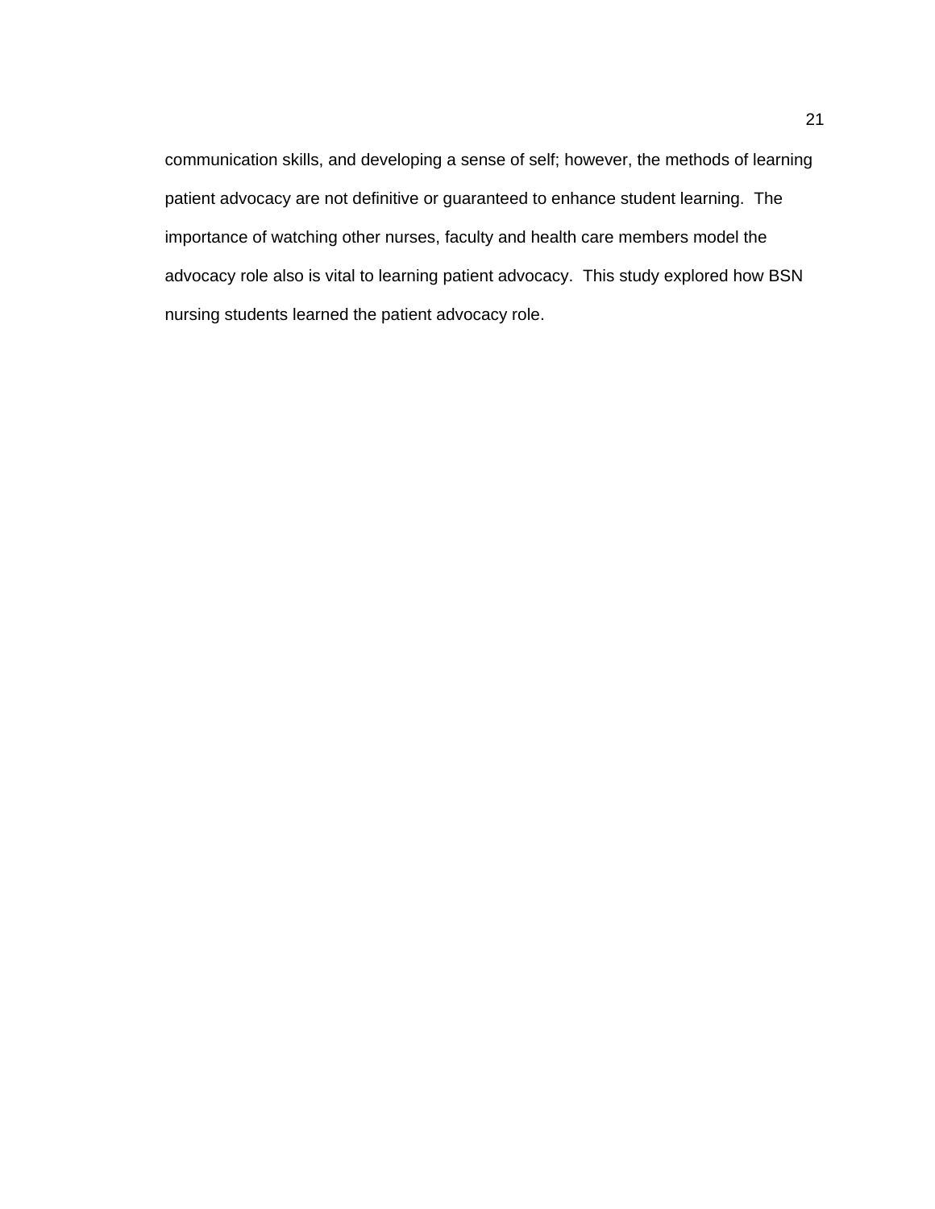communication skills, and developing a sense of self; however, the methods of learning patient advocacy are not definitive or guaranteed to enhance student learning. The importance of watching other nurses, faculty and health care members model the advocacy role also is vital to learning patient advocacy. This study explored how BSN nursing students learned the patient advocacy role.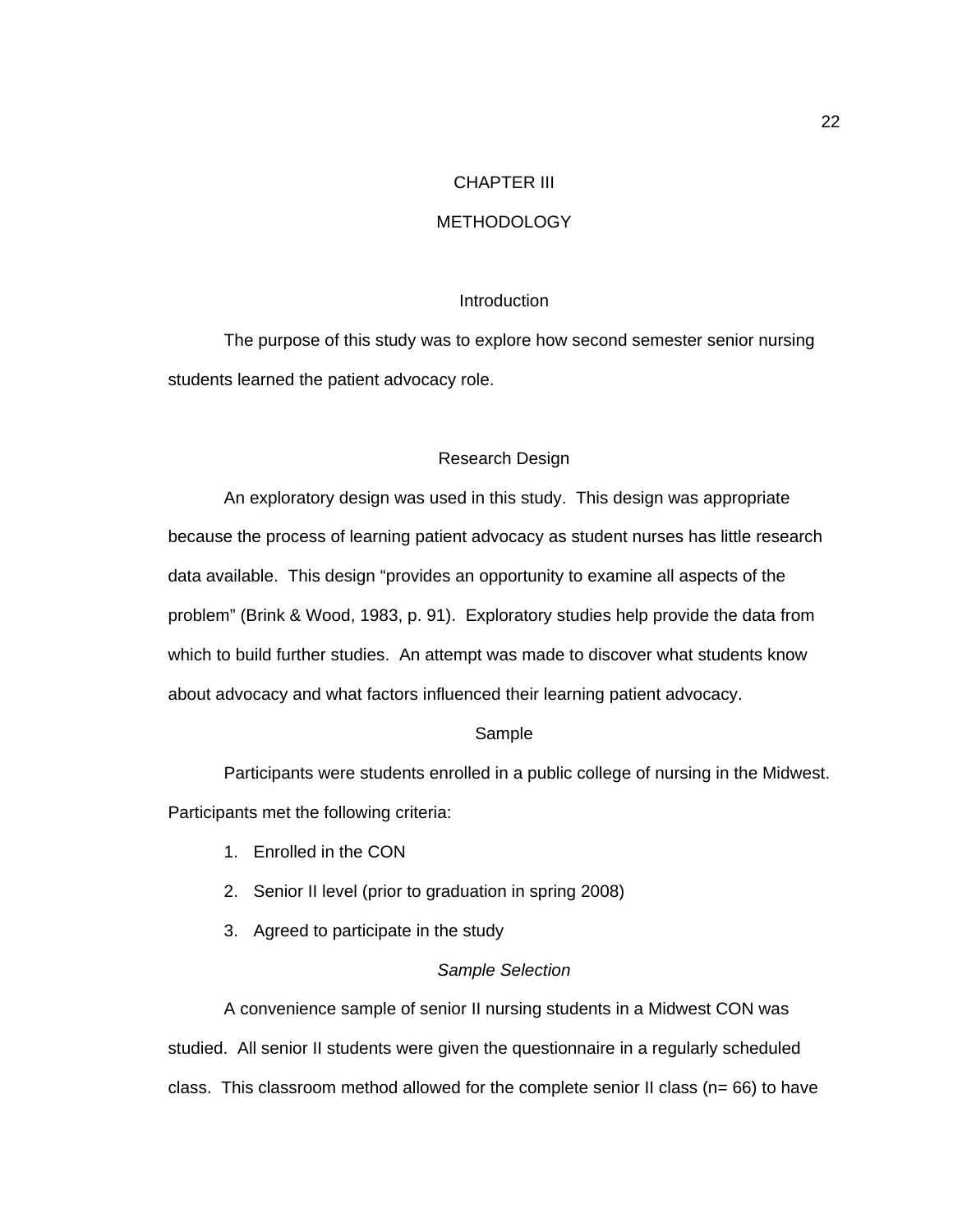# CHAPTER III

# METHODOLOGY

## Introduction

The purpose of this study was to explore how second semester senior nursing students learned the patient advocacy role.

## Research Design

An exploratory design was used in this study. This design was appropriate because the process of learning patient advocacy as student nurses has little research data available. This design "provides an opportunity to examine all aspects of the problem" (Brink & Wood, 1983, p. 91). Exploratory studies help provide the data from which to build further studies. An attempt was made to discover what students know about advocacy and what factors influenced their learning patient advocacy.

## Sample

Participants were students enrolled in a public college of nursing in the Midwest. Participants met the following criteria:

1. Enrolled in the CON
2. Senior II level (prior to graduation in spring 2008)
3. Agreed to participate in the study

### *Sample Selection*

A convenience sample of senior II nursing students in a Midwest CON was studied. All senior II students were given the questionnaire in a regularly scheduled class. This classroom method allowed for the complete senior II class (n= 66) to have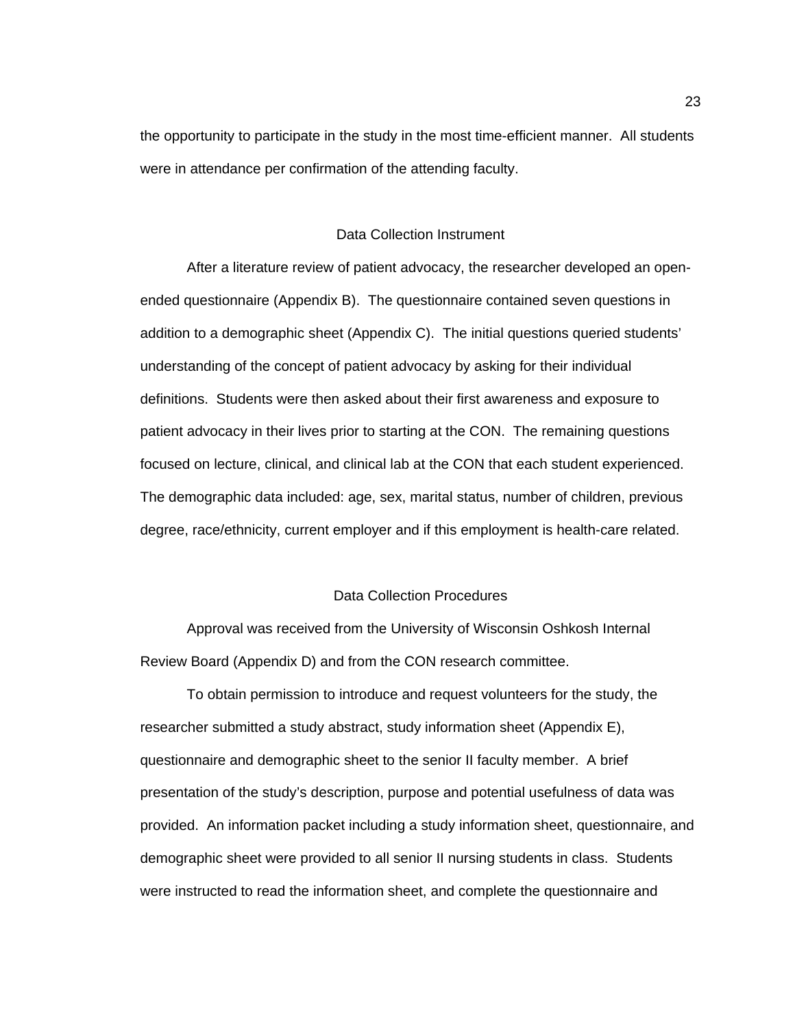the opportunity to participate in the study in the most time-efficient manner. All students were in attendance per confirmation of the attending faculty.

## Data Collection Instrument

After a literature review of patient advocacy, the researcher developed an open-ended questionnaire (Appendix B). The questionnaire contained seven questions in addition to a demographic sheet (Appendix C). The initial questions queried students' understanding of the concept of patient advocacy by asking for their individual definitions. Students were then asked about their first awareness and exposure to patient advocacy in their lives prior to starting at the CON. The remaining questions focused on lecture, clinical, and clinical lab at the CON that each student experienced. The demographic data included: age, sex, marital status, number of children, previous degree, race/ethnicity, current employer and if this employment is health-care related.

## Data Collection Procedures

Approval was received from the University of Wisconsin Oshkosh Internal Review Board (Appendix D) and from the CON research committee.

To obtain permission to introduce and request volunteers for the study, the researcher submitted a study abstract, study information sheet (Appendix E), questionnaire and demographic sheet to the senior II faculty member. A brief presentation of the study's description, purpose and potential usefulness of data was provided. An information packet including a study information sheet, questionnaire, and demographic sheet were provided to all senior II nursing students in class. Students were instructed to read the information sheet, and complete the questionnaire and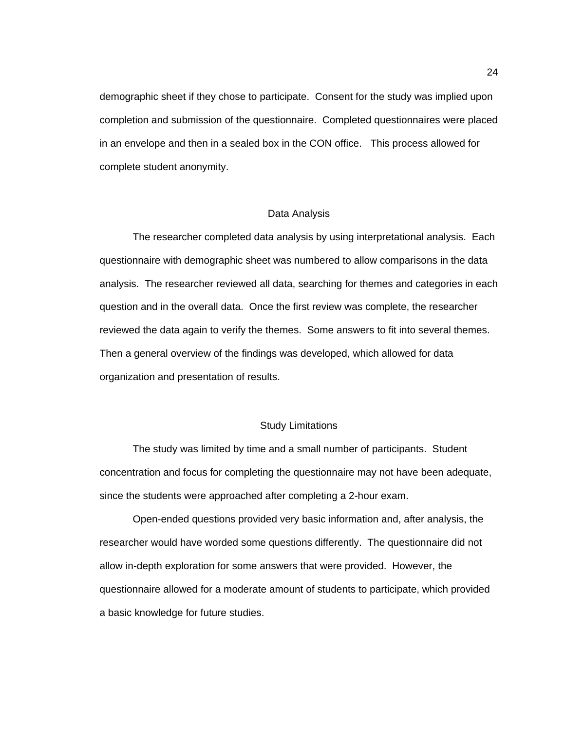demographic sheet if they chose to participate. Consent for the study was implied upon completion and submission of the questionnaire. Completed questionnaires were placed in an envelope and then in a sealed box in the CON office. This process allowed for complete student anonymity.

## Data Analysis

The researcher completed data analysis by using interpretational analysis. Each questionnaire with demographic sheet was numbered to allow comparisons in the data analysis. The researcher reviewed all data, searching for themes and categories in each question and in the overall data. Once the first review was complete, the researcher reviewed the data again to verify the themes. Some answers to fit into several themes. Then a general overview of the findings was developed, which allowed for data organization and presentation of results.

## Study Limitations

The study was limited by time and a small number of participants. Student concentration and focus for completing the questionnaire may not have been adequate, since the students were approached after completing a 2-hour exam.

Open-ended questions provided very basic information and, after analysis, the researcher would have worded some questions differently. The questionnaire did not allow in-depth exploration for some answers that were provided. However, the questionnaire allowed for a moderate amount of students to participate, which provided a basic knowledge for future studies.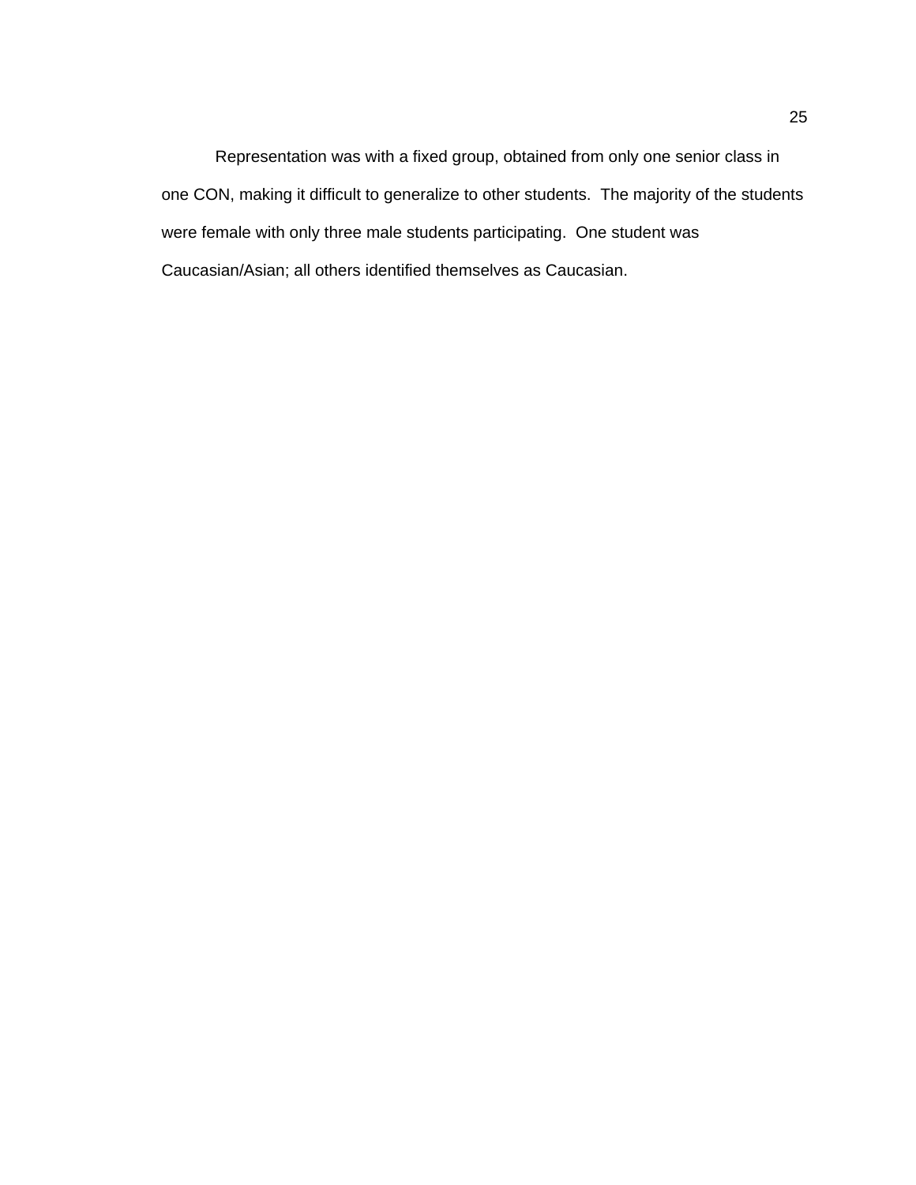Representation was with a fixed group, obtained from only one senior class in one CON, making it difficult to generalize to other students. The majority of the students were female with only three male students participating. One student was Caucasian/Asian; all others identified themselves as Caucasian.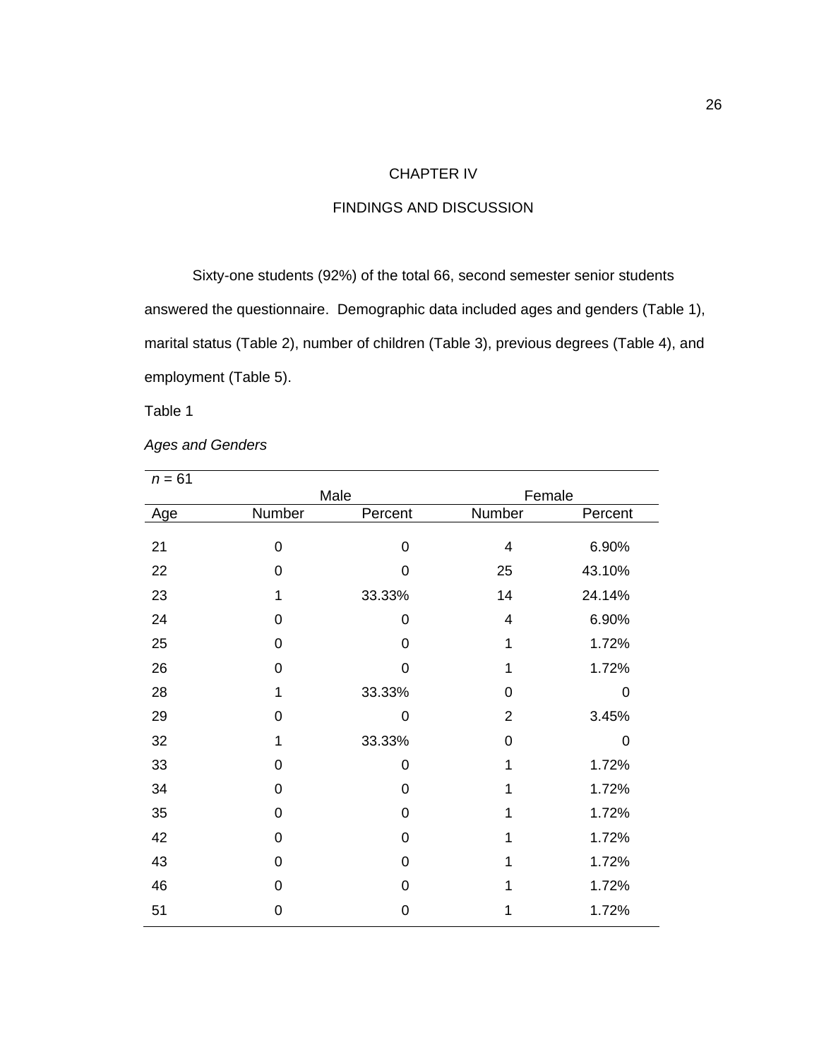# CHAPTER IV

# FINDINGS AND DISCUSSION

Sixty-one students (92%) of the total 66, second semester senior students answered the questionnaire. Demographic data included ages and genders (Table 1), marital status (Table 2), number of children (Table 3), previous degrees (Table 4), and employment (Table 5).

Table 1

*Ages and Genders*

*n* = 61

| | Male | | Female | |
|---|---|---|---|---|
| Age | Number | Percent | Number | Percent |
| 21 | 0 | 0 | 4 | 6.90% |
| 22 | 0 | 0 | 25 | 43.10% |
| 23 | 1 | 33.33% | 14 | 24.14% |
| 24 | 0 | 0 | 4 | 6.90% |
| 25 | 0 | 0 | 1 | 1.72% |
| 26 | 0 | 0 | 1 | 1.72% |
| 28 | 1 | 33.33% | 0 | 0 |
| 29 | 0 | 0 | 2 | 3.45% |
| 32 | 1 | 33.33% | 0 | 0 |
| 33 | 0 | 0 | 1 | 1.72% |
| 34 | 0 | 0 | 1 | 1.72% |
| 35 | 0 | 0 | 1 | 1.72% |
| 42 | 0 | 0 | 1 | 1.72% |
| 43 | 0 | 0 | 1 | 1.72% |
| 46 | 0 | 0 | 1 | 1.72% |
| 51 | 0 | 0 | 1 | 1.72% |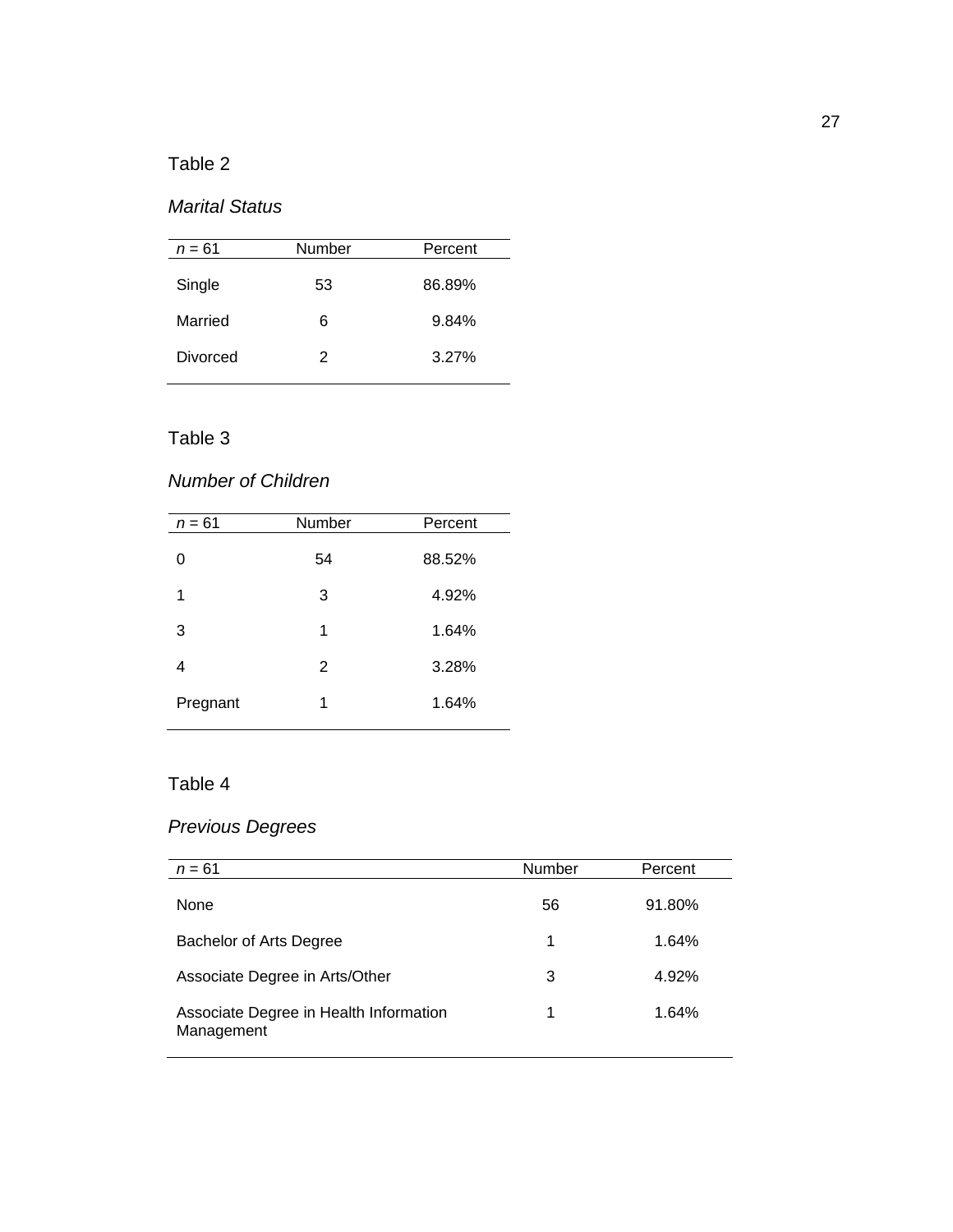Table 2

*Marital Status*

| *n* = 61 | Number | Percent |
|---|---|---|
| Single | 53 | 86.89% |
| Married | 6 | 9.84% |
| Divorced | 2 | 3.27% |

Table 3

*Number of Children*

| *n* = 61 | Number | Percent |
|---|---|---|
| 0 | 54 | 88.52% |
| 1 | 3 | 4.92% |
| 3 | 1 | 1.64% |
| 4 | 2 | 3.28% |
| Pregnant | 1 | 1.64% |

Table 4

*Previous Degrees*

| *n* = 61 | Number | Percent |
|---|---|---|
| None | 56 | 91.80% |
| Bachelor of Arts Degree | 1 | 1.64% |
| Associate Degree in Arts/Other | 3 | 4.92% |
| Associate Degree in Health Information Management | 1 | 1.64% |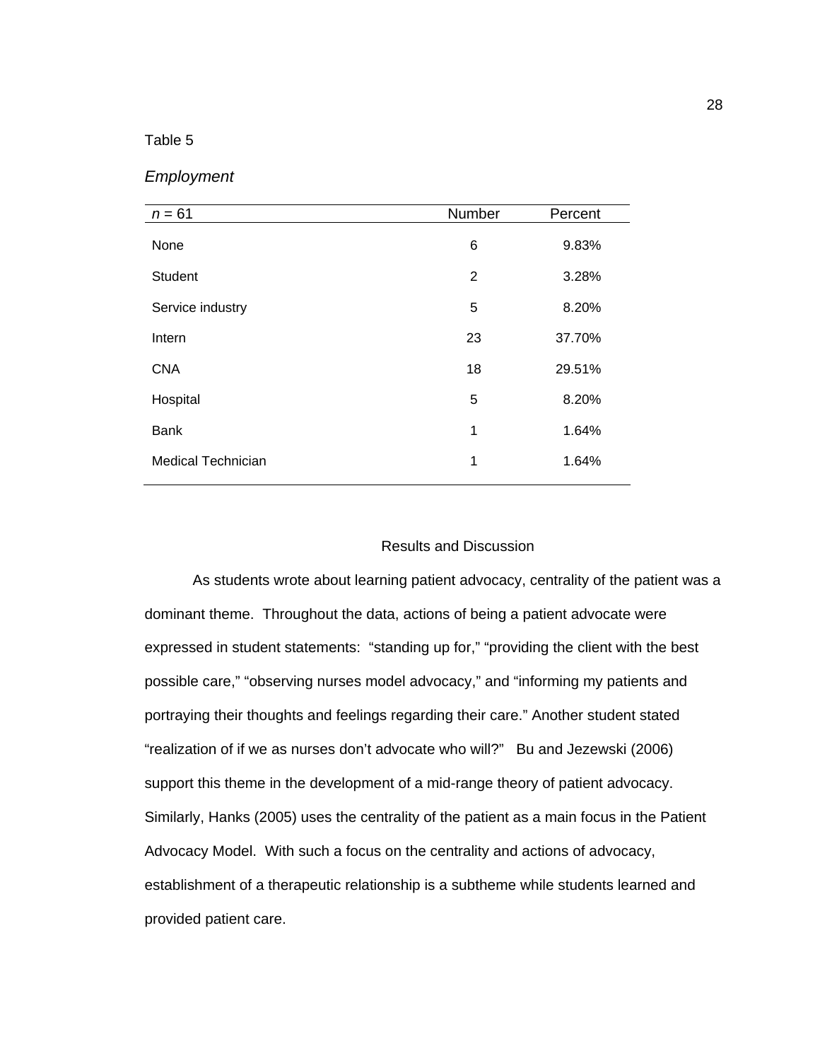Table 5

*Employment*

| *n* = 61 | Number | Percent |
|---|---|---|
| None | 6 | 9.83% |
| Student | 2 | 3.28% |
| Service industry | 5 | 8.20% |
| Intern | 23 | 37.70% |
| CNA | 18 | 29.51% |
| Hospital | 5 | 8.20% |
| Bank | 1 | 1.64% |
| Medical Technician | 1 | 1.64% |

## Results and Discussion

As students wrote about learning patient advocacy, centrality of the patient was a dominant theme. Throughout the data, actions of being a patient advocate were expressed in student statements: "standing up for," "providing the client with the best possible care," "observing nurses model advocacy," and "informing my patients and portraying their thoughts and feelings regarding their care." Another student stated "realization of if we as nurses don't advocate who will?" Bu and Jezewski (2006) support this theme in the development of a mid-range theory of patient advocacy. Similarly, Hanks (2005) uses the centrality of the patient as a main focus in the Patient Advocacy Model. With such a focus on the centrality and actions of advocacy, establishment of a therapeutic relationship is a subtheme while students learned and provided patient care.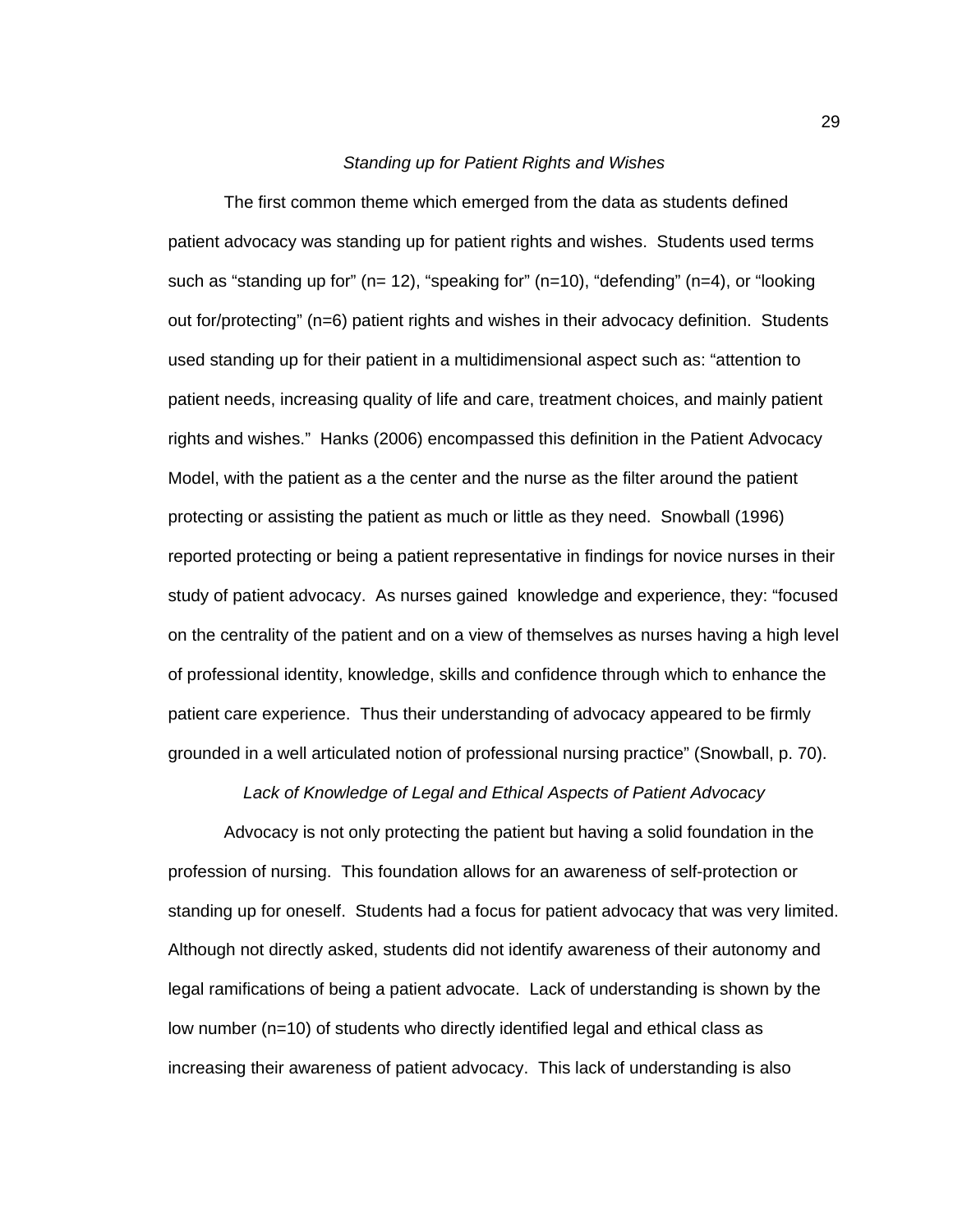*Standing up for Patient Rights and Wishes*

The first common theme which emerged from the data as students defined patient advocacy was standing up for patient rights and wishes. Students used terms such as “standing up for” (n= 12), “speaking for” (n=10), “defending” (n=4), or “looking out for/protecting” (n=6) patient rights and wishes in their advocacy definition. Students used standing up for their patient in a multidimensional aspect such as: “attention to patient needs, increasing quality of life and care, treatment choices, and mainly patient rights and wishes.” Hanks (2006) encompassed this definition in the Patient Advocacy Model, with the patient as a the center and the nurse as the filter around the patient protecting or assisting the patient as much or little as they need. Snowball (1996) reported protecting or being a patient representative in findings for novice nurses in their study of patient advocacy. As nurses gained knowledge and experience, they: “focused on the centrality of the patient and on a view of themselves as nurses having a high level of professional identity, knowledge, skills and confidence through which to enhance the patient care experience. Thus their understanding of advocacy appeared to be firmly grounded in a well articulated notion of professional nursing practice” (Snowball, p. 70).

*Lack of Knowledge of Legal and Ethical Aspects of Patient Advocacy*

Advocacy is not only protecting the patient but having a solid foundation in the profession of nursing. This foundation allows for an awareness of self-protection or standing up for oneself. Students had a focus for patient advocacy that was very limited. Although not directly asked, students did not identify awareness of their autonomy and legal ramifications of being a patient advocate. Lack of understanding is shown by the low number (n=10) of students who directly identified legal and ethical class as increasing their awareness of patient advocacy. This lack of understanding is also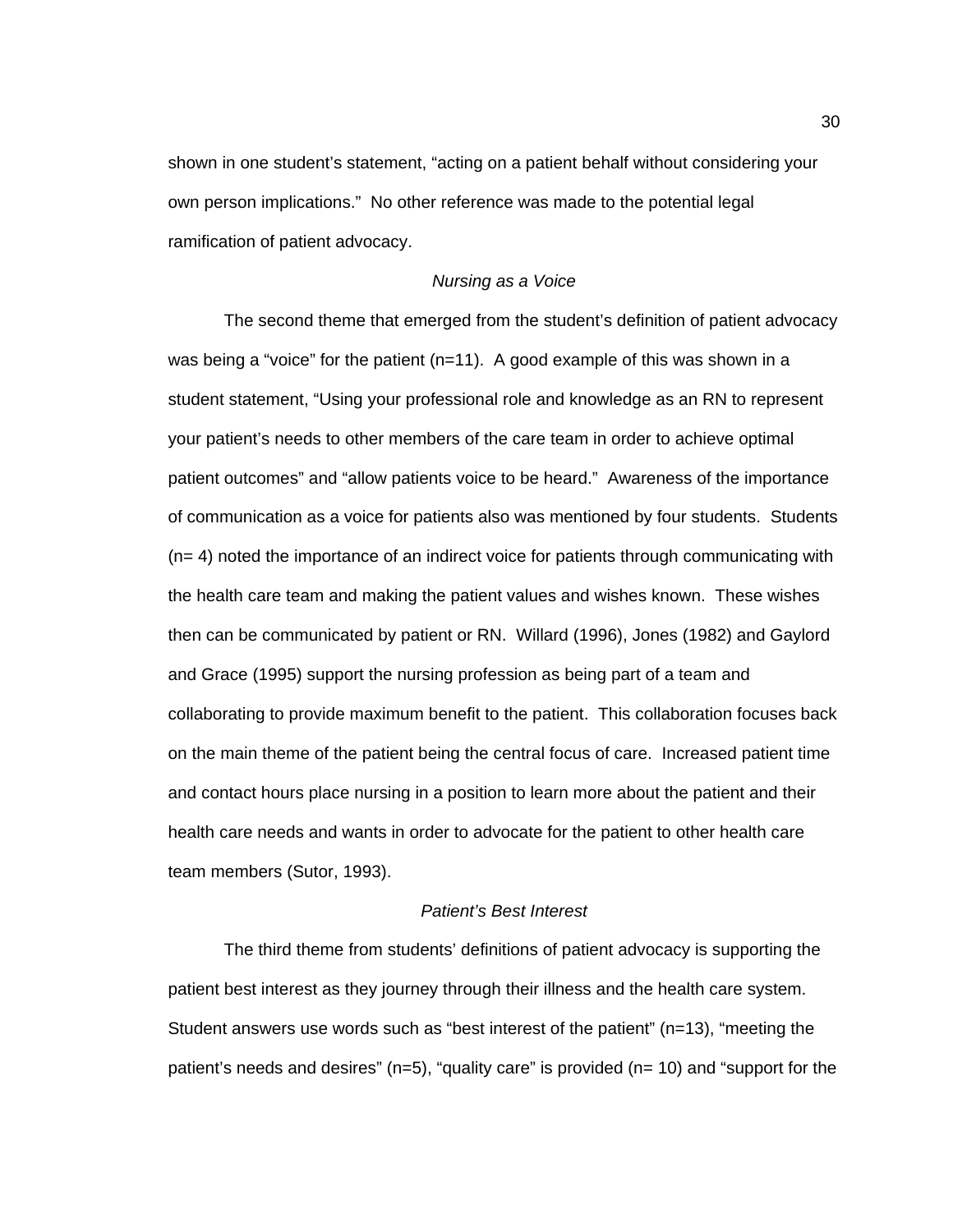shown in one student's statement, "acting on a patient behalf without considering your own person implications." No other reference was made to the potential legal ramification of patient advocacy.

### *Nursing as a Voice*

The second theme that emerged from the student's definition of patient advocacy was being a "voice" for the patient (n=11). A good example of this was shown in a student statement, "Using your professional role and knowledge as an RN to represent your patient's needs to other members of the care team in order to achieve optimal patient outcomes" and "allow patients voice to be heard." Awareness of the importance of communication as a voice for patients also was mentioned by four students. Students (n= 4) noted the importance of an indirect voice for patients through communicating with the health care team and making the patient values and wishes known. These wishes then can be communicated by patient or RN. Willard (1996), Jones (1982) and Gaylord and Grace (1995) support the nursing profession as being part of a team and collaborating to provide maximum benefit to the patient. This collaboration focuses back on the main theme of the patient being the central focus of care. Increased patient time and contact hours place nursing in a position to learn more about the patient and their health care needs and wants in order to advocate for the patient to other health care team members (Sutor, 1993).

### *Patient's Best Interest*

The third theme from students' definitions of patient advocacy is supporting the patient best interest as they journey through their illness and the health care system. Student answers use words such as "best interest of the patient" (n=13), "meeting the patient's needs and desires" (n=5), "quality care" is provided (n= 10) and "support for the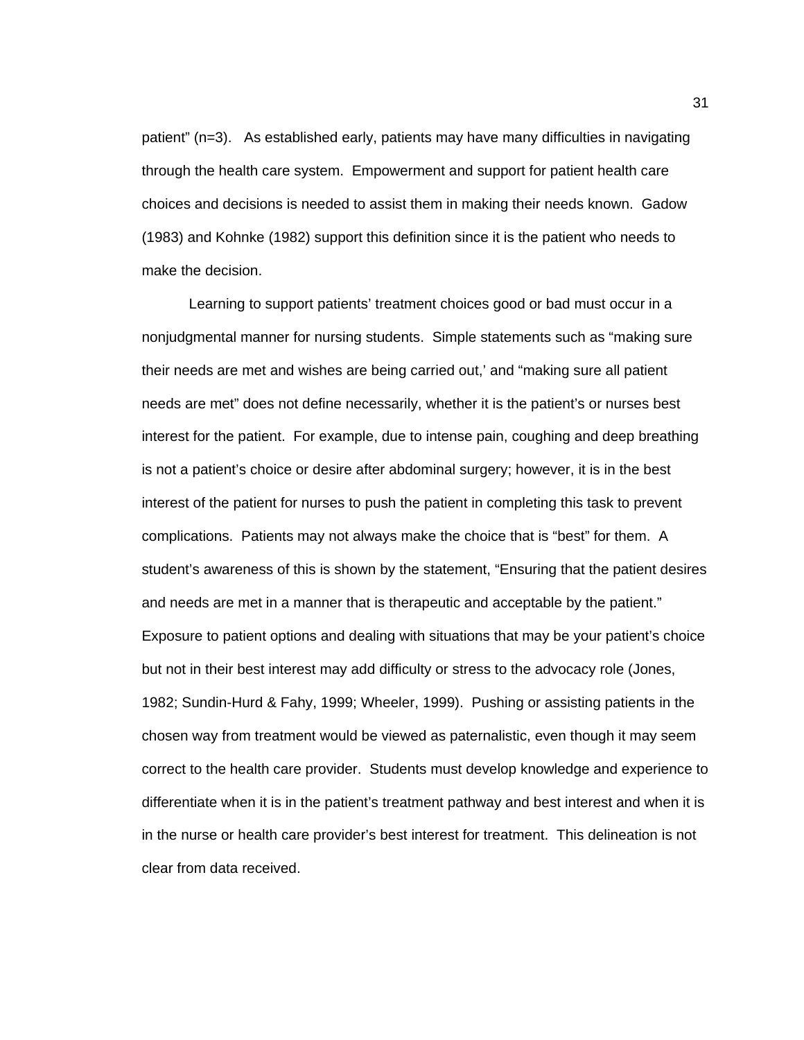patient" (n=3). As established early, patients may have many difficulties in navigating through the health care system. Empowerment and support for patient health care choices and decisions is needed to assist them in making their needs known. Gadow (1983) and Kohnke (1982) support this definition since it is the patient who needs to make the decision.

Learning to support patients' treatment choices good or bad must occur in a nonjudgmental manner for nursing students. Simple statements such as "making sure their needs are met and wishes are being carried out,' and "making sure all patient needs are met" does not define necessarily, whether it is the patient's or nurses best interest for the patient. For example, due to intense pain, coughing and deep breathing is not a patient's choice or desire after abdominal surgery; however, it is in the best interest of the patient for nurses to push the patient in completing this task to prevent complications. Patients may not always make the choice that is "best" for them. A student's awareness of this is shown by the statement, "Ensuring that the patient desires and needs are met in a manner that is therapeutic and acceptable by the patient." Exposure to patient options and dealing with situations that may be your patient's choice but not in their best interest may add difficulty or stress to the advocacy role (Jones, 1982; Sundin-Hurd & Fahy, 1999; Wheeler, 1999). Pushing or assisting patients in the chosen way from treatment would be viewed as paternalistic, even though it may seem correct to the health care provider. Students must develop knowledge and experience to differentiate when it is in the patient's treatment pathway and best interest and when it is in the nurse or health care provider's best interest for treatment. This delineation is not clear from data received.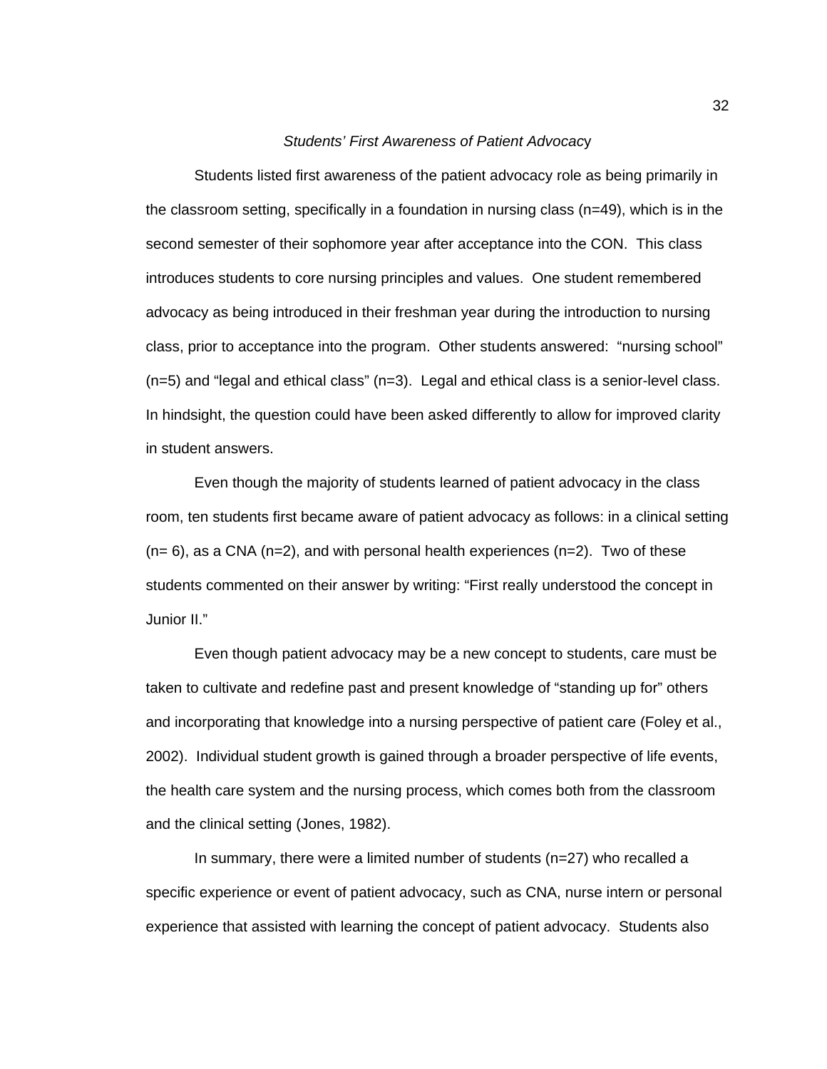### *Students' First Awareness of Patient Advocacy*

Students listed first awareness of the patient advocacy role as being primarily in the classroom setting, specifically in a foundation in nursing class (n=49), which is in the second semester of their sophomore year after acceptance into the CON. This class introduces students to core nursing principles and values. One student remembered advocacy as being introduced in their freshman year during the introduction to nursing class, prior to acceptance into the program. Other students answered: "nursing school" (n=5) and "legal and ethical class" (n=3). Legal and ethical class is a senior-level class. In hindsight, the question could have been asked differently to allow for improved clarity in student answers.

Even though the majority of students learned of patient advocacy in the class room, ten students first became aware of patient advocacy as follows: in a clinical setting (n= 6), as a CNA (n=2), and with personal health experiences (n=2). Two of these students commented on their answer by writing: "First really understood the concept in Junior II."

Even though patient advocacy may be a new concept to students, care must be taken to cultivate and redefine past and present knowledge of "standing up for" others and incorporating that knowledge into a nursing perspective of patient care (Foley et al., 2002). Individual student growth is gained through a broader perspective of life events, the health care system and the nursing process, which comes both from the classroom and the clinical setting (Jones, 1982).

In summary, there were a limited number of students (n=27) who recalled a specific experience or event of patient advocacy, such as CNA, nurse intern or personal experience that assisted with learning the concept of patient advocacy. Students also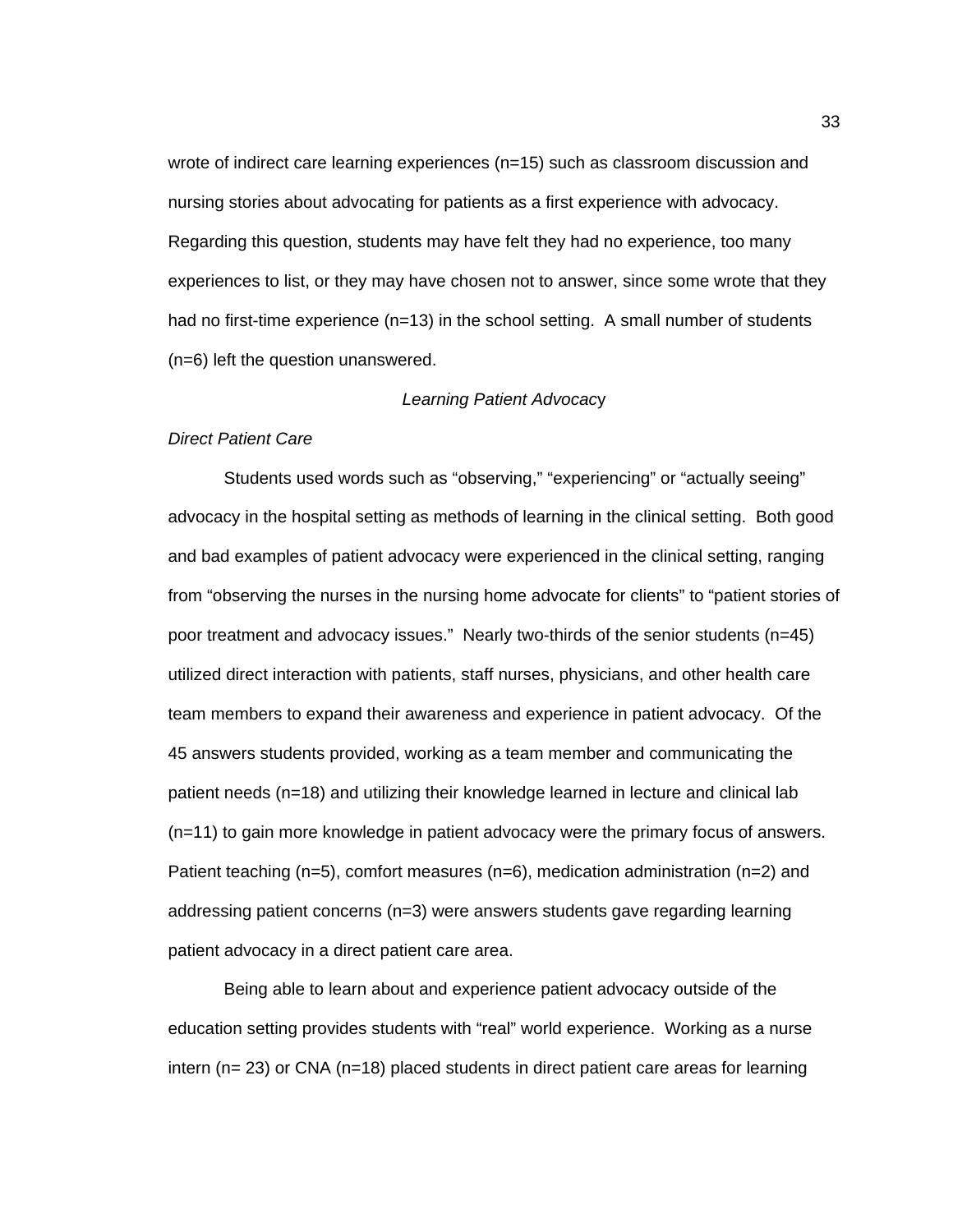wrote of indirect care learning experiences (n=15) such as classroom discussion and nursing stories about advocating for patients as a first experience with advocacy. Regarding this question, students may have felt they had no experience, too many experiences to list, or they may have chosen not to answer, since some wrote that they had no first-time experience (n=13) in the school setting. A small number of students (n=6) left the question unanswered.

## *Learning Patient Advocacy*

### *Direct Patient Care*

Students used words such as "observing," "experiencing" or "actually seeing" advocacy in the hospital setting as methods of learning in the clinical setting. Both good and bad examples of patient advocacy were experienced in the clinical setting, ranging from "observing the nurses in the nursing home advocate for clients" to "patient stories of poor treatment and advocacy issues." Nearly two-thirds of the senior students (n=45) utilized direct interaction with patients, staff nurses, physicians, and other health care team members to expand their awareness and experience in patient advocacy. Of the 45 answers students provided, working as a team member and communicating the patient needs (n=18) and utilizing their knowledge learned in lecture and clinical lab (n=11) to gain more knowledge in patient advocacy were the primary focus of answers. Patient teaching (n=5), comfort measures (n=6), medication administration (n=2) and addressing patient concerns (n=3) were answers students gave regarding learning patient advocacy in a direct patient care area.

Being able to learn about and experience patient advocacy outside of the education setting provides students with "real" world experience. Working as a nurse intern (n= 23) or CNA (n=18) placed students in direct patient care areas for learning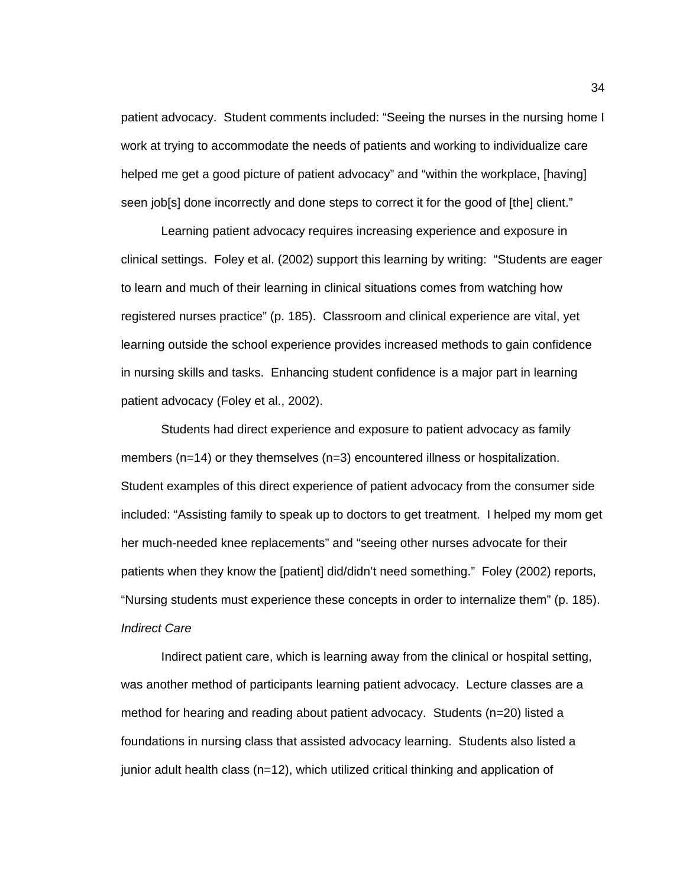patient advocacy. Student comments included: "Seeing the nurses in the nursing home I work at trying to accommodate the needs of patients and working to individualize care helped me get a good picture of patient advocacy" and "within the workplace, [having] seen job[s] done incorrectly and done steps to correct it for the good of [the] client."

Learning patient advocacy requires increasing experience and exposure in clinical settings. Foley et al. (2002) support this learning by writing: "Students are eager to learn and much of their learning in clinical situations comes from watching how registered nurses practice" (p. 185). Classroom and clinical experience are vital, yet learning outside the school experience provides increased methods to gain confidence in nursing skills and tasks. Enhancing student confidence is a major part in learning patient advocacy (Foley et al., 2002).

Students had direct experience and exposure to patient advocacy as family members (n=14) or they themselves (n=3) encountered illness or hospitalization. Student examples of this direct experience of patient advocacy from the consumer side included: "Assisting family to speak up to doctors to get treatment. I helped my mom get her much-needed knee replacements" and "seeing other nurses advocate for their patients when they know the [patient] did/didn't need something." Foley (2002) reports, "Nursing students must experience these concepts in order to internalize them" (p. 185).

*Indirect Care*

Indirect patient care, which is learning away from the clinical or hospital setting, was another method of participants learning patient advocacy. Lecture classes are a method for hearing and reading about patient advocacy. Students (n=20) listed a foundations in nursing class that assisted advocacy learning. Students also listed a junior adult health class (n=12), which utilized critical thinking and application of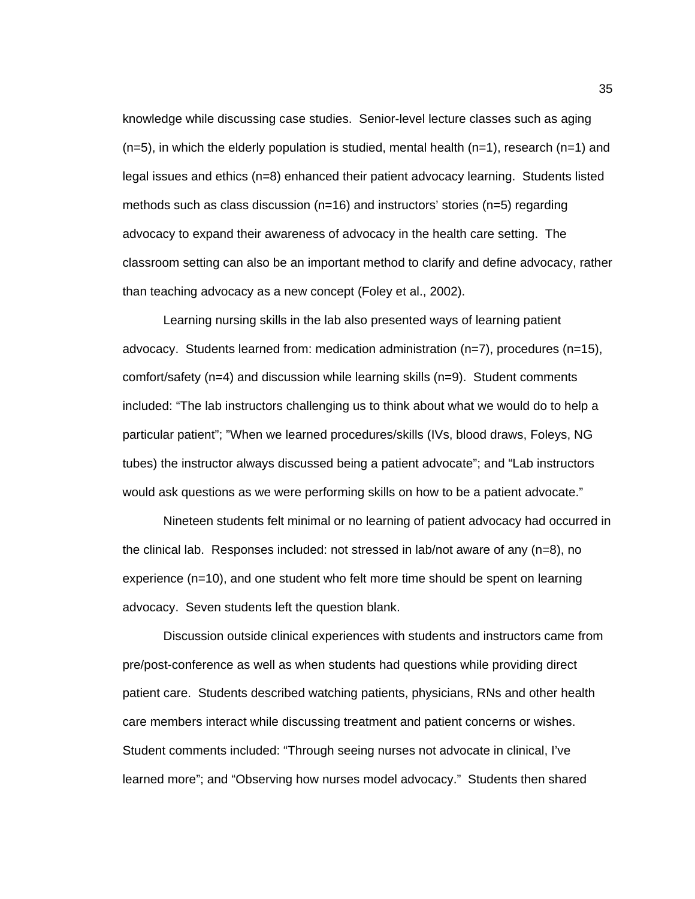knowledge while discussing case studies. Senior-level lecture classes such as aging (n=5), in which the elderly population is studied, mental health (n=1), research (n=1) and legal issues and ethics (n=8) enhanced their patient advocacy learning. Students listed methods such as class discussion (n=16) and instructors' stories (n=5) regarding advocacy to expand their awareness of advocacy in the health care setting. The classroom setting can also be an important method to clarify and define advocacy, rather than teaching advocacy as a new concept (Foley et al., 2002).

Learning nursing skills in the lab also presented ways of learning patient advocacy. Students learned from: medication administration (n=7), procedures (n=15), comfort/safety (n=4) and discussion while learning skills (n=9). Student comments included: "The lab instructors challenging us to think about what we would do to help a particular patient"; "When we learned procedures/skills (IVs, blood draws, Foleys, NG tubes) the instructor always discussed being a patient advocate"; and "Lab instructors would ask questions as we were performing skills on how to be a patient advocate."

Nineteen students felt minimal or no learning of patient advocacy had occurred in the clinical lab. Responses included: not stressed in lab/not aware of any (n=8), no experience (n=10), and one student who felt more time should be spent on learning advocacy. Seven students left the question blank.

Discussion outside clinical experiences with students and instructors came from pre/post-conference as well as when students had questions while providing direct patient care. Students described watching patients, physicians, RNs and other health care members interact while discussing treatment and patient concerns or wishes. Student comments included: "Through seeing nurses not advocate in clinical, I've learned more"; and "Observing how nurses model advocacy." Students then shared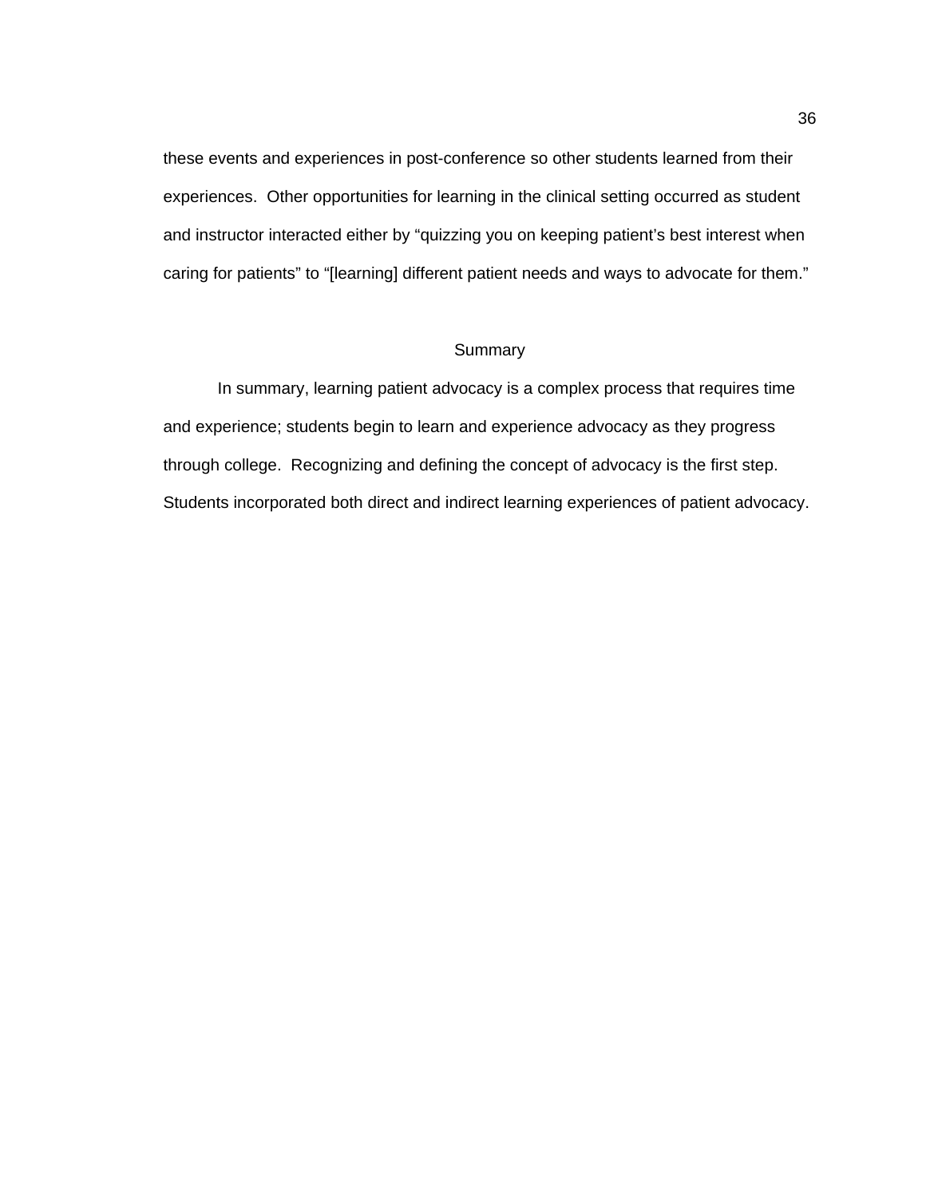these events and experiences in post-conference so other students learned from their experiences. Other opportunities for learning in the clinical setting occurred as student and instructor interacted either by "quizzing you on keeping patient's best interest when caring for patients" to "[learning] different patient needs and ways to advocate for them."

## Summary

In summary, learning patient advocacy is a complex process that requires time and experience; students begin to learn and experience advocacy as they progress through college. Recognizing and defining the concept of advocacy is the first step. Students incorporated both direct and indirect learning experiences of patient advocacy.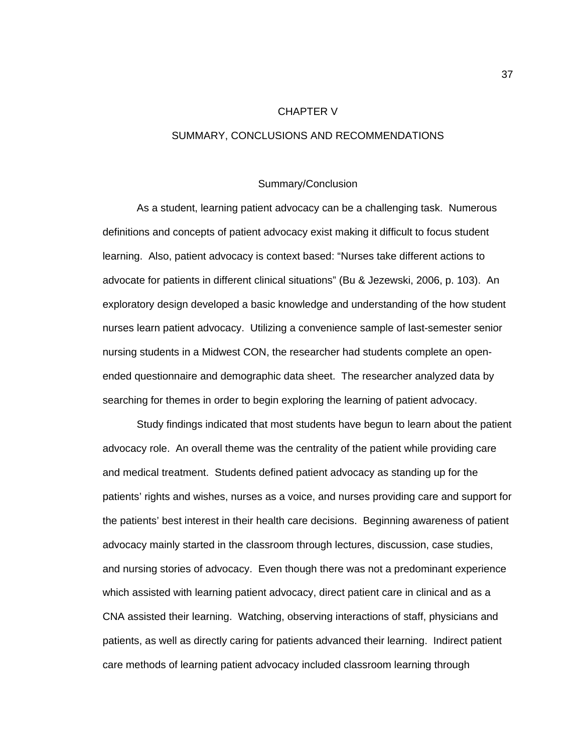# CHAPTER V

# SUMMARY, CONCLUSIONS AND RECOMMENDATIONS

## Summary/Conclusion

As a student, learning patient advocacy can be a challenging task. Numerous definitions and concepts of patient advocacy exist making it difficult to focus student learning. Also, patient advocacy is context based: “Nurses take different actions to advocate for patients in different clinical situations” (Bu & Jezewski, 2006, p. 103). An exploratory design developed a basic knowledge and understanding of the how student nurses learn patient advocacy. Utilizing a convenience sample of last-semester senior nursing students in a Midwest CON, the researcher had students complete an open-ended questionnaire and demographic data sheet. The researcher analyzed data by searching for themes in order to begin exploring the learning of patient advocacy.

Study findings indicated that most students have begun to learn about the patient advocacy role. An overall theme was the centrality of the patient while providing care and medical treatment. Students defined patient advocacy as standing up for the patients’ rights and wishes, nurses as a voice, and nurses providing care and support for the patients’ best interest in their health care decisions. Beginning awareness of patient advocacy mainly started in the classroom through lectures, discussion, case studies, and nursing stories of advocacy. Even though there was not a predominant experience which assisted with learning patient advocacy, direct patient care in clinical and as a CNA assisted their learning. Watching, observing interactions of staff, physicians and patients, as well as directly caring for patients advanced their learning. Indirect patient care methods of learning patient advocacy included classroom learning through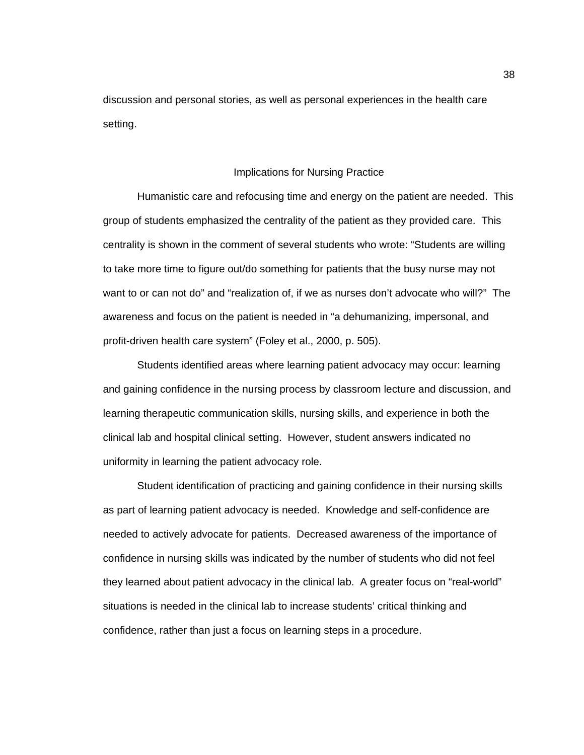discussion and personal stories, as well as personal experiences in the health care setting.

## Implications for Nursing Practice

Humanistic care and refocusing time and energy on the patient are needed. This group of students emphasized the centrality of the patient as they provided care. This centrality is shown in the comment of several students who wrote: "Students are willing to take more time to figure out/do something for patients that the busy nurse may not want to or can not do" and "realization of, if we as nurses don't advocate who will?" The awareness and focus on the patient is needed in "a dehumanizing, impersonal, and profit-driven health care system" (Foley et al., 2000, p. 505).

Students identified areas where learning patient advocacy may occur: learning and gaining confidence in the nursing process by classroom lecture and discussion, and learning therapeutic communication skills, nursing skills, and experience in both the clinical lab and hospital clinical setting. However, student answers indicated no uniformity in learning the patient advocacy role.

Student identification of practicing and gaining confidence in their nursing skills as part of learning patient advocacy is needed. Knowledge and self-confidence are needed to actively advocate for patients. Decreased awareness of the importance of confidence in nursing skills was indicated by the number of students who did not feel they learned about patient advocacy in the clinical lab. A greater focus on "real-world" situations is needed in the clinical lab to increase students' critical thinking and confidence, rather than just a focus on learning steps in a procedure.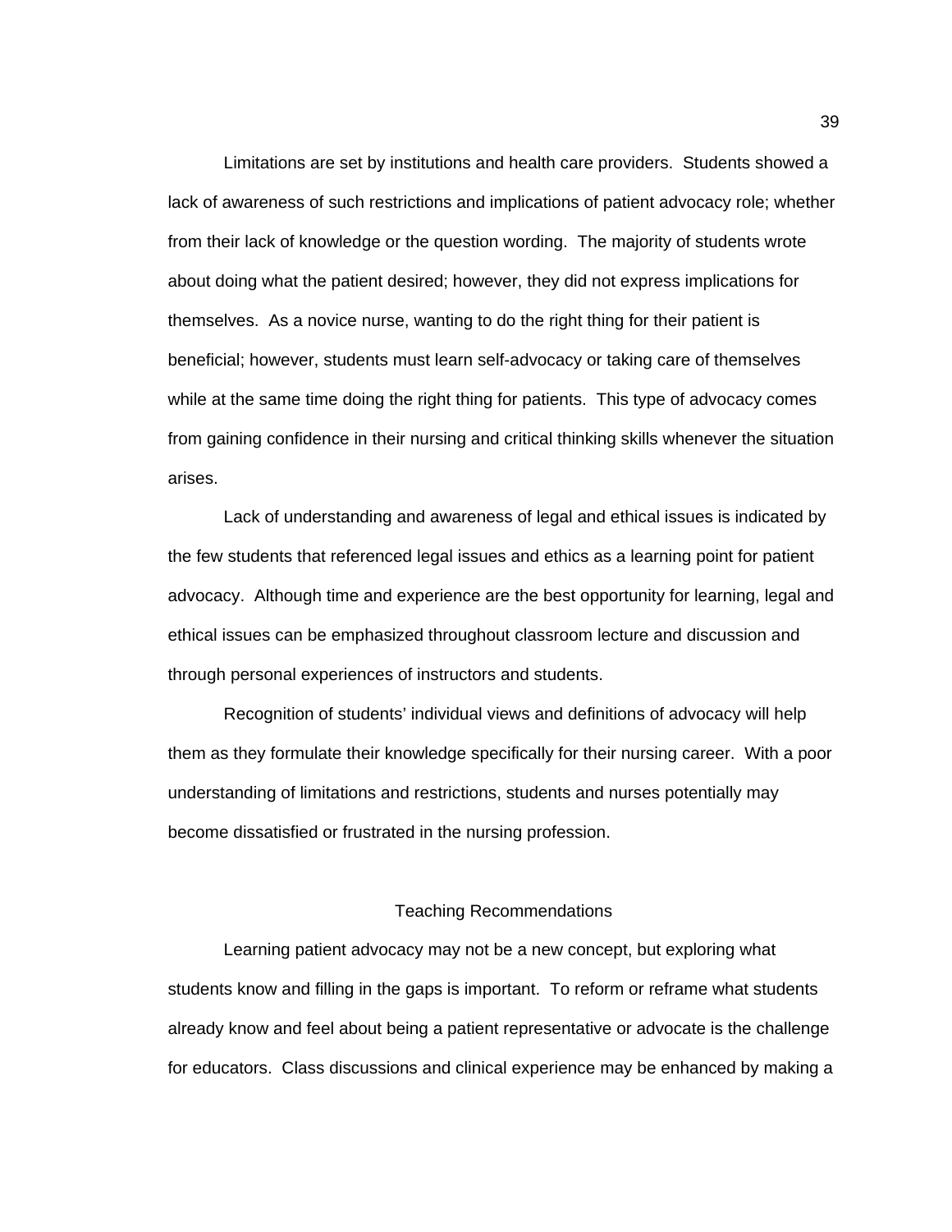Limitations are set by institutions and health care providers. Students showed a lack of awareness of such restrictions and implications of patient advocacy role; whether from their lack of knowledge or the question wording. The majority of students wrote about doing what the patient desired; however, they did not express implications for themselves. As a novice nurse, wanting to do the right thing for their patient is beneficial; however, students must learn self-advocacy or taking care of themselves while at the same time doing the right thing for patients. This type of advocacy comes from gaining confidence in their nursing and critical thinking skills whenever the situation arises.

Lack of understanding and awareness of legal and ethical issues is indicated by the few students that referenced legal issues and ethics as a learning point for patient advocacy. Although time and experience are the best opportunity for learning, legal and ethical issues can be emphasized throughout classroom lecture and discussion and through personal experiences of instructors and students.

Recognition of students' individual views and definitions of advocacy will help them as they formulate their knowledge specifically for their nursing career. With a poor understanding of limitations and restrictions, students and nurses potentially may become dissatisfied or frustrated in the nursing profession.

## Teaching Recommendations

Learning patient advocacy may not be a new concept, but exploring what students know and filling in the gaps is important. To reform or reframe what students already know and feel about being a patient representative or advocate is the challenge for educators. Class discussions and clinical experience may be enhanced by making a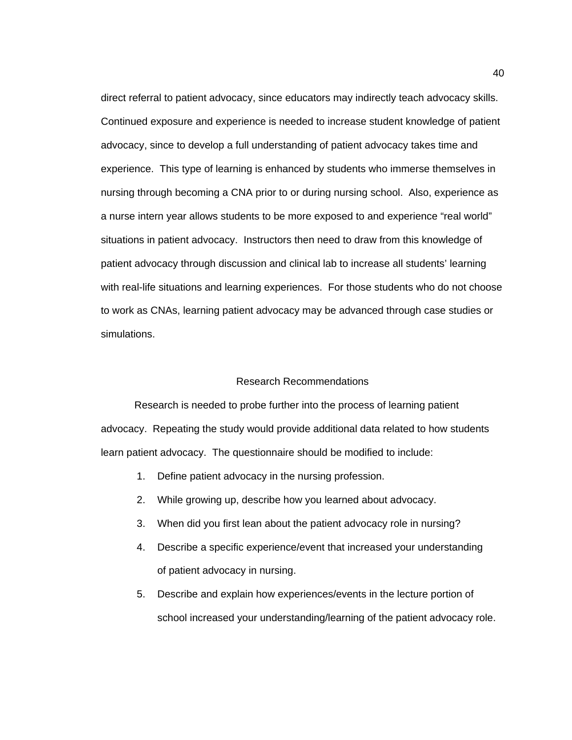direct referral to patient advocacy, since educators may indirectly teach advocacy skills. Continued exposure and experience is needed to increase student knowledge of patient advocacy, since to develop a full understanding of patient advocacy takes time and experience. This type of learning is enhanced by students who immerse themselves in nursing through becoming a CNA prior to or during nursing school. Also, experience as a nurse intern year allows students to be more exposed to and experience "real world" situations in patient advocacy. Instructors then need to draw from this knowledge of patient advocacy through discussion and clinical lab to increase all students' learning with real-life situations and learning experiences. For those students who do not choose to work as CNAs, learning patient advocacy may be advanced through case studies or simulations.

## Research Recommendations

Research is needed to probe further into the process of learning patient advocacy. Repeating the study would provide additional data related to how students learn patient advocacy. The questionnaire should be modified to include:

1. Define patient advocacy in the nursing profession.
2. While growing up, describe how you learned about advocacy.
3. When did you first lean about the patient advocacy role in nursing?
4. Describe a specific experience/event that increased your understanding of patient advocacy in nursing.
5. Describe and explain how experiences/events in the lecture portion of school increased your understanding/learning of the patient advocacy role.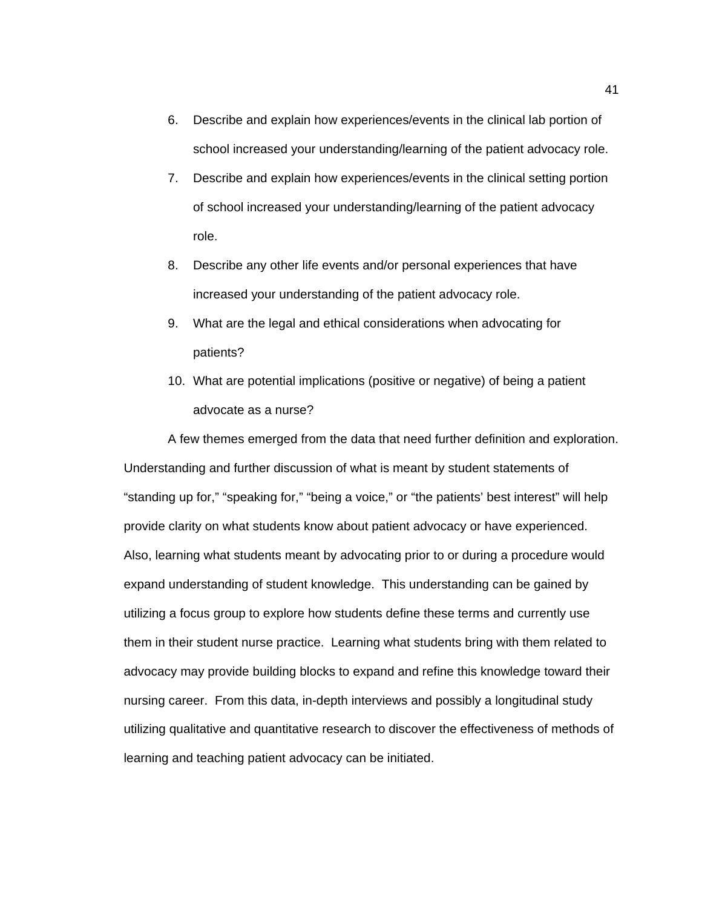6. Describe and explain how experiences/events in the clinical lab portion of school increased your understanding/learning of the patient advocacy role.
7. Describe and explain how experiences/events in the clinical setting portion of school increased your understanding/learning of the patient advocacy role.
8. Describe any other life events and/or personal experiences that have increased your understanding of the patient advocacy role.
9. What are the legal and ethical considerations when advocating for patients?
10. What are potential implications (positive or negative) of being a patient advocate as a nurse?

A few themes emerged from the data that need further definition and exploration. Understanding and further discussion of what is meant by student statements of “standing up for,” “speaking for,” “being a voice,” or “the patients’ best interest” will help provide clarity on what students know about patient advocacy or have experienced. Also, learning what students meant by advocating prior to or during a procedure would expand understanding of student knowledge. This understanding can be gained by utilizing a focus group to explore how students define these terms and currently use them in their student nurse practice. Learning what students bring with them related to advocacy may provide building blocks to expand and refine this knowledge toward their nursing career. From this data, in-depth interviews and possibly a longitudinal study utilizing qualitative and quantitative research to discover the effectiveness of methods of learning and teaching patient advocacy can be initiated.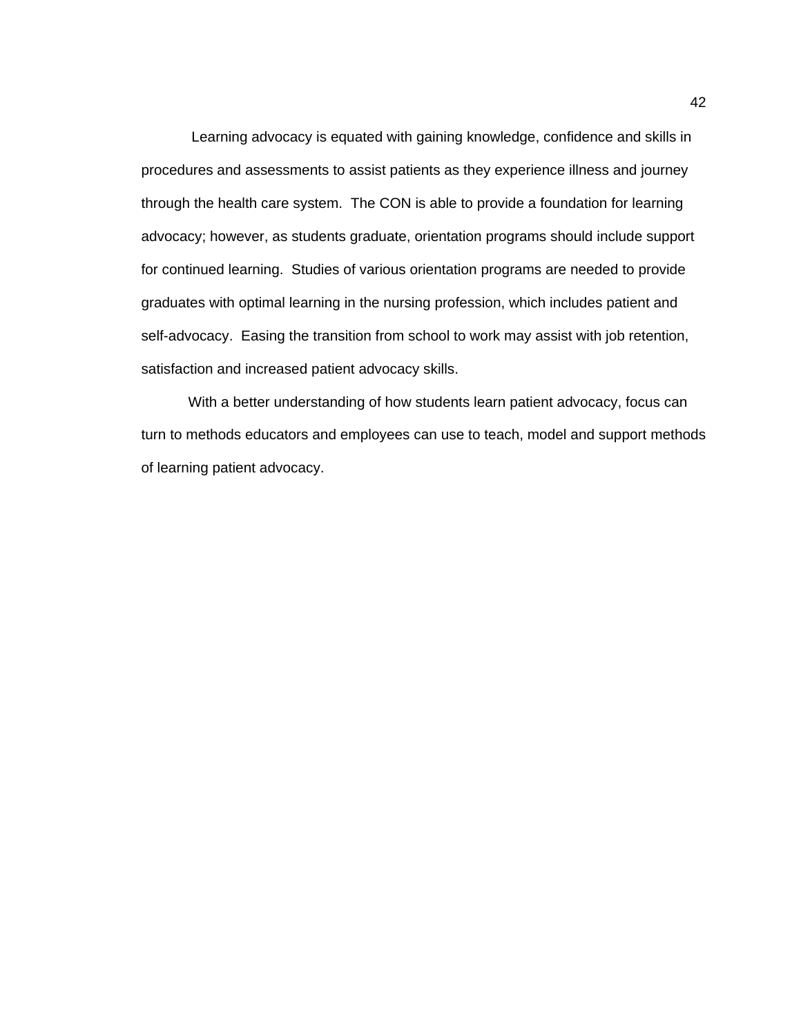Learning advocacy is equated with gaining knowledge, confidence and skills in procedures and assessments to assist patients as they experience illness and journey through the health care system. The CON is able to provide a foundation for learning advocacy; however, as students graduate, orientation programs should include support for continued learning. Studies of various orientation programs are needed to provide graduates with optimal learning in the nursing profession, which includes patient and self-advocacy. Easing the transition from school to work may assist with job retention, satisfaction and increased patient advocacy skills.

With a better understanding of how students learn patient advocacy, focus can turn to methods educators and employees can use to teach, model and support methods of learning patient advocacy.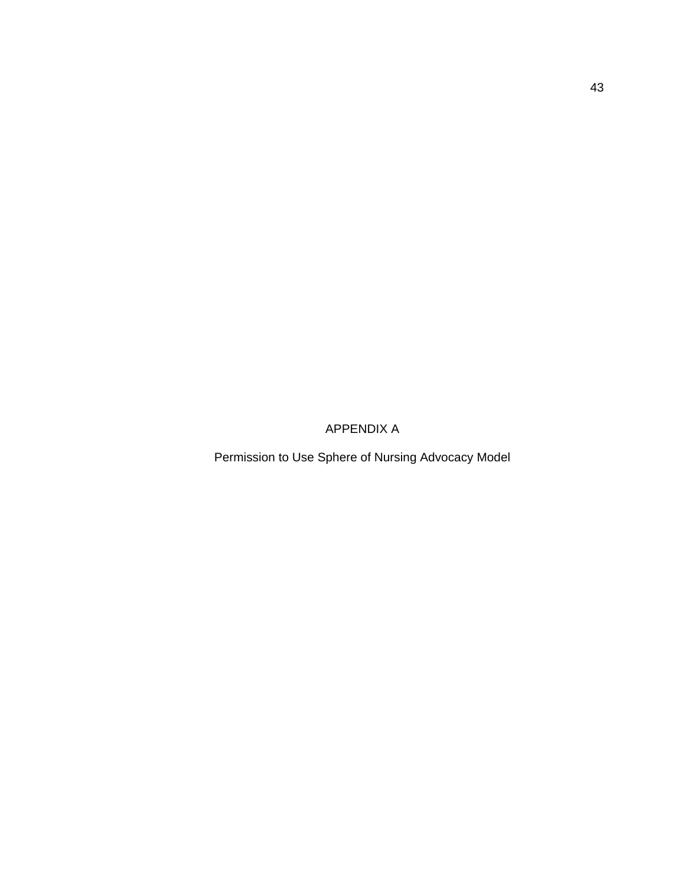# APPENDIX A

## Permission to Use Sphere of Nursing Advocacy Model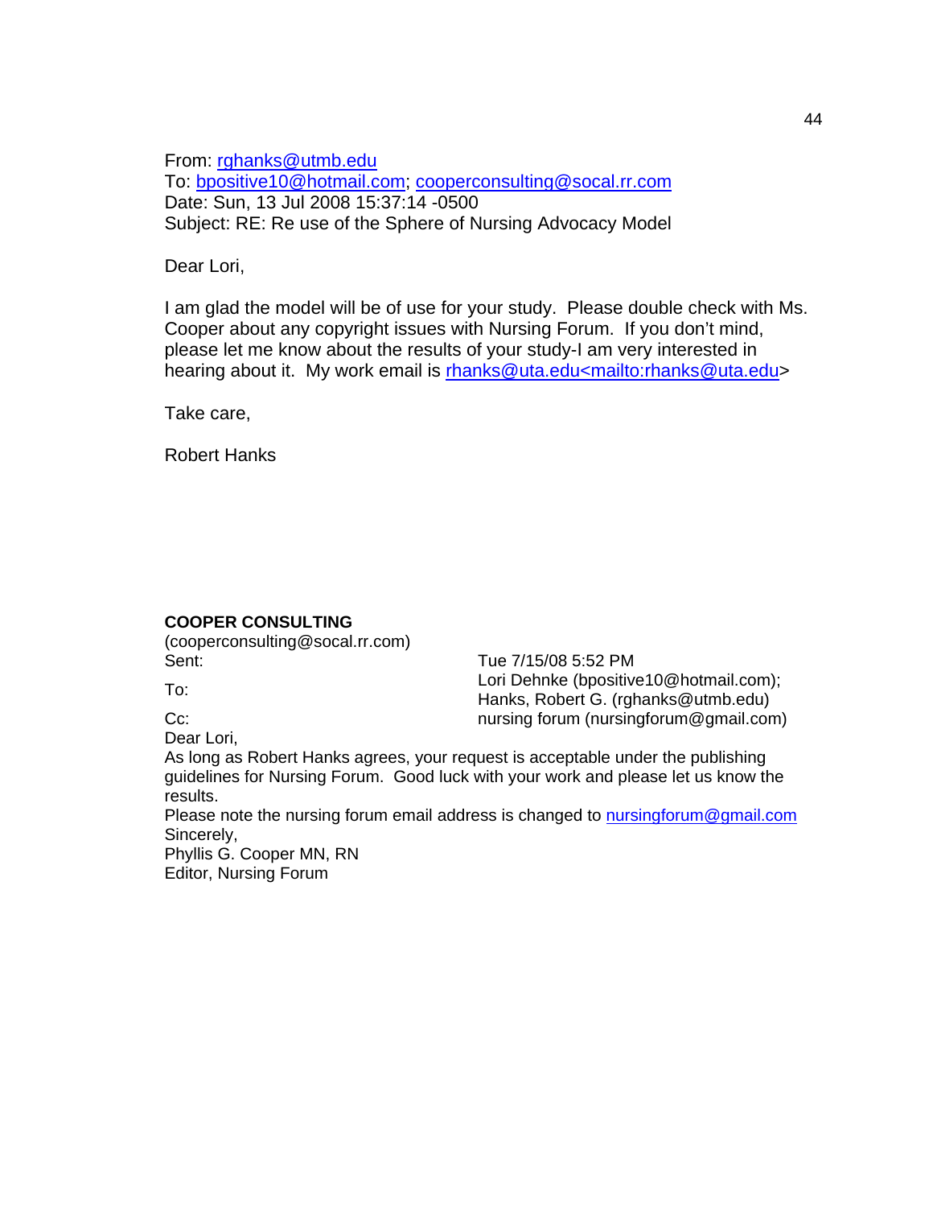From: rghanks@utmb.edu
To: bpositive10@hotmail.com; cooperconsulting@socal.rr.com
Date: Sun, 13 Jul 2008 15:37:14 -0500
Subject: RE: Re use of the Sphere of Nursing Advocacy Model

Dear Lori,

I am glad the model will be of use for your study. Please double check with Ms. Cooper about any copyright issues with Nursing Forum. If you don't mind, please let me know about the results of your study-I am very interested in hearing about it. My work email is rhanks@uta.edu<mailto:rhanks@uta.edu>

Take care,

Robert Hanks

**COOPER CONSULTING**
(cooperconsulting@socal.rr.com)

Sent: Tue 7/15/08 5:52 PM
To: Lori Dehnke (bpositive10@hotmail.com); Hanks, Robert G. (rghanks@utmb.edu)
Cc: nursing forum (nursingforum@gmail.com)

Dear Lori,
As long as Robert Hanks agrees, your request is acceptable under the publishing guidelines for Nursing Forum. Good luck with your work and please let us know the results.
Please note the nursing forum email address is changed to nursingforum@gmail.com
Sincerely,
Phyllis G. Cooper MN, RN
Editor, Nursing Forum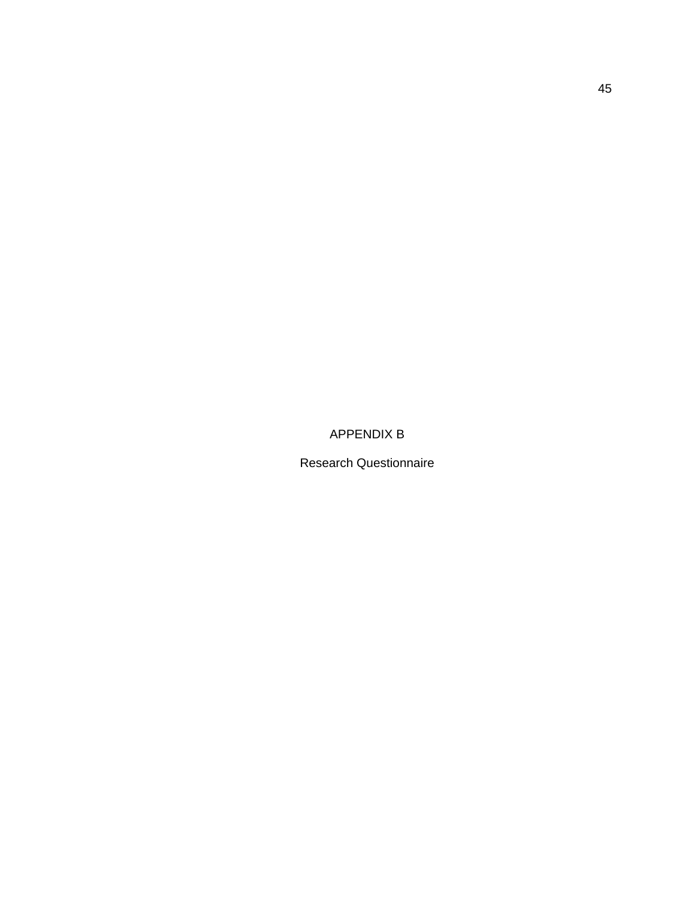# APPENDIX B

## Research Questionnaire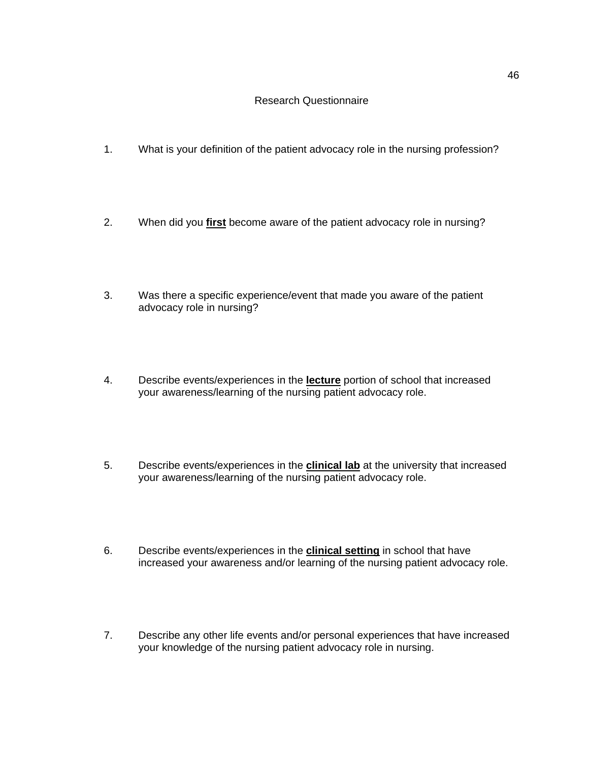# Research Questionnaire

1. What is your definition of the patient advocacy role in the nursing profession?

2. When did you **<u>first</u>** become aware of the patient advocacy role in nursing?

3. Was there a specific experience/event that made you aware of the patient advocacy role in nursing?

4. Describe events/experiences in the **<u>lecture</u>** portion of school that increased your awareness/learning of the nursing patient advocacy role.

5. Describe events/experiences in the **<u>clinical lab</u>** at the university that increased your awareness/learning of the nursing patient advocacy role.

6. Describe events/experiences in the **<u>clinical setting</u>** in school that have increased your awareness and/or learning of the nursing patient advocacy role.

7. Describe any other life events and/or personal experiences that have increased your knowledge of the nursing patient advocacy role in nursing.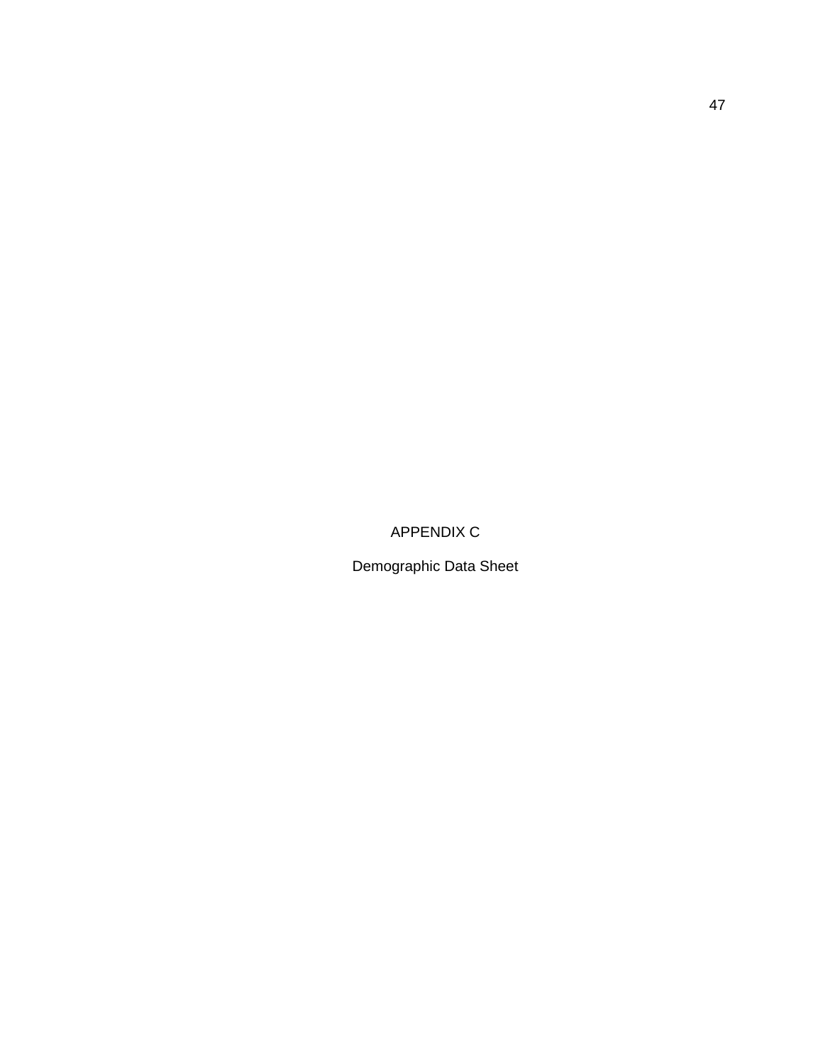# APPENDIX C

## Demographic Data Sheet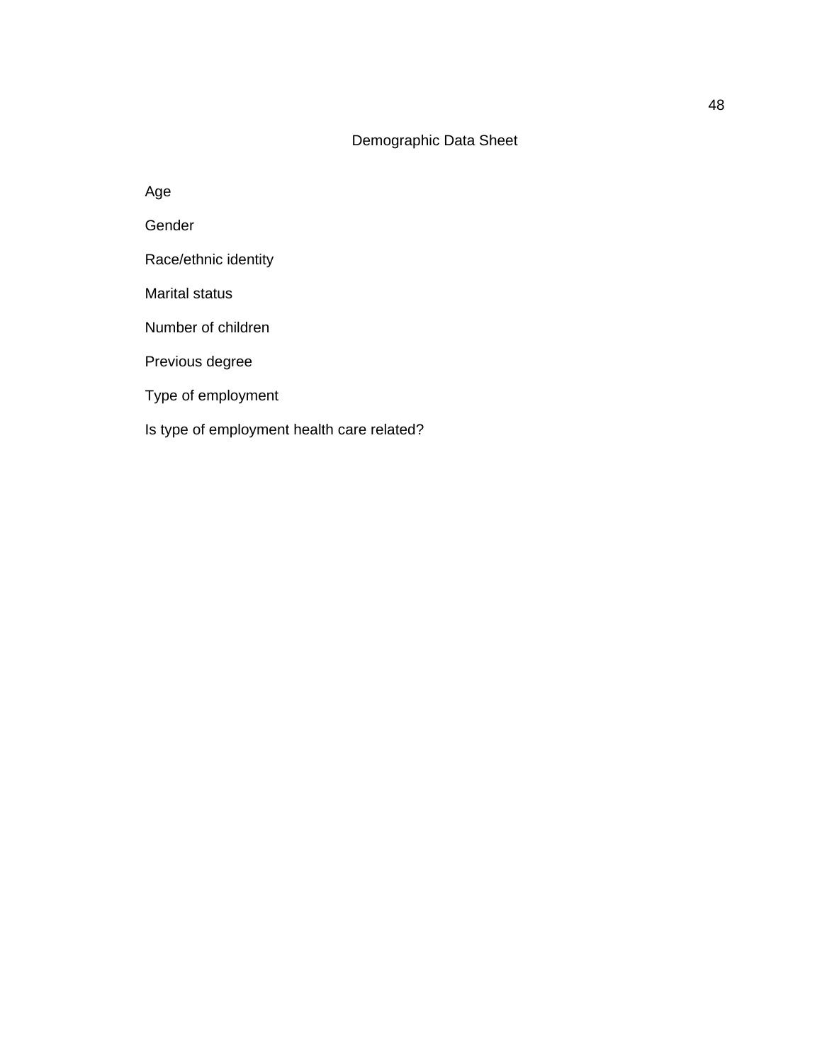# Demographic Data Sheet

Age

Gender

Race/ethnic identity

Marital status

Number of children

Previous degree

Type of employment

Is type of employment health care related?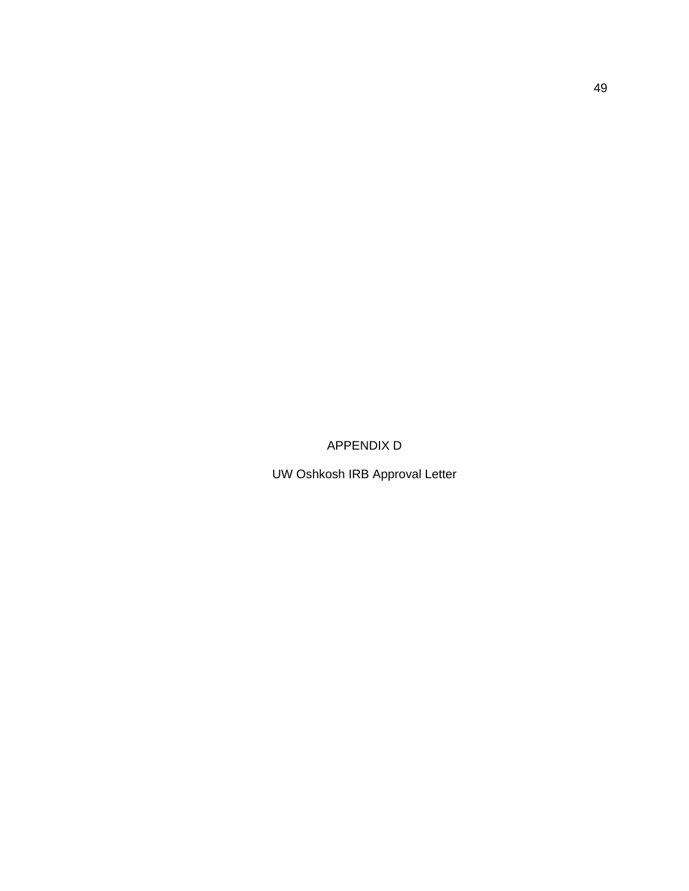# APPENDIX D

## UW Oshkosh IRB Approval Letter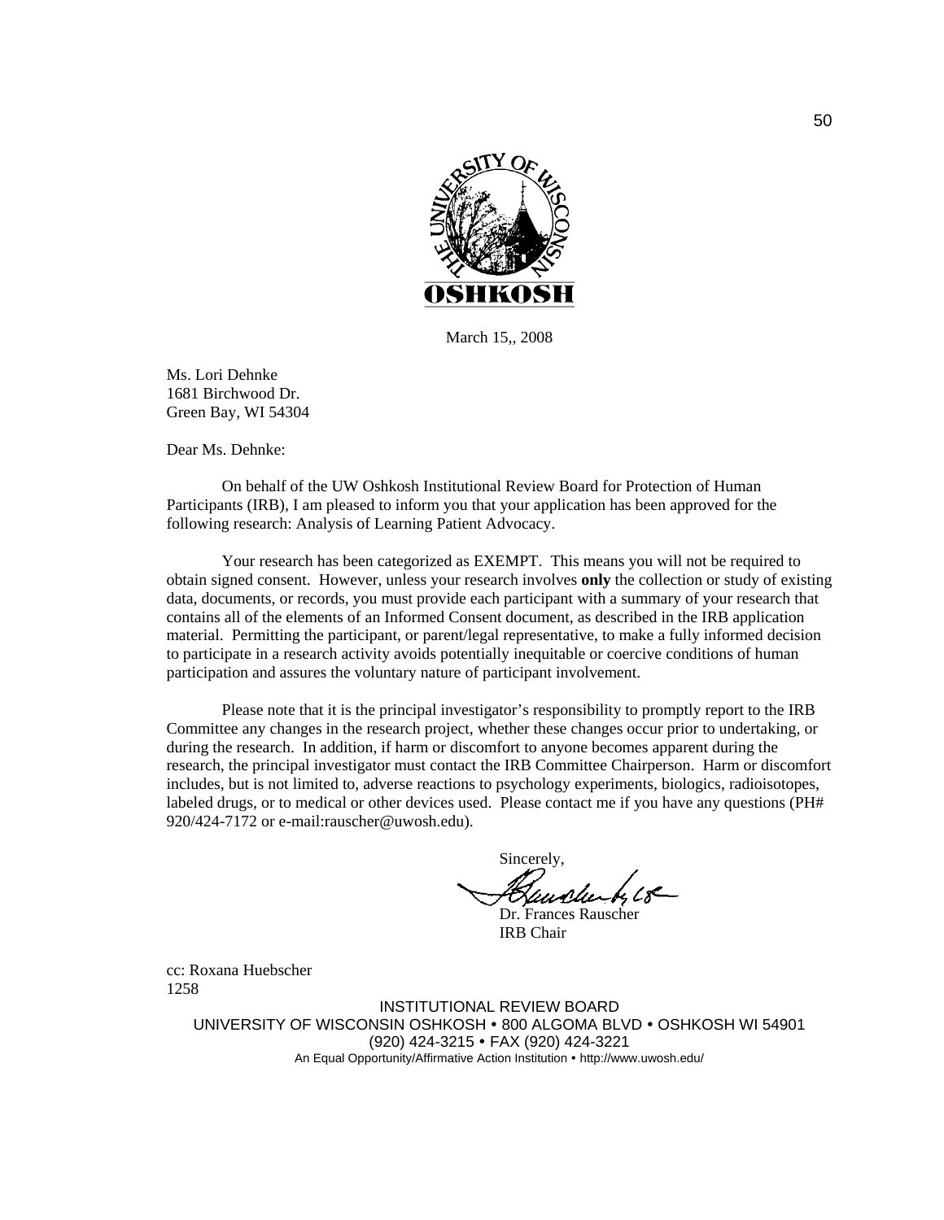March 15,, 2008

Ms. Lori Dehnke
1681 Birchwood Dr.
Green Bay, WI 54304

Dear Ms. Dehnke:

On behalf of the UW Oshkosh Institutional Review Board for Protection of Human Participants (IRB), I am pleased to inform you that your application has been approved for the following research: Analysis of Learning Patient Advocacy.

Your research has been categorized as EXEMPT. This means you will not be required to obtain signed consent. However, unless your research involves **only** the collection or study of existing data, documents, or records, you must provide each participant with a summary of your research that contains all of the elements of an Informed Consent document, as described in the IRB application material. Permitting the participant, or parent/legal representative, to make a fully informed decision to participate in a research activity avoids potentially inequitable or coercive conditions of human participation and assures the voluntary nature of participant involvement.

Please note that it is the principal investigator's responsibility to promptly report to the IRB Committee any changes in the research project, whether these changes occur prior to undertaking, or during the research. In addition, if harm or discomfort to anyone becomes apparent during the research, the principal investigator must contact the IRB Committee Chairperson. Harm or discomfort includes, but is not limited to, adverse reactions to psychology experiments, biologics, radioisotopes, labeled drugs, or to medical or other devices used. Please contact me if you have any questions (PH# 920/424-7172 or e-mail:rauscher@uwosh.edu).

Sincerely,

Dr. Frances Rauscher
IRB Chair

cc: Roxana Huebscher
1258

INSTITUTIONAL REVIEW BOARD
UNIVERSITY OF WISCONSIN OSHKOSH • 800 ALGOMA BLVD • OSHKOSH WI 54901
(920) 424-3215 • FAX (920) 424-3221
An Equal Opportunity/Affirmative Action Institution • http://www.uwosh.edu/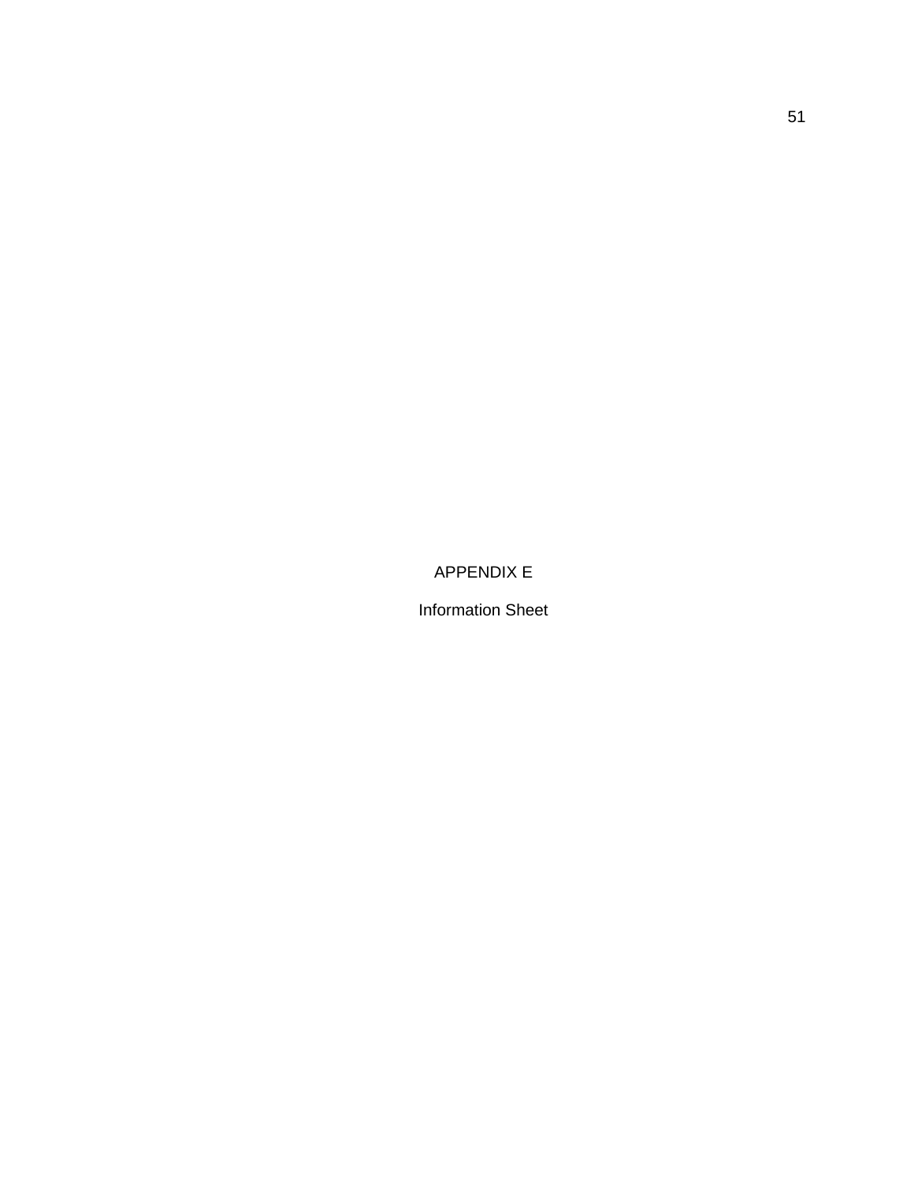# APPENDIX E

## Information Sheet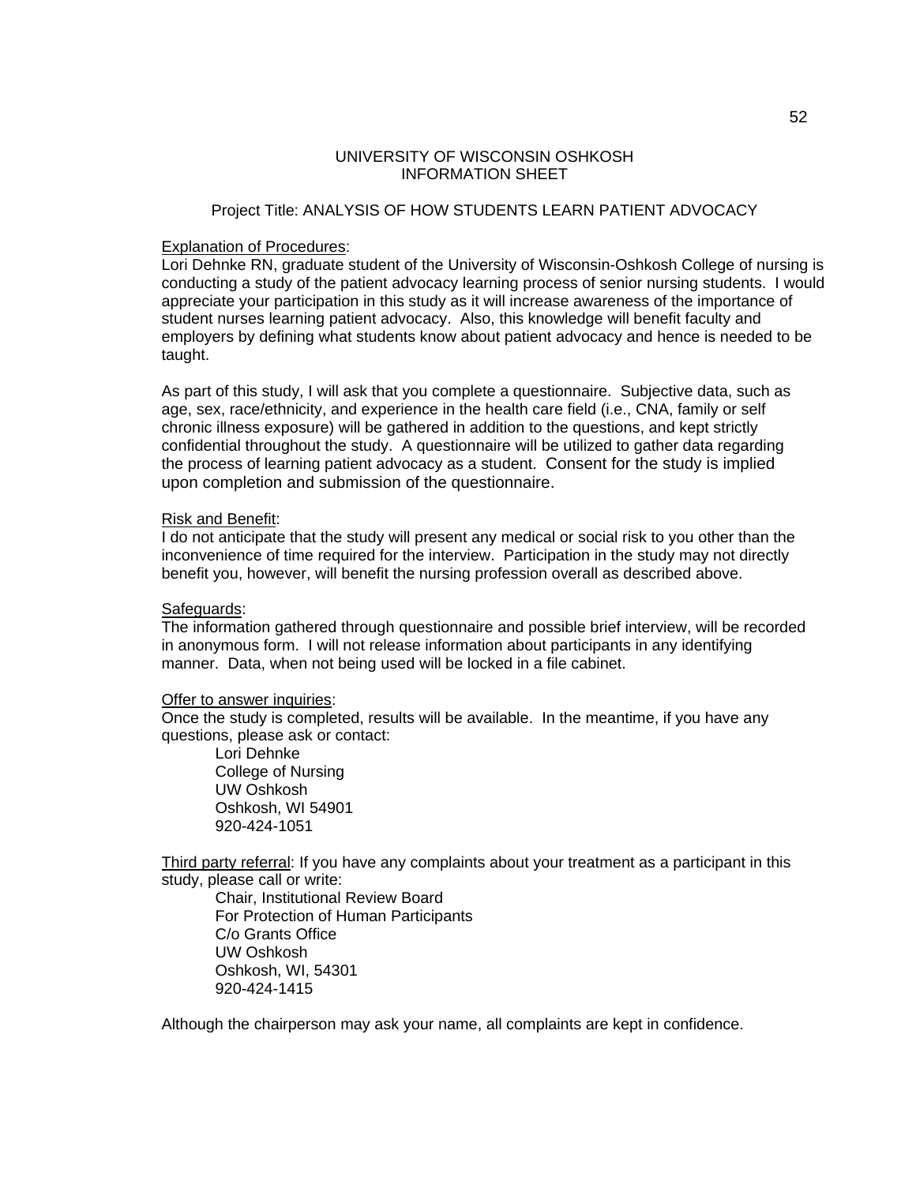# UNIVERSITY OF WISCONSIN OSHKOSH
# INFORMATION SHEET

Project Title: ANALYSIS OF HOW STUDENTS LEARN PATIENT ADVOCACY

<u>Explanation of Procedures</u>:
Lori Dehnke RN, graduate student of the University of Wisconsin-Oshkosh College of nursing is conducting a study of the patient advocacy learning process of senior nursing students. I would appreciate your participation in this study as it will increase awareness of the importance of student nurses learning patient advocacy. Also, this knowledge will benefit faculty and employers by defining what students know about patient advocacy and hence is needed to be taught.

As part of this study, I will ask that you complete a questionnaire. Subjective data, such as age, sex, race/ethnicity, and experience in the health care field (i.e., CNA, family or self chronic illness exposure) will be gathered in addition to the questions, and kept strictly confidential throughout the study. A questionnaire will be utilized to gather data regarding the process of learning patient advocacy as a student. Consent for the study is implied upon completion and submission of the questionnaire.

<u>Risk and Benefit</u>:
I do not anticipate that the study will present any medical or social risk to you other than the inconvenience of time required for the interview. Participation in the study may not directly benefit you, however, will benefit the nursing profession overall as described above.

<u>Safeguards</u>:
The information gathered through questionnaire and possible brief interview, will be recorded in anonymous form. I will not release information about participants in any identifying manner. Data, when not being used will be locked in a file cabinet.

<u>Offer to answer inquiries</u>:
Once the study is completed, results will be available. In the meantime, if you have any questions, please ask or contact:

Lori Dehnke
College of Nursing
UW Oshkosh
Oshkosh, WI 54901
920-424-1051

<u>Third party referral</u>: If you have any complaints about your treatment as a participant in this study, please call or write:

Chair, Institutional Review Board
For Protection of Human Participants
C/o Grants Office
UW Oshkosh
Oshkosh, WI, 54301
920-424-1415

Although the chairperson may ask your name, all complaints are kept in confidence.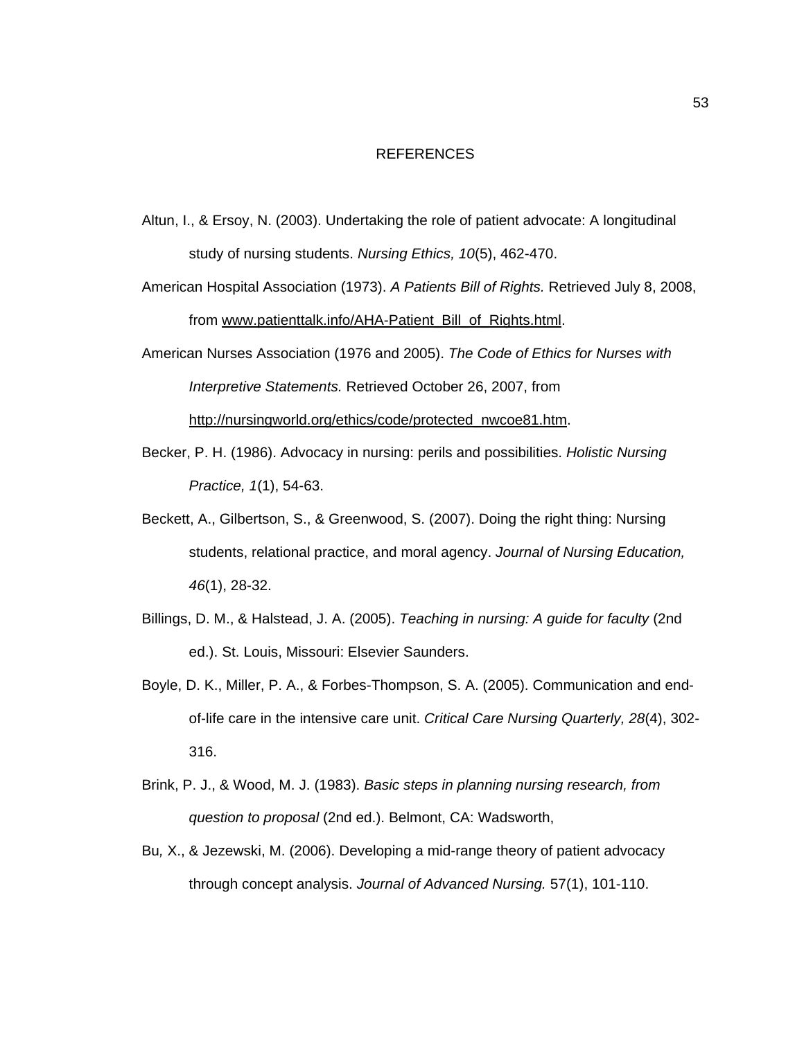# REFERENCES

Altun, I., & Ersoy, N. (2003). Undertaking the role of patient advocate: A longitudinal study of nursing students. *Nursing Ethics, 10*(5), 462-470.

American Hospital Association (1973). *A Patients Bill of Rights.* Retrieved July 8, 2008, from www.patienttalk.info/AHA-Patient_Bill_of_Rights.html.

American Nurses Association (1976 and 2005). *The Code of Ethics for Nurses with Interpretive Statements.* Retrieved October 26, 2007, from http://nursingworld.org/ethics/code/protected_nwcoe81.htm.

Becker, P. H. (1986). Advocacy in nursing: perils and possibilities. *Holistic Nursing Practice, 1*(1), 54-63.

Beckett, A., Gilbertson, S., & Greenwood, S. (2007). Doing the right thing: Nursing students, relational practice, and moral agency. *Journal of Nursing Education, 46*(1), 28-32.

Billings, D. M., & Halstead, J. A. (2005). *Teaching in nursing: A guide for faculty* (2nd ed.). St. Louis, Missouri: Elsevier Saunders.

Boyle, D. K., Miller, P. A., & Forbes-Thompson, S. A. (2005). Communication and end-of-life care in the intensive care unit. *Critical Care Nursing Quarterly, 28*(4), 302-316.

Brink, P. J., & Wood, M. J. (1983). *Basic steps in planning nursing research, from question to proposal* (2nd ed.). Belmont, CA: Wadsworth,

Bu, X., & Jezewski, M. (2006). Developing a mid-range theory of patient advocacy through concept analysis. *Journal of Advanced Nursing.* 57(1), 101-110.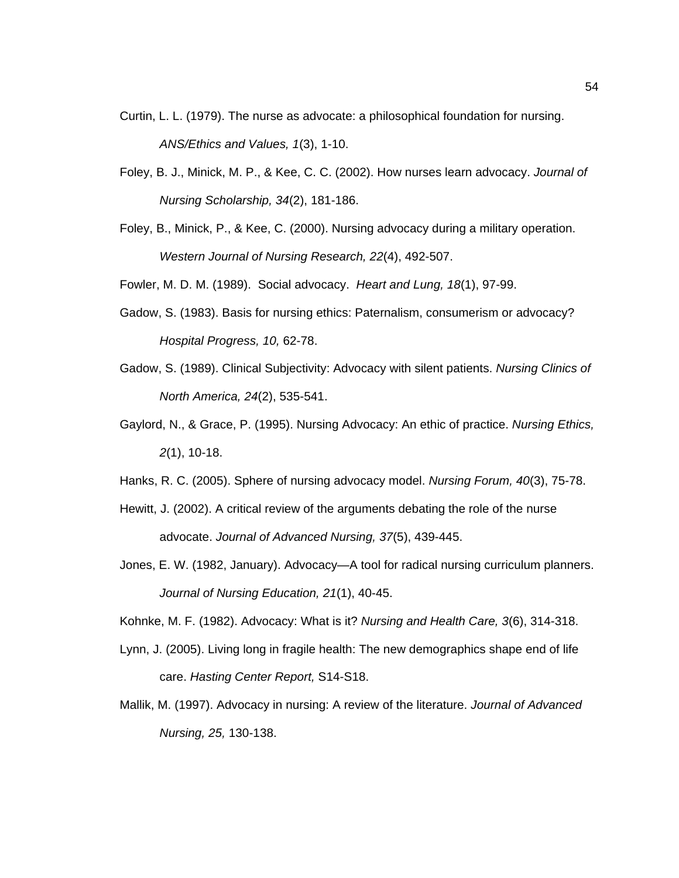Curtin, L. L. (1979). The nurse as advocate: a philosophical foundation for nursing. *ANS/Ethics and Values, 1*(3), 1-10.

Foley, B. J., Minick, M. P., & Kee, C. C. (2002). How nurses learn advocacy. *Journal of Nursing Scholarship, 34*(2), 181-186.

Foley, B., Minick, P., & Kee, C. (2000). Nursing advocacy during a military operation. *Western Journal of Nursing Research, 22*(4), 492-507.

Fowler, M. D. M. (1989). Social advocacy. *Heart and Lung, 18*(1), 97-99.

Gadow, S. (1983). Basis for nursing ethics: Paternalism, consumerism or advocacy? *Hospital Progress, 10,* 62-78.

Gadow, S. (1989). Clinical Subjectivity: Advocacy with silent patients. *Nursing Clinics of North America, 24*(2), 535-541.

Gaylord, N., & Grace, P. (1995). Nursing Advocacy: An ethic of practice. *Nursing Ethics, 2*(1), 10-18.

Hanks, R. C. (2005). Sphere of nursing advocacy model. *Nursing Forum, 40*(3), 75-78.

Hewitt, J. (2002). A critical review of the arguments debating the role of the nurse advocate. *Journal of Advanced Nursing, 37*(5), 439-445.

Jones, E. W. (1982, January). Advocacy—A tool for radical nursing curriculum planners. *Journal of Nursing Education, 21*(1), 40-45.

Kohnke, M. F. (1982). Advocacy: What is it? *Nursing and Health Care, 3*(6), 314-318.

Lynn, J. (2005). Living long in fragile health: The new demographics shape end of life care. *Hasting Center Report,* S14-S18.

Mallik, M. (1997). Advocacy in nursing: A review of the literature. *Journal of Advanced Nursing, 25,* 130-138.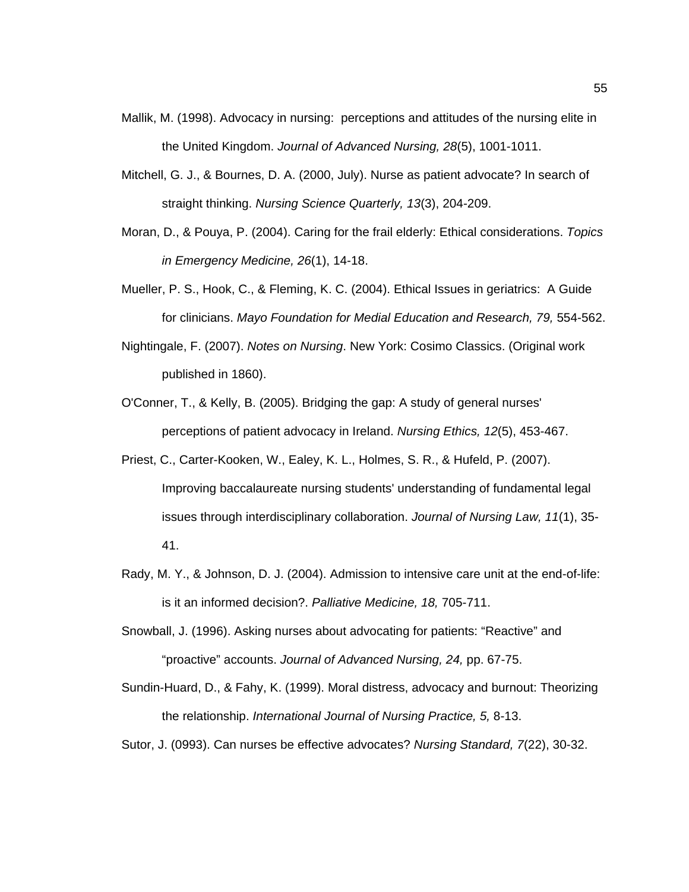Mallik, M. (1998). Advocacy in nursing: perceptions and attitudes of the nursing elite in the United Kingdom. *Journal of Advanced Nursing, 28*(5), 1001-1011.

Mitchell, G. J., & Bournes, D. A. (2000, July). Nurse as patient advocate? In search of straight thinking. *Nursing Science Quarterly, 13*(3), 204-209.

Moran, D., & Pouya, P. (2004). Caring for the frail elderly: Ethical considerations. *Topics in Emergency Medicine, 26*(1), 14-18.

Mueller, P. S., Hook, C., & Fleming, K. C. (2004). Ethical Issues in geriatrics: A Guide for clinicians. *Mayo Foundation for Medial Education and Research, 79,* 554-562.

Nightingale, F. (2007). *Notes on Nursing*. New York: Cosimo Classics. (Original work published in 1860).

O'Conner, T., & Kelly, B. (2005). Bridging the gap: A study of general nurses' perceptions of patient advocacy in Ireland. *Nursing Ethics, 12*(5), 453-467.

Priest, C., Carter-Kooken, W., Ealey, K. L., Holmes, S. R., & Hufeld, P. (2007). Improving baccalaureate nursing students' understanding of fundamental legal issues through interdisciplinary collaboration. *Journal of Nursing Law, 11*(1), 35-41.

Rady, M. Y., & Johnson, D. J. (2004). Admission to intensive care unit at the end-of-life: is it an informed decision?. *Palliative Medicine, 18,* 705-711.

Snowball, J. (1996). Asking nurses about advocating for patients: “Reactive” and “proactive” accounts. *Journal of Advanced Nursing, 24,* pp. 67-75.

Sundin-Huard, D., & Fahy, K. (1999). Moral distress, advocacy and burnout: Theorizing the relationship. *International Journal of Nursing Practice, 5,* 8-13.

Sutor, J. (0993). Can nurses be effective advocates? *Nursing Standard, 7*(22), 30-32.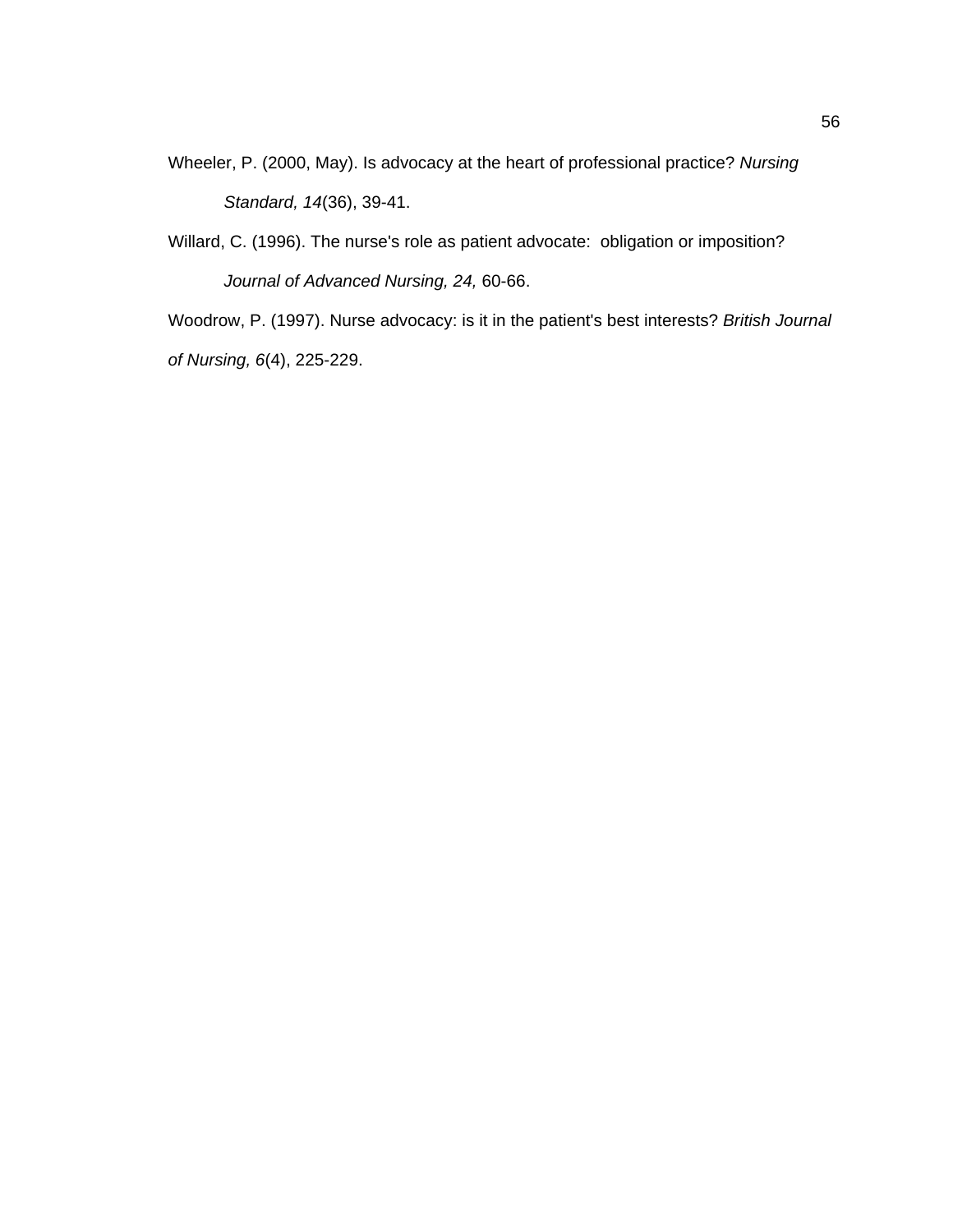Wheeler, P. (2000, May). Is advocacy at the heart of professional practice? *Nursing Standard, 14*(36), 39-41.

Willard, C. (1996). The nurse's role as patient advocate: obligation or imposition? *Journal of Advanced Nursing, 24,* 60-66.

Woodrow, P. (1997). Nurse advocacy: is it in the patient's best interests? *British Journal of Nursing, 6*(4), 225-229.